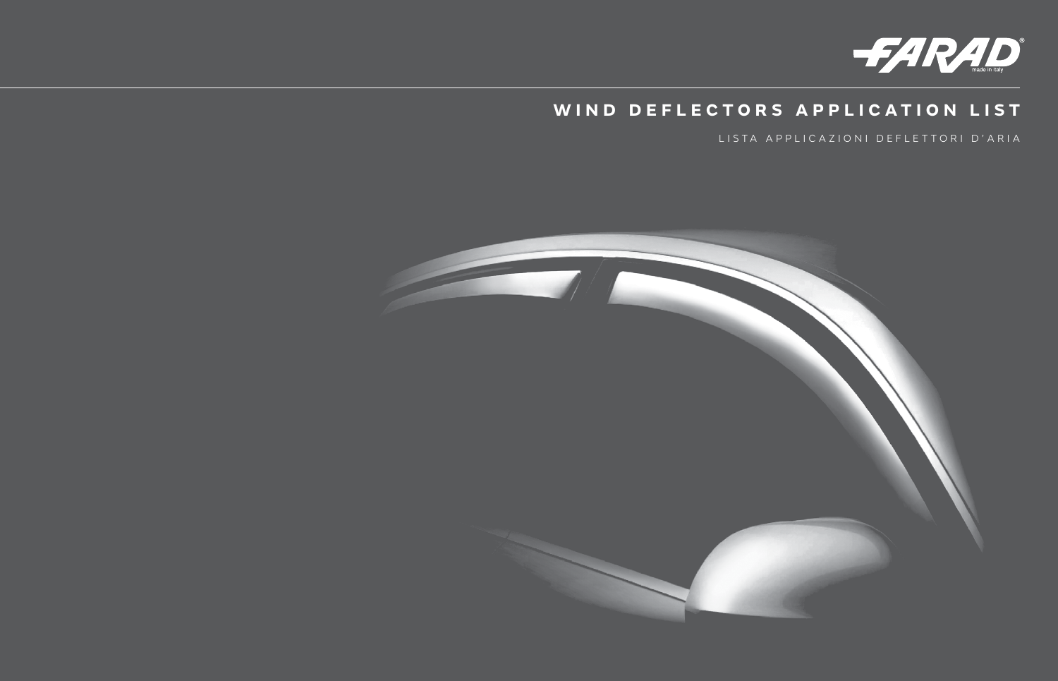FARAD

made in italy

# WIND DEFLECTORS APPLICATION LIST

LISTA APPLICAZIONI DEFLETTORI D'ARIA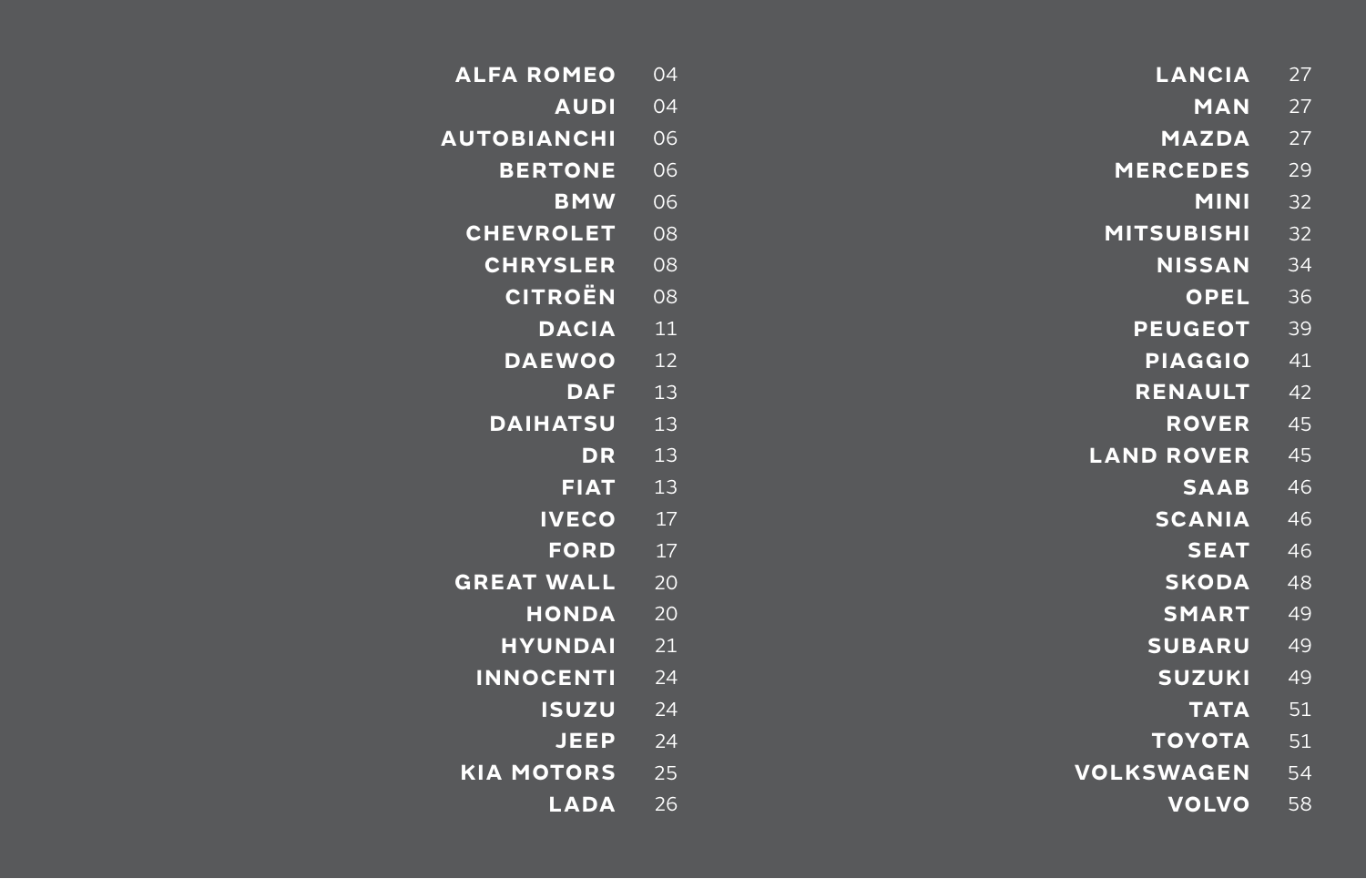| | |
|---|---|
| **ALFA ROMEO** | 04 |
| **AUDI** | 04 |
| **AUTOBIANCHI** | 06 |
| **BERTONE** | 06 |
| **BMW** | 06 |
| **CHEVROLET** | 08 |
| **CHRYSLER** | 08 |
| **CITROËN** | 08 |
| **DACIA** | 11 |
| **DAEWOO** | 12 |
| **DAF** | 13 |
| **DAIHATSU** | 13 |
| **DR** | 13 |
| **FIAT** | 13 |
| **IVECO** | 17 |
| **FORD** | 17 |
| **GREAT WALL** | 20 |
| **HONDA** | 20 |
| **HYUNDAI** | 21 |
| **INNOCENTI** | 24 |
| **ISUZU** | 24 |
| **JEEP** | 24 |
| **KIA MOTORS** | 25 |
| **LADA** | 26 |
| **LANCIA** | 27 |
| **MAN** | 27 |
| **MAZDA** | 27 |
| **MERCEDES** | 29 |
| **MINI** | 32 |
| **MITSUBISHI** | 32 |
| **NISSAN** | 34 |
| **OPEL** | 36 |
| **PEUGEOT** | 39 |
| **PIAGGIO** | 41 |
| **RENAULT** | 42 |
| **ROVER** | 45 |
| **LAND ROVER** | 45 |
| **SAAB** | 46 |
| **SCANIA** | 46 |
| **SEAT** | 46 |
| **SKODA** | 48 |
| **SMART** | 49 |
| **SUBARU** | 49 |
| **SUZUKI** | 49 |
| **TATA** | 51 |
| **TOYOTA** | 51 |
| **VOLKSWAGEN** | 54 |
| **VOLVO** | 58 |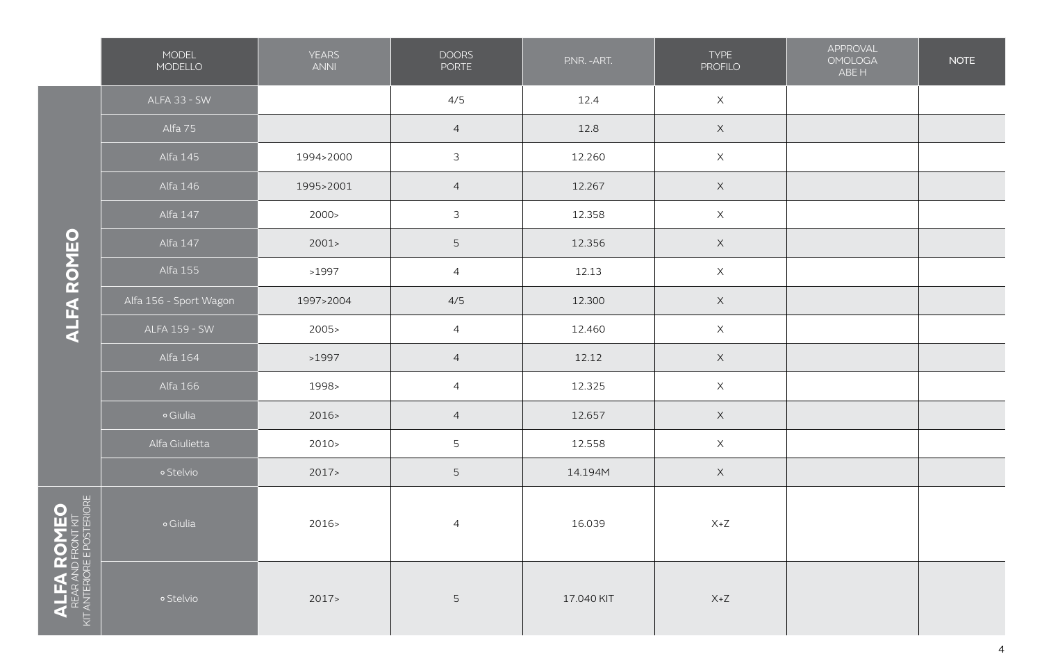| | MODEL MODELLO | YEARS ANNI | DOORS PORTE | P.NR. -ART. | TYPE PROFILO | APPROVAL OMOLOGA ABE H | NOTE |
|---|---|---|---|---|---|---|---|
| ALFA ROMEO | ALFA 33 - SW | | 4/5 | 12.4 | X | | |
| | Alfa 75 | | 4 | 12.8 | X | | |
| | Alfa 145 | 1994>2000 | 3 | 12.260 | X | | |
| | Alfa 146 | 1995>2001 | 4 | 12.267 | X | | |
| | Alfa 147 | 2000> | 3 | 12.358 | X | | |
| | Alfa 147 | 2001> | 5 | 12.356 | X | | |
| | Alfa 155 | >1997 | 4 | 12.13 | X | | |
| | Alfa 156 - Sport Wagon | 1997>2004 | 4/5 | 12.300 | X | | |
| | ALFA 159 - SW | 2005> | 4 | 12.460 | X | | |
| | Alfa 164 | >1997 | 4 | 12.12 | X | | |
| | Alfa 166 | 1998> | 4 | 12.325 | X | | |
| | Giulia | 2016> | 4 | 12.657 | X | | |
| | Alfa Giulietta | 2010> | 5 | 12.558 | X | | |
| | Stelvio | 2017> | 5 | 14.194M | X | | |
| ALFA ROMEO REAR AND FRONT KIT KIT ANTERIORE E POSTERIORE | Giulia | 2016> | 4 | 16.039 | X+Z | | |
| | Stelvio | 2017> | 5 | 17.040 KIT | X+Z | | |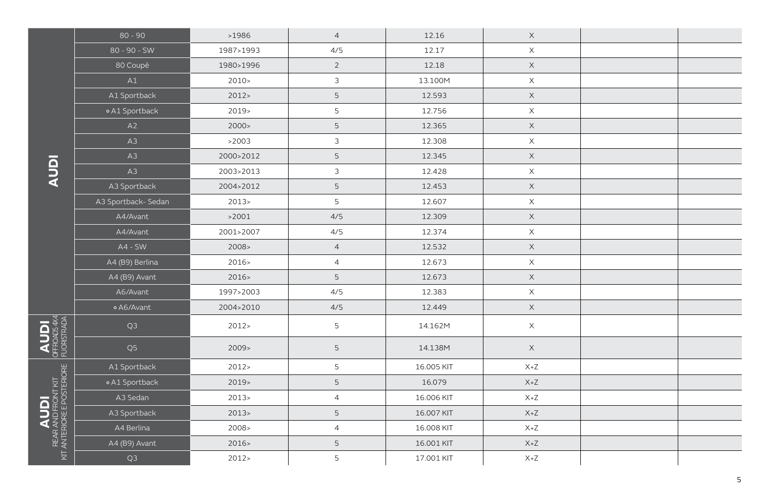| | | | | | | | |
|---|---|---|---|---|---|---|---|
| AUDI | 80 - 90 | >1986 | 4 | 12.16 | X | | |
| | 80 - 90 - SW | 1987>1993 | 4/5 | 12.17 | X | | |
| | 80 Coupè | 1980>1996 | 2 | 12.18 | X | | |
| | A1 | 2010> | 3 | 13.100M | X | | |
| | A1 Sportback | 2012> | 5 | 12.593 | X | | |
| | ∘ A1 Sportback | 2019> | 5 | 12.756 | X | | |
| | A2 | 2000> | 5 | 12.365 | X | | |
| | A3 | >2003 | 3 | 12.308 | X | | |
| | A3 | 2000>2012 | 5 | 12.345 | X | | |
| | A3 | 2003>2013 | 3 | 12.428 | X | | |
| | A3 Sportback | 2004>2012 | 5 | 12.453 | X | | |
| | A3 Sportback- Sedan | 2013> | 5 | 12.607 | X | | |
| | A4/Avant | >2001 | 4/5 | 12.309 | X | | |
| | A4/Avant | 2001>2007 | 4/5 | 12.374 | X | | |
| | A4 - SW | 2008> | 4 | 12.532 | X | | |
| | A4 (B9) Berlina | 2016> | 4 | 12.673 | X | | |
| | A4 (B9) Avant | 2016> | 5 | 12.673 | X | | |
| | A6/Avant | 1997>2003 | 4/5 | 12.383 | X | | |
| | ∘ A6/Avant | 2004>2010 | 4/5 | 12.449 | X | | |
| AUDI OFFROADS 4X4 FUORISTRADA | Q3 | 2012> | 5 | 14.162M | X | | |
| | Q5 | 2009> | 5 | 14.138M | X | | |
| AUDI REAR AND FRONT KIT KIT ANTERIORE E POSTERIORE | A1 Sportback | 2012> | 5 | 16.005 KIT | X+Z | | |
| | ∘ A1 Sportback | 2019> | 5 | 16.079 | X+Z | | |
| | A3 Sedan | 2013> | 4 | 16.006 KIT | X+Z | | |
| | A3 Sportback | 2013> | 5 | 16.007 KIT | X+Z | | |
| | A4 Berlina | 2008> | 4 | 16.008 KIT | X+Z | | |
| | A4 (B9) Avant | 2016> | 5 | 16.001 KIT | X+Z | | |
| | Q3 | 2012> | 5 | 17.001 KIT | X+Z | | |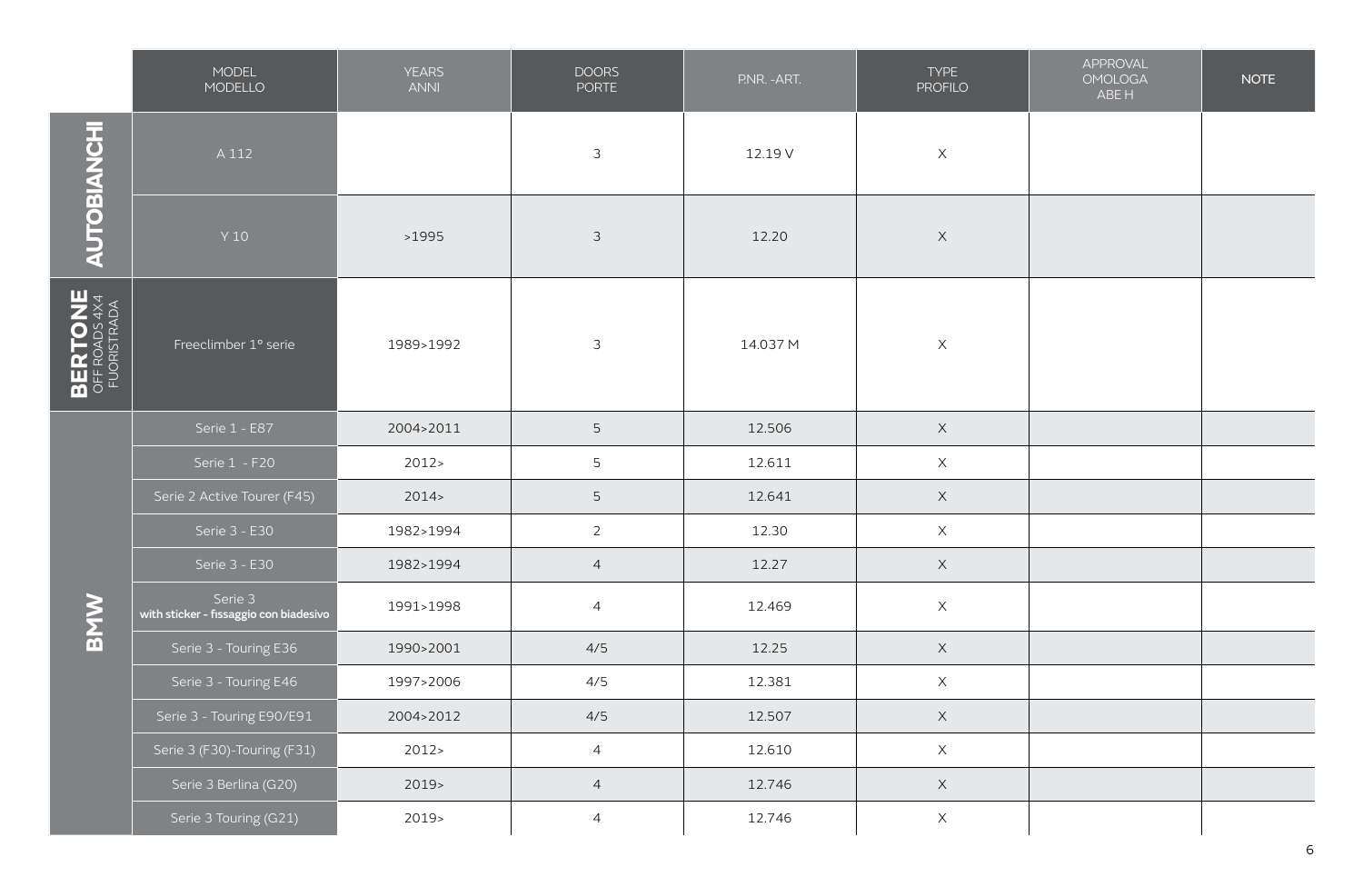| | MODEL MODELLO | YEARS ANNI | DOORS PORTE | P.NR. -ART. | TYPE PROFILO | APPROVAL OMOLOGA ABE H | NOTE |
|---|---|---|---|---|---|---|---|
| **AUTOBIANCHI** | A 112 | | 3 | 12.19 V | X | | |
| | Y 10 | >1995 | 3 | 12.20 | X | | |
| **BERTONE** OFF ROADS 4X4 FUORISTRADA | Freeclimber 1° serie | 1989>1992 | 3 | 14.037 M | X | | |
| **BMW** | Serie 1 - E87 | 2004>2011 | 5 | 12.506 | X | | |
| | Serie 1 - F20 | 2012> | 5 | 12.611 | X | | |
| | Serie 2 Active Tourer (F45) | 2014> | 5 | 12.641 | X | | |
| | Serie 3 - E30 | 1982>1994 | 2 | 12.30 | X | | |
| | Serie 3 - E30 | 1982>1994 | 4 | 12.27 | X | | |
| | Serie 3 **with sticker - fissaggio con biadesivo** | 1991>1998 | 4 | 12.469 | X | | |
| | Serie 3 - Touring E36 | 1990>2001 | 4/5 | 12.25 | X | | |
| | Serie 3 - Touring E46 | 1997>2006 | 4/5 | 12.381 | X | | |
| | Serie 3 - Touring E90/E91 | 2004>2012 | 4/5 | 12.507 | X | | |
| | Serie 3 (F30)-Touring (F31) | 2012> | 4 | 12.610 | X | | |
| | Serie 3 Berlina (G20) | 2019> | 4 | 12.746 | X | | |
| | Serie 3 Touring (G21) | 2019> | 4 | 12.746 | X | | |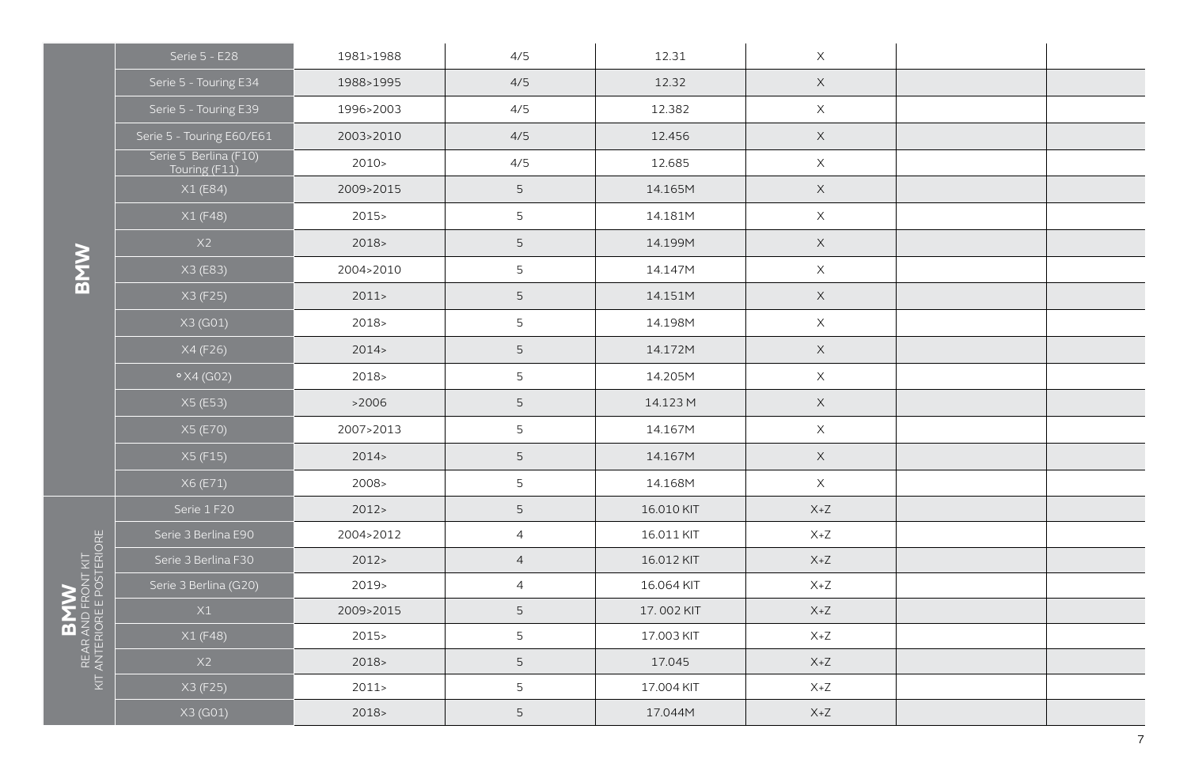| | | | | | | | |
|---|---|---|---|---|---|---|---|
| **BMW** | Serie 5 - E28 | 1981>1988 | 4/5 | 12.31 | X | | |
| | Serie 5 - Touring E34 | 1988>1995 | 4/5 | 12.32 | X | | |
| | Serie 5 - Touring E39 | 1996>2003 | 4/5 | 12.382 | X | | |
| | Serie 5 - Touring E60/E61 | 2003>2010 | 4/5 | 12.456 | X | | |
| | Serie 5 Berlina (F10) Touring (F11) | 2010> | 4/5 | 12.685 | X | | |
| | X1 (E84) | 2009>2015 | 5 | 14.165M | X | | |
| | X1 (F48) | 2015> | 5 | 14.181M | X | | |
| | X2 | 2018> | 5 | 14.199M | X | | |
| | X3 (E83) | 2004>2010 | 5 | 14.147M | X | | |
| | X3 (F25) | 2011> | 5 | 14.151M | X | | |
| | X3 (G01) | 2018> | 5 | 14.198M | X | | |
| | X4 (F26) | 2014> | 5 | 14.172M | X | | |
| | X4 (G02) | 2018> | 5 | 14.205M | X | | |
| | X5 (E53) | >2006 | 5 | 14.123 M | X | | |
| | X5 (E70) | 2007>2013 | 5 | 14.167M | X | | |
| | X5 (F15) | 2014> | 5 | 14.167M | X | | |
| | X6 (E71) | 2008> | 5 | 14.168M | X | | |
| **BMW** REAR AND FRONT KIT / KIT ANTERIORE E POSTERIORE | Serie 1 F20 | 2012> | 5 | 16.010 KIT | X+Z | | |
| | Serie 3 Berlina E90 | 2004>2012 | 4 | 16.011 KIT | X+Z | | |
| | Serie 3 Berlina F30 | 2012> | 4 | 16.012 KIT | X+Z | | |
| | Serie 3 Berlina (G20) | 2019> | 4 | 16.064 KIT | X+Z | | |
| | X1 | 2009>2015 | 5 | 17. 002 KIT | X+Z | | |
| | X1 (F48) | 2015> | 5 | 17.003 KIT | X+Z | | |
| | X2 | 2018> | 5 | 17.045 | X+Z | | |
| | X3 (F25) | 2011> | 5 | 17.004 KIT | X+Z | | |
| | X3 (G01) | 2018> | 5 | 17.044M | X+Z | | |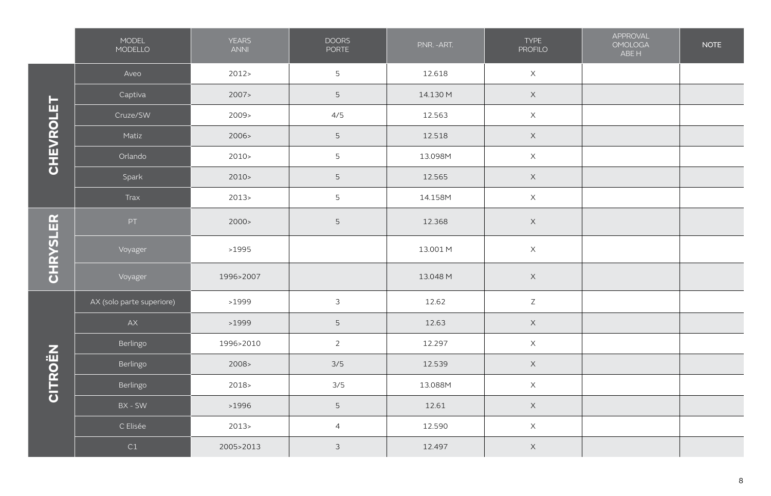| | MODEL MODELLO | YEARS ANNI | DOORS PORTE | P.NR. - ART. | TYPE PROFILO | APPROVAL OMOLOGA ABE H | NOTE |
|---|---|---|---|---|---|---|---|
| CHEVROLET | Aveo | 2012> | 5 | 12.618 | X | | |
| | Captiva | 2007> | 5 | 14.130 M | X | | |
| | Cruze/SW | 2009> | 4/5 | 12.563 | X | | |
| | Matiz | 2006> | 5 | 12.518 | X | | |
| | Orlando | 2010> | 5 | 13.098M | X | | |
| | Spark | 2010> | 5 | 12.565 | X | | |
| | Trax | 2013> | 5 | 14.158M | X | | |
| CHRYSLER | PT | 2000> | 5 | 12.368 | X | | |
| | Voyager | >1995 | | 13.001 M | X | | |
| | Voyager | 1996>2007 | | 13.048 M | X | | |
| CITROËN | AX (solo parte superiore) | >1999 | 3 | 12.62 | Z | | |
| | AX | >1999 | 5 | 12.63 | X | | |
| | Berlingo | 1996>2010 | 2 | 12.297 | X | | |
| | Berlingo | 2008> | 3/5 | 12.539 | X | | |
| | Berlingo | 2018> | 3/5 | 13.088M | X | | |
| | BX - SW | >1996 | 5 | 12.61 | X | | |
| | C Elisée | 2013> | 4 | 12.590 | X | | |
| | C1 | 2005>2013 | 3 | 12.497 | X | | |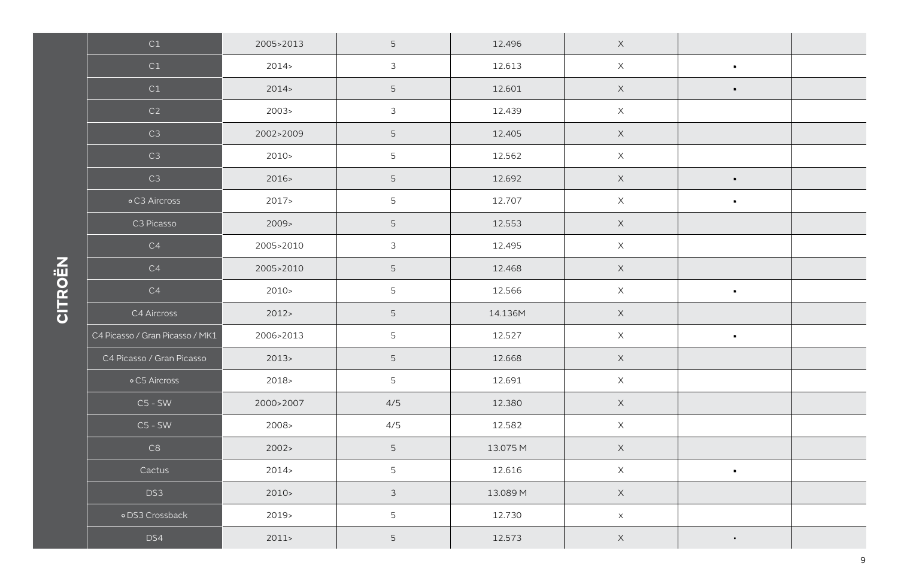| CITROËN | | | | | | | |
|---|---|---|---|---|---|---|---|
| CITROËN | C1 | 2005>2013 | 5 | 12.496 | X | | |
| | C1 | 2014> | 3 | 12.613 | X | ▪ | |
| | C1 | 2014> | 5 | 12.601 | X | ▪ | |
| | C2 | 2003> | 3 | 12.439 | X | | |
| | C3 | 2002>2009 | 5 | 12.405 | X | | |
| | C3 | 2010> | 5 | 12.562 | X | | |
| | C3 | 2016> | 5 | 12.692 | X | ▪ | |
| | ∘ C3 Aircross | 2017> | 5 | 12.707 | X | ▪ | |
| | C3 Picasso | 2009> | 5 | 12.553 | X | | |
| | C4 | 2005>2010 | 3 | 12.495 | X | | |
| | C4 | 2005>2010 | 5 | 12.468 | X | | |
| | C4 | 2010> | 5 | 12.566 | X | ▪ | |
| | C4 Aircross | 2012> | 5 | 14.136M | X | | |
| | C4 Picasso / Gran Picasso / MK1 | 2006>2013 | 5 | 12.527 | X | ▪ | |
| | C4 Picasso / Gran Picasso | 2013> | 5 | 12.668 | X | | |
| | ∘ C5 Aircross | 2018> | 5 | 12.691 | X | | |
| | C5 - SW | 2000>2007 | 4/5 | 12.380 | X | | |
| | C5 - SW | 2008> | 4/5 | 12.582 | X | | |
| | C8 | 2002> | 5 | 13.075 M | X | | |
| | Cactus | 2014> | 5 | 12.616 | X | ▪ | |
| | DS3 | 2010> | 3 | 13.089 M | X | | |
| | ∘ DS3 Crossback | 2019> | 5 | 12.730 | x | | |
| | DS4 | 2011> | 5 | 12.573 | X | ▪ | |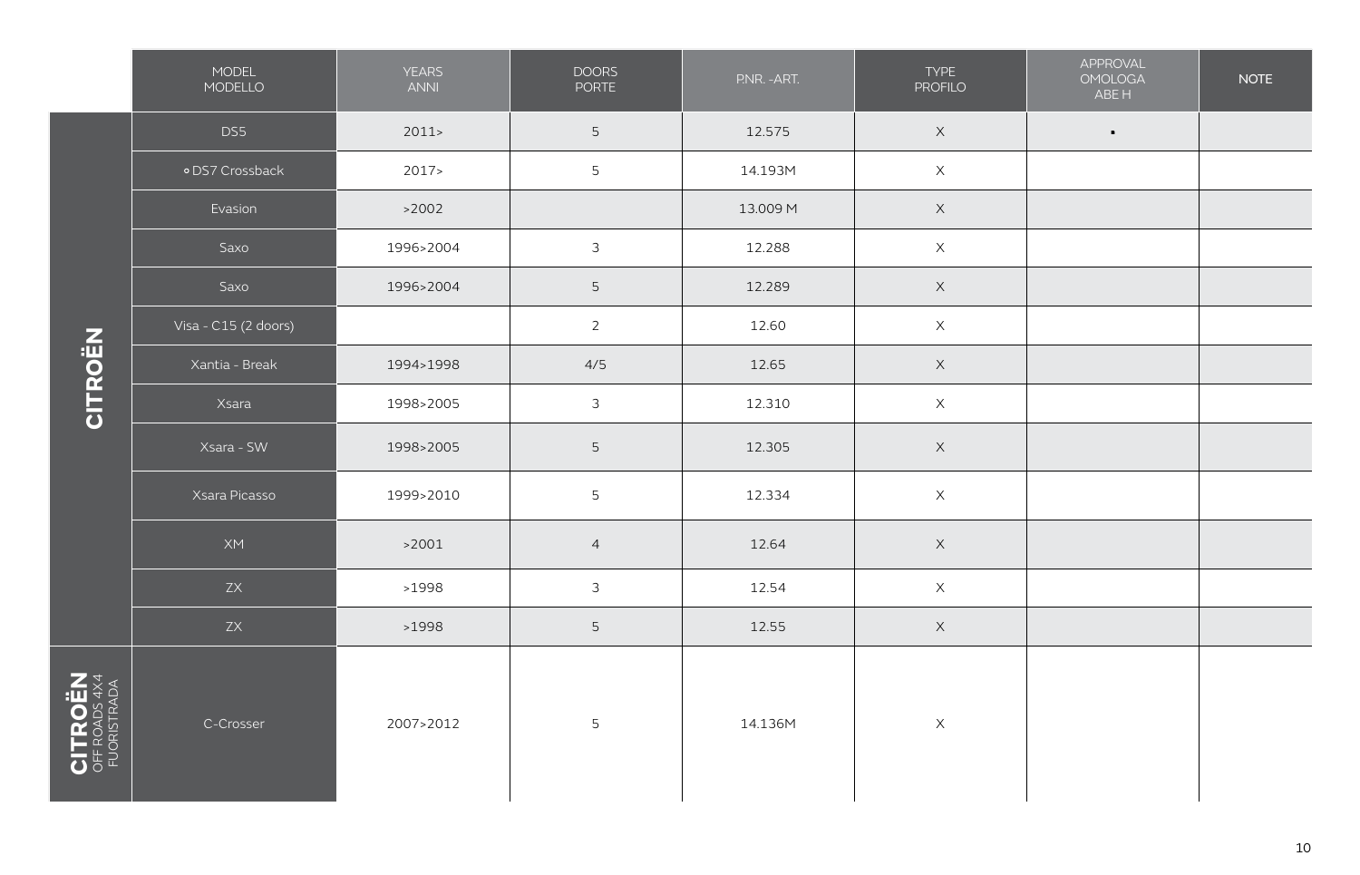| | MODEL MODELLO | YEARS ANNI | DOORS PORTE | P.NR. -ART. | TYPE PROFILO | APPROVAL OMOLOGA ABE H | NOTE |
|---|---|---|---|---|---|---|---|
| **CITROËN** | DS5 | 2011> | 5 | 12.575 | X | ▪ | |
| | ∘ DS7 Crossback | 2017> | 5 | 14.193M | X | | |
| | Evasion | >2002 | | 13.009 M | X | | |
| | Saxo | 1996>2004 | 3 | 12.288 | X | | |
| | Saxo | 1996>2004 | 5 | 12.289 | X | | |
| | Visa - C15 (2 doors) | | 2 | 12.60 | X | | |
| | Xantia - Break | 1994>1998 | 4/5 | 12.65 | X | | |
| | Xsara | 1998>2005 | 3 | 12.310 | X | | |
| | Xsara - SW | 1998>2005 | 5 | 12.305 | X | | |
| | Xsara Picasso | 1999>2010 | 5 | 12.334 | X | | |
| | XM | >2001 | 4 | 12.64 | X | | |
| | ZX | >1998 | 3 | 12.54 | X | | |
| | ZX | >1998 | 5 | 12.55 | X | | |
| **CITROËN** OFF ROADS 4X4 FUORISTRADA | C-Crosser | 2007>2012 | 5 | 14.136M | X | | |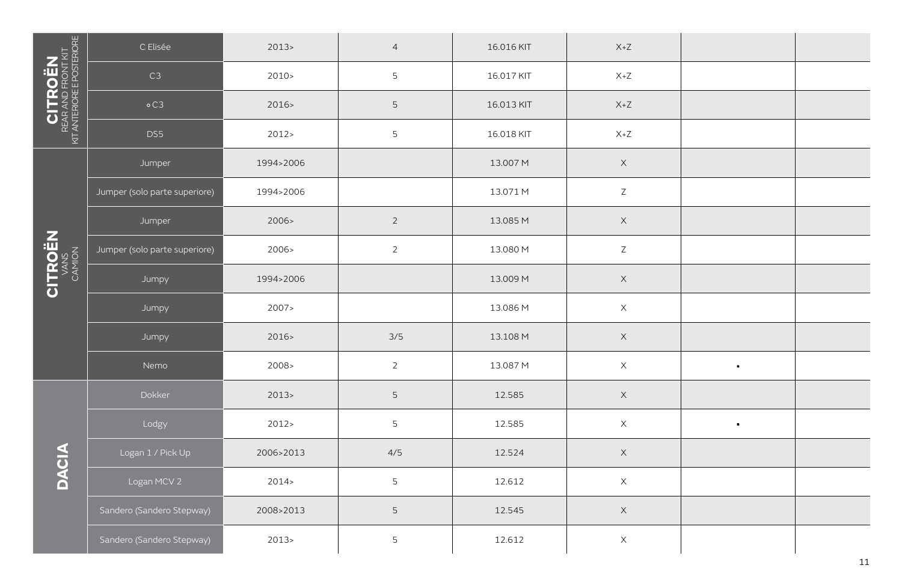| Brand | Model | Year | | Code | | | |
|---|---|---|---|---|---|---|---|
| **CITROËN** REAR AND FRONT KIT / KIT ANTERIORE E POSTERIORE | C Elisée | 2013> | 4 | 16.016 KIT | X+Z | | |
| | C3 | 2010> | 5 | 16.017 KIT | X+Z | | |
| | ● C3 | 2016> | 5 | 16.013 KIT | X+Z | | |
| | DS5 | 2012> | 5 | 16.018 KIT | X+Z | | |
| **CITROËN** VANS / CAMION | Jumper | 1994>2006 | | 13.007 M | X | | |
| | Jumper (solo parte superiore) | 1994>2006 | | 13.071 M | Z | | |
| | Jumper | 2006> | 2 | 13.085 M | X | | |
| | Jumper (solo parte superiore) | 2006> | 2 | 13.080 M | Z | | |
| | Jumpy | 1994>2006 | | 13.009 M | X | | |
| | Jumpy | 2007> | | 13.086 M | X | | |
| | Jumpy | 2016> | 3/5 | 13.108 M | X | | |
| | Nemo | 2008> | 2 | 13.087 M | X | ▪ | |
| **DACIA** | Dokker | 2013> | 5 | 12.585 | X | | |
| | Lodgy | 2012> | 5 | 12.585 | X | ▪ | |
| | Logan 1 / Pick Up | 2006>2013 | 4/5 | 12.524 | X | | |
| | Logan MCV 2 | 2014> | 5 | 12.612 | X | | |
| | Sandero (Sandero Stepway) | 2008>2013 | 5 | 12.545 | X | | |
| | Sandero (Sandero Stepway) | 2013> | 5 | 12.612 | X | | |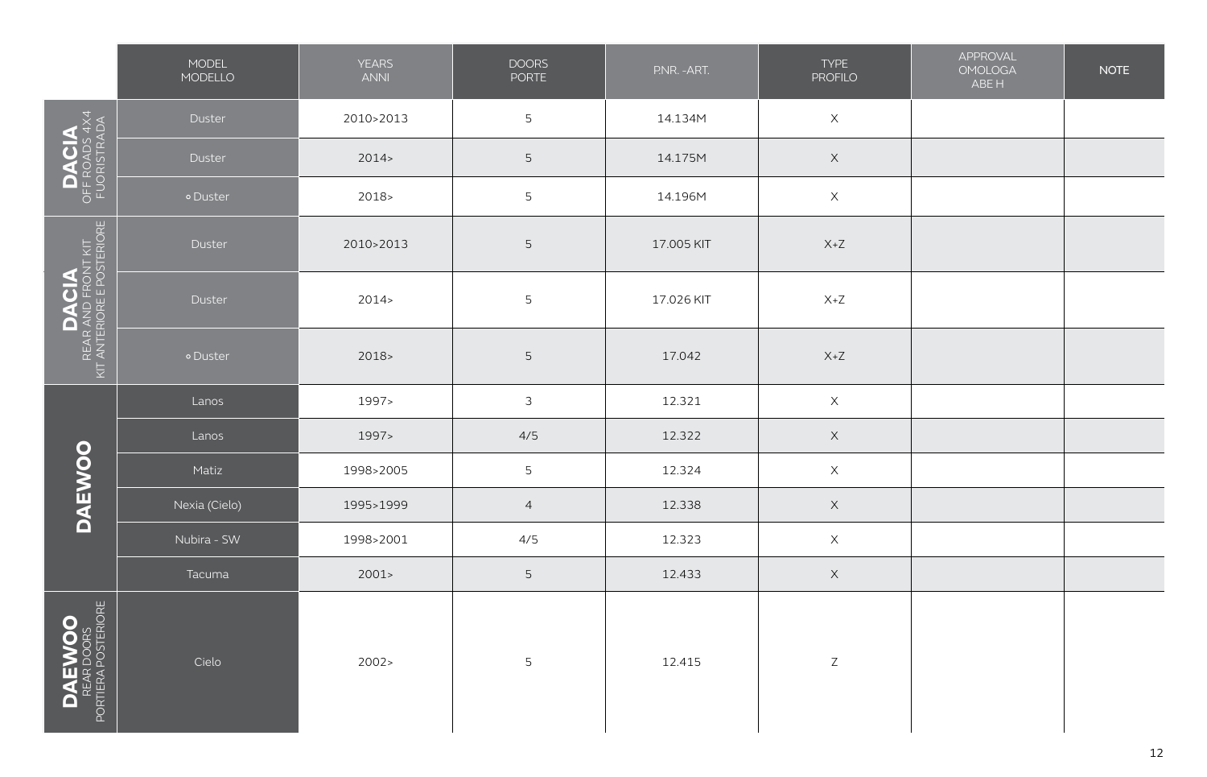| | MODEL<br>MODELLO | YEARS<br>ANNI | DOORS<br>PORTE | P.NR. - ART. | TYPE<br>PROFILO | APPROVAL<br>OMOLOGA<br>ABE H | NOTE |
|---|---|---|---|---|---|---|---|
| **DACIA** OFF ROADS 4X4 / FUORISTRADA | Duster | 2010>2013 | 5 | 14.134M | X | | |
| | Duster | 2014> | 5 | 14.175M | X | | |
| | ∘ Duster | 2018> | 5 | 14.196M | X | | |
| **DACIA** REAR AND FRONT KIT / KIT ANTERIORE E POSTERIORE | Duster | 2010>2013 | 5 | 17.005 KIT | X+Z | | |
| | Duster | 2014> | 5 | 17.026 KIT | X+Z | | |
| | ∘ Duster | 2018> | 5 | 17.042 | X+Z | | |
| **DAEWOO** | Lanos | 1997> | 3 | 12.321 | X | | |
| | Lanos | 1997> | 4/5 | 12.322 | X | | |
| | Matiz | 1998>2005 | 5 | 12.324 | X | | |
| | Nexia (Cielo) | 1995>1999 | 4 | 12.338 | X | | |
| | Nubira - SW | 1998>2001 | 4/5 | 12.323 | X | | |
| | Tacuma | 2001> | 5 | 12.433 | X | | |
| **DAEWOO** REAR DOORS / PORTIERA POSTERIORE | Cielo | 2002> | 5 | 12.415 | Z | | |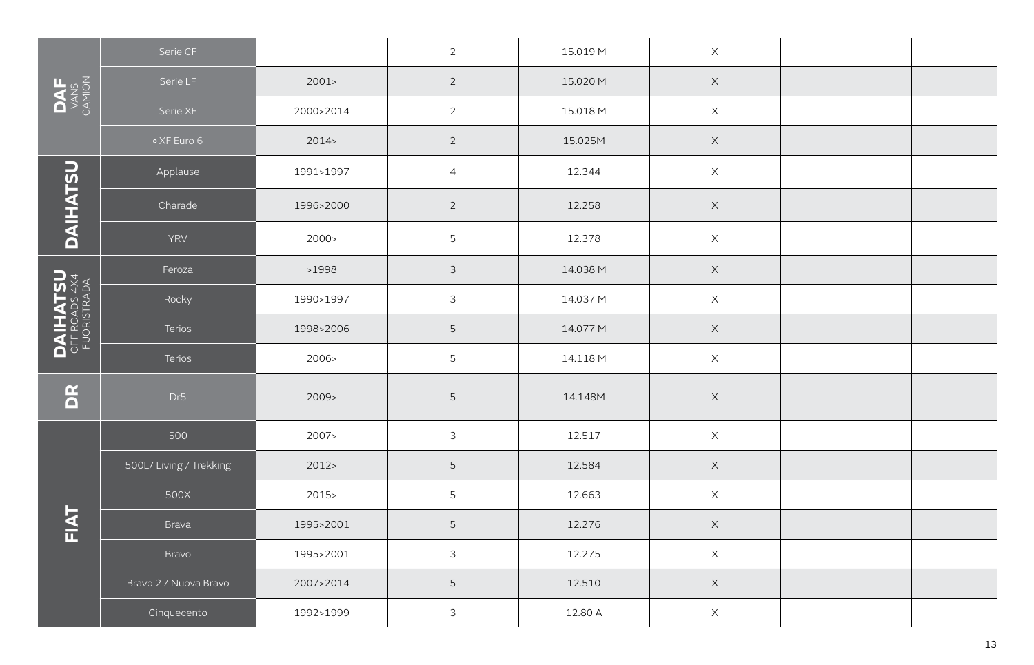| | | | | | | | |
|---|---|---|---|---|---|---|---|
| **DAF** VANS CAMION | Serie CF | | 2 | 15.019 M | X | | |
| | Serie LF | 2001> | 2 | 15.020 M | X | | |
| | Serie XF | 2000>2014 | 2 | 15.018 M | X | | |
| | ∘ XF Euro 6 | 2014> | 2 | 15.025M | X | | |
| **DAIHATSU** | Applause | 1991>1997 | 4 | 12.344 | X | | |
| | Charade | 1996>2000 | 2 | 12.258 | X | | |
| | YRV | 2000> | 5 | 12.378 | X | | |
| **DAIHATSU** OFF ROADS 4X4 FUORISTRADA | Feroza | >1998 | 3 | 14.038 M | X | | |
| | Rocky | 1990>1997 | 3 | 14.037 M | X | | |
| | Terios | 1998>2006 | 5 | 14.077 M | X | | |
| | Terios | 2006> | 5 | 14.118 M | X | | |
| **DR** | Dr5 | 2009> | 5 | 14.148M | X | | |
| **FIAT** | 500 | 2007> | 3 | 12.517 | X | | |
| | 500L/ Living / Trekking | 2012> | 5 | 12.584 | X | | |
| | 500X | 2015> | 5 | 12.663 | X | | |
| | Brava | 1995>2001 | 5 | 12.276 | X | | |
| | Bravo | 1995>2001 | 3 | 12.275 | X | | |
| | Bravo 2 / Nuova Bravo | 2007>2014 | 5 | 12.510 | X | | |
| | Cinquecento | 1992>1999 | 3 | 12.80 A | X | | |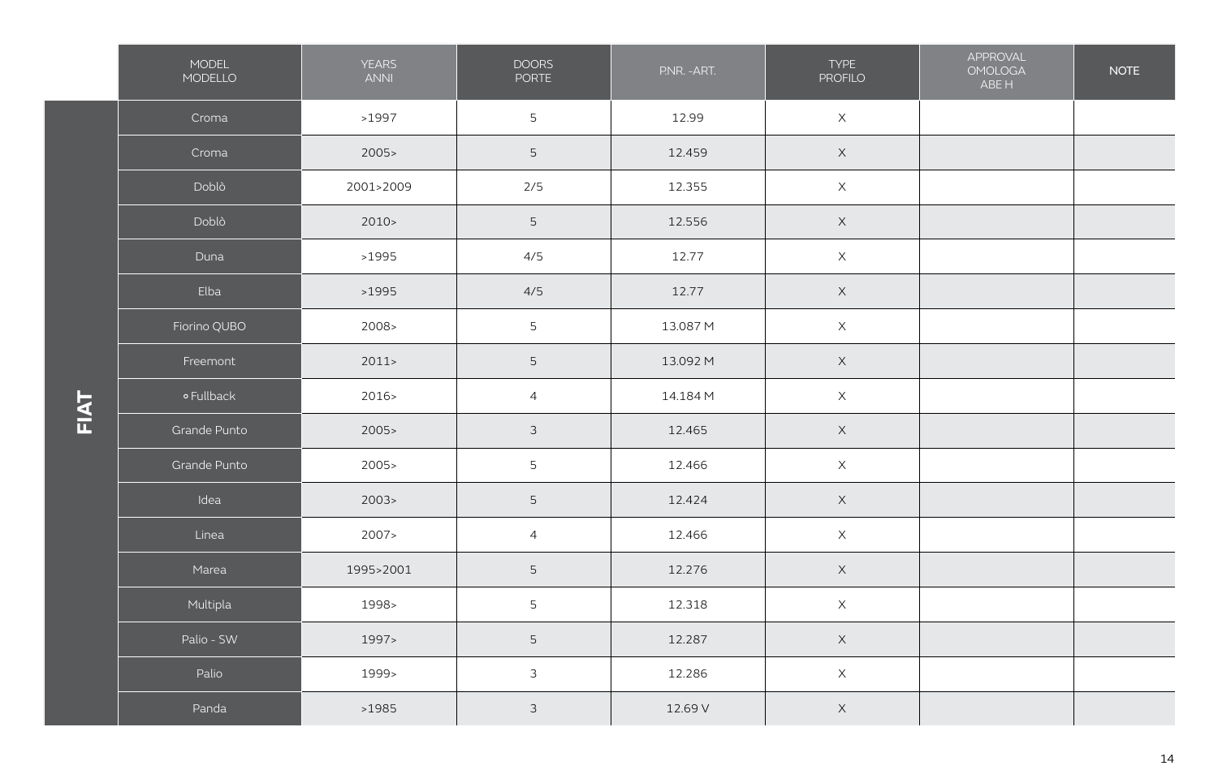| | MODEL MODELLO | YEARS ANNI | DOORS PORTE | P.NR. -ART. | TYPE PROFILO | APPROVAL OMOLOGA ABE H | NOTE |
|---|---|---|---|---|---|---|---|
| FIAT | Croma | >1997 | 5 | 12.99 | X | | |
| | Croma | 2005> | 5 | 12.459 | X | | |
| | Doblò | 2001>2009 | 2/5 | 12.355 | X | | |
| | Doblò | 2010> | 5 | 12.556 | X | | |
| | Duna | >1995 | 4/5 | 12.77 | X | | |
| | Elba | >1995 | 4/5 | 12.77 | X | | |
| | Fiorino QUBO | 2008> | 5 | 13.087 M | X | | |
| | Freemont | 2011> | 5 | 13.092 M | X | | |
| | ∘ Fullback | 2016> | 4 | 14.184 M | X | | |
| | Grande Punto | 2005> | 3 | 12.465 | X | | |
| | Grande Punto | 2005> | 5 | 12.466 | X | | |
| | Idea | 2003> | 5 | 12.424 | X | | |
| | Linea | 2007> | 4 | 12.466 | X | | |
| | Marea | 1995>2001 | 5 | 12.276 | X | | |
| | Multipla | 1998> | 5 | 12.318 | X | | |
| | Palio - SW | 1997> | 5 | 12.287 | X | | |
| | Palio | 1999> | 3 | 12.286 | X | | |
| | Panda | >1985 | 3 | 12.69 V | X | | |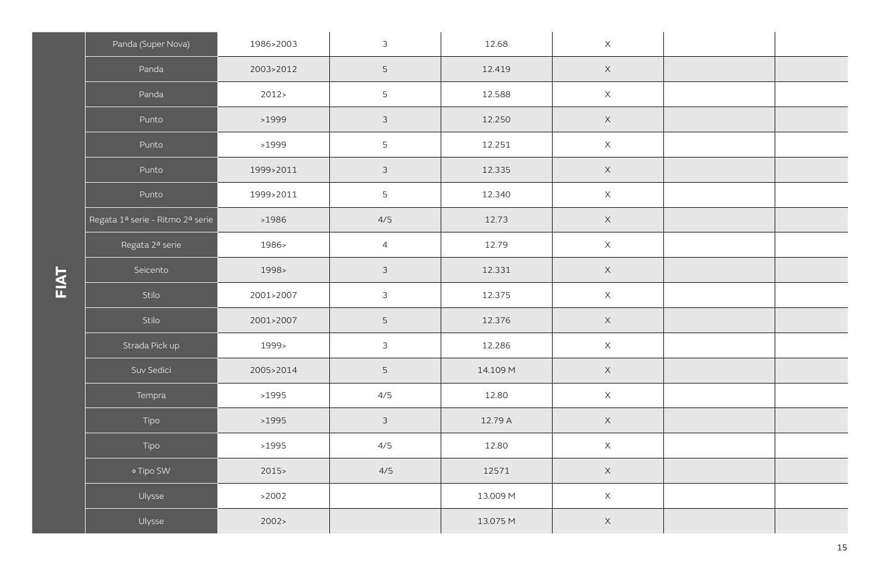| FIAT | | | | | | | |
|---|---|---|---|---|---|---|---|
| | Panda (Super Nova) | 1986>2003 | 3 | 12.68 | X | | |
| | Panda | 2003>2012 | 5 | 12.419 | X | | |
| | Panda | 2012> | 5 | 12.588 | X | | |
| | Punto | >1999 | 3 | 12.250 | X | | |
| | Punto | >1999 | 5 | 12.251 | X | | |
| | Punto | 1999>2011 | 3 | 12.335 | X | | |
| | Punto | 1999>2011 | 5 | 12.340 | X | | |
| | Regata 1ª serie - Ritmo 2ª serie | >1986 | 4/5 | 12.73 | X | | |
| | Regata 2ª serie | 1986> | 4 | 12.79 | X | | |
| | Seicento | 1998> | 3 | 12.331 | X | | |
| | Stilo | 2001>2007 | 3 | 12.375 | X | | |
| | Stilo | 2001>2007 | 5 | 12.376 | X | | |
| | Strada Pick up | 1999> | 3 | 12.286 | X | | |
| | Suv Sedici | 2005>2014 | 5 | 14.109 M | X | | |
| | Tempra | >1995 | 4/5 | 12.80 | X | | |
| | Tipo | >1995 | 3 | 12.79 A | X | | |
| | Tipo | >1995 | 4/5 | 12.80 | X | | |
| | ∘ Tipo SW | 2015> | 4/5 | 12571 | X | | |
| | Ulysse | >2002 | | 13.009 M | X | | |
| | Ulysse | 2002> | | 13.075 M | X | | |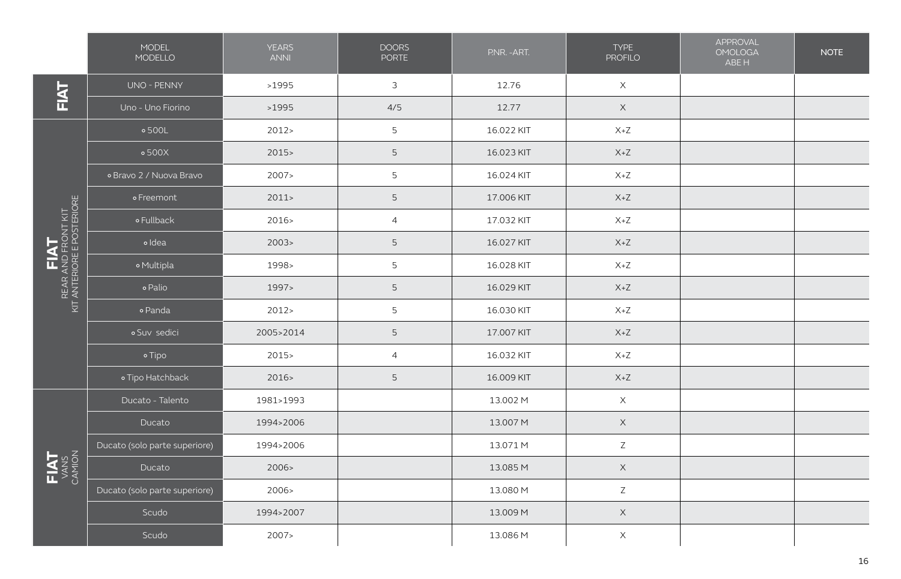| | MODEL MODELLO | YEARS ANNI | DOORS PORTE | P.NR. - ART. | TYPE PROFILO | APPROVAL OMOLOGA ABE H | NOTE |
|---|---|---|---|---|---|---|---|
| FIAT | UNO - PENNY | >1995 | 3 | 12.76 | X | | |
| | Uno - Uno Fiorino | >1995 | 4/5 | 12.77 | X | | |
| FIAT REAR AND FRONT KIT KIT ANTERIORE E POSTERIORE | ∘ 500L | 2012> | 5 | 16.022 KIT | X+Z | | |
| | ∘ 500X | 2015> | 5 | 16.023 KIT | X+Z | | |
| | ∘ Bravo 2 / Nuova Bravo | 2007> | 5 | 16.024 KIT | X+Z | | |
| | ∘ Freemont | 2011> | 5 | 17.006 KIT | X+Z | | |
| | ∘ Fullback | 2016> | 4 | 17.032 KIT | X+Z | | |
| | ∘ Idea | 2003> | 5 | 16.027 KIT | X+Z | | |
| | ∘ Multipla | 1998> | 5 | 16.028 KIT | X+Z | | |
| | ∘ Palio | 1997> | 5 | 16.029 KIT | X+Z | | |
| | ∘ Panda | 2012> | 5 | 16.030 KIT | X+Z | | |
| | ∘ Suv sedici | 2005>2014 | 5 | 17.007 KIT | X+Z | | |
| | ∘ Tipo | 2015> | 4 | 16.032 KIT | X+Z | | |
| | ∘ Tipo Hatchback | 2016> | 5 | 16.009 KIT | X+Z | | |
| FIAT VANS CAMION | Ducato - Talento | 1981>1993 | | 13.002 M | X | | |
| | Ducato | 1994>2006 | | 13.007 M | X | | |
| | Ducato (solo parte superiore) | 1994>2006 | | 13.071 M | Z | | |
| | Ducato | 2006> | | 13.085 M | X | | |
| | Ducato (solo parte superiore) | 2006> | | 13.080 M | Z | | |
| | Scudo | 1994>2007 | | 13.009 M | X | | |
| | Scudo | 2007> | | 13.086 M | X | | |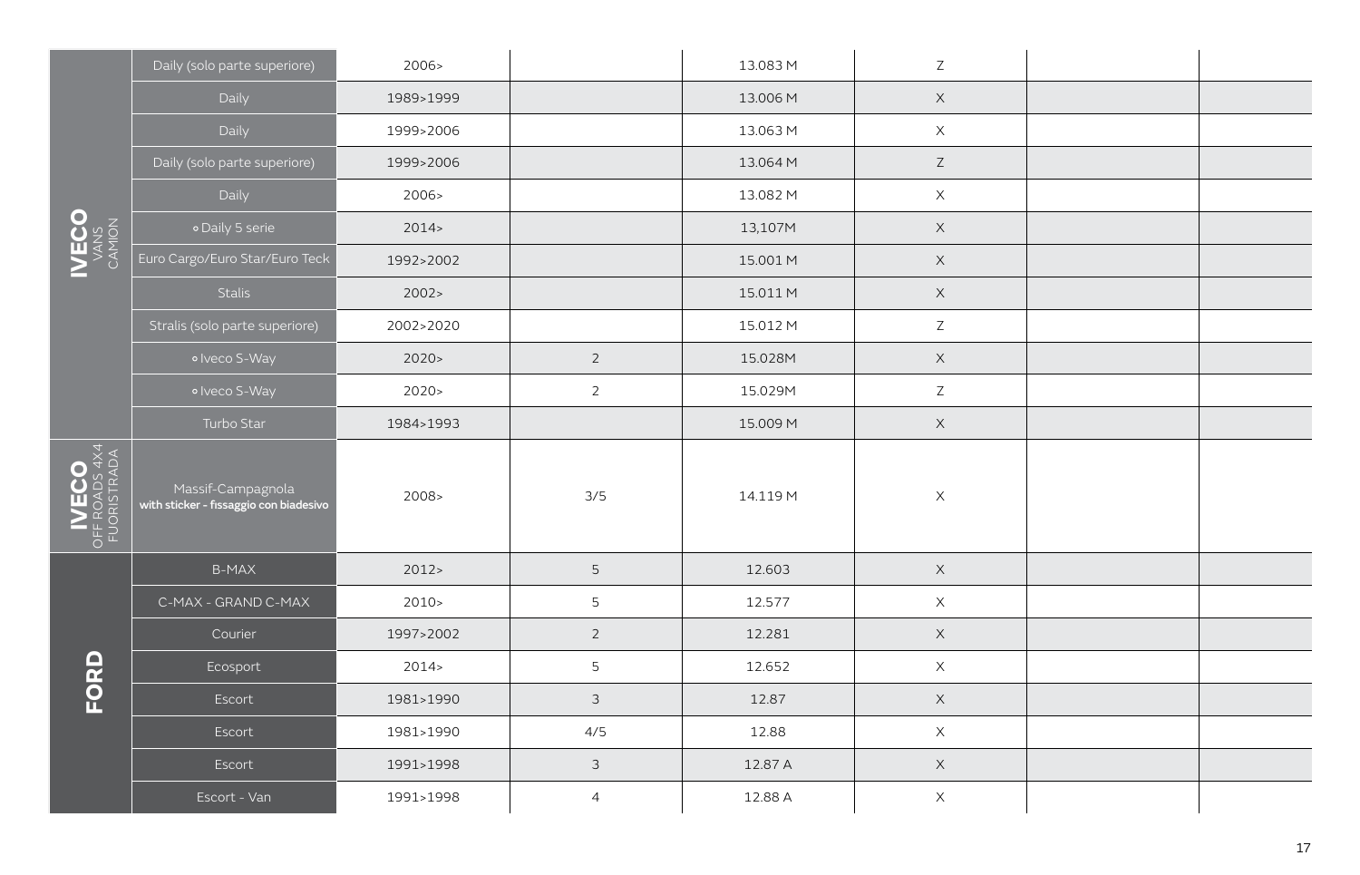| | | | | | | | |
|---|---|---|---|---|---|---|---|
| **IVECO** VANS CAMION | Daily (solo parte superiore) | 2006> | | 13.083 M | Z | | |
| | Daily | 1989>1999 | | 13.006 M | X | | |
| | Daily | 1999>2006 | | 13.063 M | X | | |
| | Daily (solo parte superiore) | 1999>2006 | | 13.064 M | Z | | |
| | Daily | 2006> | | 13.082 M | X | | |
| | ∘ Daily 5 serie | 2014> | | 13,107M | X | | |
| | Euro Cargo/Euro Star/Euro Teck | 1992>2002 | | 15.001 M | X | | |
| | Stralis | 2002> | | 15.011 M | X | | |
| | Stralis (solo parte superiore) | 2002>2020 | | 15.012 M | Z | | |
| | ∘ Iveco S-Way | 2020> | 2 | 15.028M | X | | |
| | ∘ Iveco S-Way | 2020> | 2 | 15.029M | Z | | |
| | Turbo Star | 1984>1993 | | 15.009 M | X | | |
| **IVECO** OFF ROADS 4X4 FUORISTRADA | Massif-Campagnola **with sticker - fissaggio con biadesivo** | 2008> | 3/5 | 14.119 M | X | | |
| **FORD** | B-MAX | 2012> | 5 | 12.603 | X | | |
| | C-MAX - GRAND C-MAX | 2010> | 5 | 12.577 | X | | |
| | Courier | 1997>2002 | 2 | 12.281 | X | | |
| | Ecosport | 2014> | 5 | 12.652 | X | | |
| | Escort | 1981>1990 | 3 | 12.87 | X | | |
| | Escort | 1981>1990 | 4/5 | 12.88 | X | | |
| | Escort | 1991>1998 | 3 | 12.87 A | X | | |
| | Escort - Van | 1991>1998 | 4 | 12.88 A | X | | |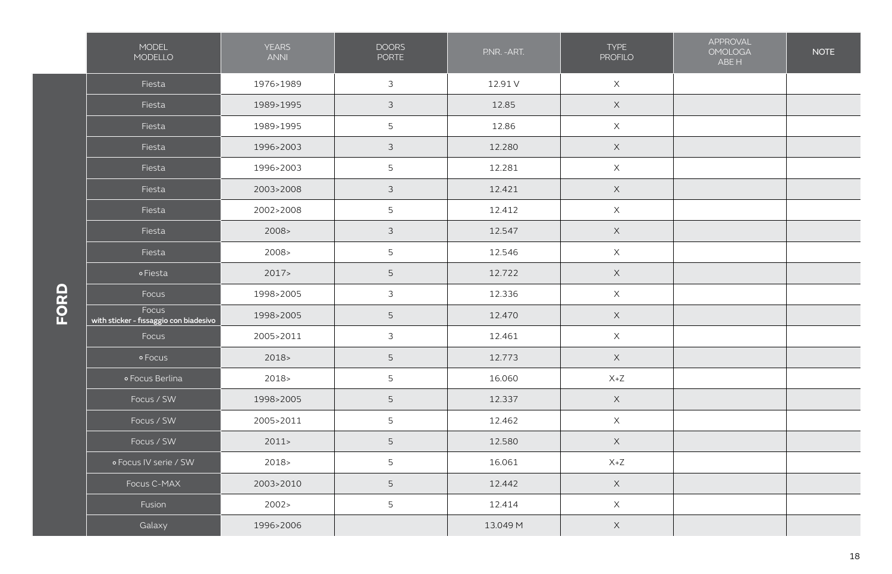**FORD**

| MODEL MODELLO | YEARS ANNI | DOORS PORTE | P.NR. -ART. | TYPE PROFILO | APPROVAL OMOLOGA ABE H | NOTE |
|---|---|---|---|---|---|---|
| Fiesta | 1976>1989 | 3 | 12.91 V | X | | |
| Fiesta | 1989>1995 | 3 | 12.85 | X | | |
| Fiesta | 1989>1995 | 5 | 12.86 | X | | |
| Fiesta | 1996>2003 | 3 | 12.280 | X | | |
| Fiesta | 1996>2003 | 5 | 12.281 | X | | |
| Fiesta | 2003>2008 | 3 | 12.421 | X | | |
| Fiesta | 2002>2008 | 5 | 12.412 | X | | |
| Fiesta | 2008> | 3 | 12.547 | X | | |
| Fiesta | 2008> | 5 | 12.546 | X | | |
| ∘ Fiesta | 2017> | 5 | 12.722 | X | | |
| Focus | 1998>2005 | 3 | 12.336 | X | | |
| Focus **with sticker - fissaggio con biadesivo** | 1998>2005 | 5 | 12.470 | X | | |
| Focus | 2005>2011 | 3 | 12.461 | X | | |
| ∘ Focus | 2018> | 5 | 12.773 | X | | |
| ∘ Focus Berlina | 2018> | 5 | 16.060 | X+Z | | |
| Focus / SW | 1998>2005 | 5 | 12.337 | X | | |
| Focus / SW | 2005>2011 | 5 | 12.462 | X | | |
| Focus / SW | 2011> | 5 | 12.580 | X | | |
| ∘ Focus IV serie / SW | 2018> | 5 | 16.061 | X+Z | | |
| Focus C-MAX | 2003>2010 | 5 | 12.442 | X | | |
| Fusion | 2002> | 5 | 12.414 | X | | |
| Galaxy | 1996>2006 | | 13.049 M | X | | |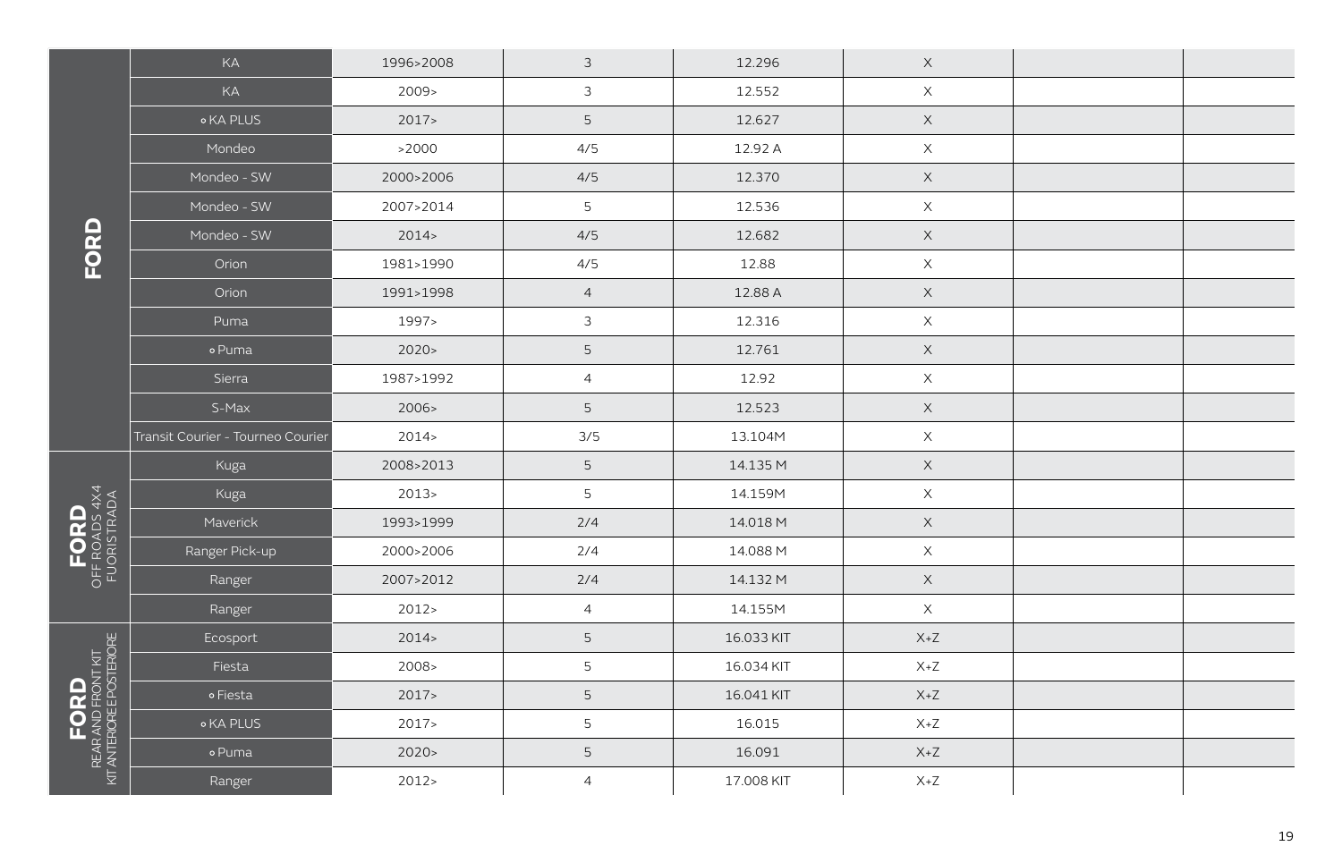| | | | | | | | |
|---|---|---|---|---|---|---|---|
| **FORD** | KA | 1996>2008 | 3 | 12.296 | X | | |
| | KA | 2009> | 3 | 12.552 | X | | |
| | ∘ KA PLUS | 2017> | 5 | 12.627 | X | | |
| | Mondeo | >2000 | 4/5 | 12.92 A | X | | |
| | Mondeo - SW | 2000>2006 | 4/5 | 12.370 | X | | |
| | Mondeo - SW | 2007>2014 | 5 | 12.536 | X | | |
| | Mondeo - SW | 2014> | 4/5 | 12.682 | X | | |
| | Orion | 1981>1990 | 4/5 | 12.88 | X | | |
| | Orion | 1991>1998 | 4 | 12.88 A | X | | |
| | Puma | 1997> | 3 | 12.316 | X | | |
| | ∘ Puma | 2020> | 5 | 12.761 | X | | |
| | Sierra | 1987>1992 | 4 | 12.92 | X | | |
| | S-Max | 2006> | 5 | 12.523 | X | | |
| | Transit Courier - Tourneo Courier | 2014> | 3/5 | 13.104M | X | | |
| **FORD** OFF ROADS 4X4 FUORISTRADA | Kuga | 2008>2013 | 5 | 14.135 M | X | | |
| | Kuga | 2013> | 5 | 14.159M | X | | |
| | Maverick | 1993>1999 | 2/4 | 14.018 M | X | | |
| | Ranger Pick-up | 2000>2006 | 2/4 | 14.088 M | X | | |
| | Ranger | 2007>2012 | 2/4 | 14.132 M | X | | |
| | Ranger | 2012> | 4 | 14.155M | X | | |
| **FORD** REAR AND FRONT KIT KIT ANTERIORE E POSTERIORE | Ecosport | 2014> | 5 | 16.033 KIT | X+Z | | |
| | Fiesta | 2008> | 5 | 16.034 KIT | X+Z | | |
| | ∘ Fiesta | 2017> | 5 | 16.041 KIT | X+Z | | |
| | ∘ KA PLUS | 2017> | 5 | 16.015 | X+Z | | |
| | ∘ Puma | 2020> | 5 | 16.091 | X+Z | | |
| | Ranger | 2012> | 4 | 17.008 KIT | X+Z | | |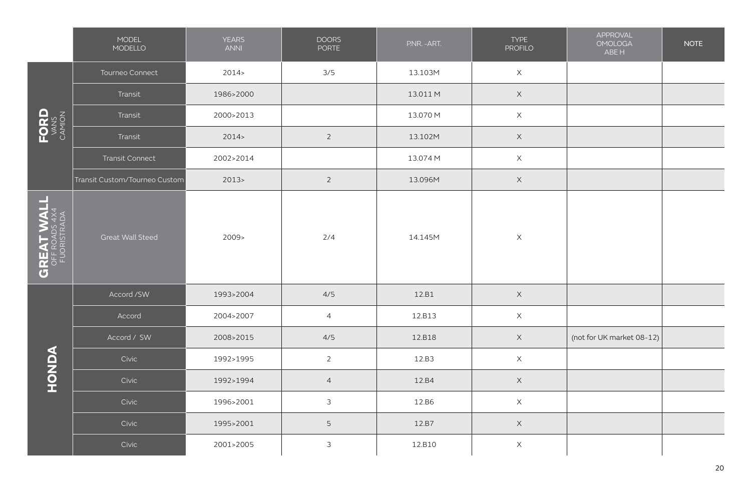| | MODEL MODELLO | YEARS ANNI | DOORS PORTE | P.NR. -ART. | TYPE PROFILO | APPROVAL OMOLOGA ABE H | NOTE |
|---|---|---|---|---|---|---|---|
| **FORD** VANS CAMION | Tourneo Connect | 2014> | 3/5 | 13.103M | X | | |
| | Transit | 1986>2000 | | 13.011 M | X | | |
| | Transit | 2000>2013 | | 13.070 M | X | | |
| | Transit | 2014> | 2 | 13.102M | X | | |
| | Transit Connect | 2002>2014 | | 13.074 M | X | | |
| | Transit Custom/Tourneo Custom | 2013> | 2 | 13.096M | X | | |
| **GREAT WALL** OFF ROADS 4X4 FUORISTRADA | Great Wall Steed | 2009> | 2/4 | 14.145M | X | | |
| **HONDA** | Accord /SW | 1993>2004 | 4/5 | 12.B1 | X | | |
| | Accord | 2004>2007 | 4 | 12.B13 | X | | |
| | Accord / SW | 2008>2015 | 4/5 | 12.B18 | X | (not for UK market 08-12) | |
| | Civic | 1992>1995 | 2 | 12.B3 | X | | |
| | Civic | 1992>1994 | 4 | 12.B4 | X | | |
| | Civic | 1996>2001 | 3 | 12.B6 | X | | |
| | Civic | 1995>2001 | 5 | 12.B7 | X | | |
| | Civic | 2001>2005 | 3 | 12.B10 | X | | |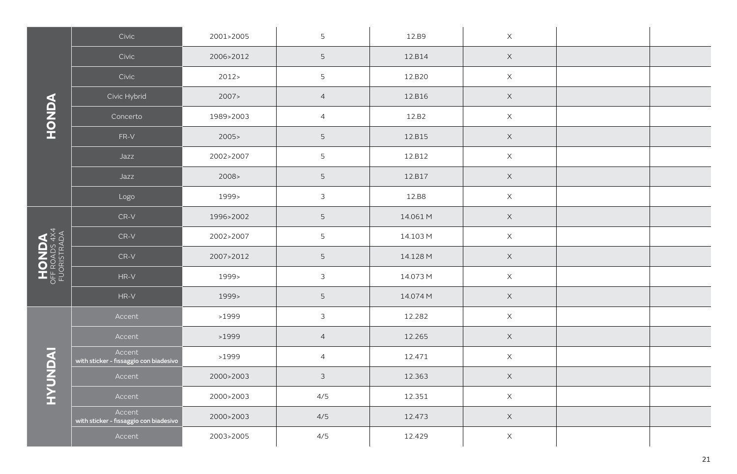| | | | | | | | |
|---|---|---|---|---|---|---|---|
| **HONDA** | Civic | 2001>2005 | 5 | 12.B9 | X | | |
| | Civic | 2006>2012 | 5 | 12.B14 | X | | |
| | Civic | 2012> | 5 | 12.B20 | X | | |
| | Civic Hybrid | 2007> | 4 | 12.B16 | X | | |
| | Concerto | 1989>2003 | 4 | 12.B2 | X | | |
| | FR-V | 2005> | 5 | 12.B15 | X | | |
| | Jazz | 2002>2007 | 5 | 12.B12 | X | | |
| | Jazz | 2008> | 5 | 12.B17 | X | | |
| | Logo | 1999> | 3 | 12.B8 | X | | |
| **HONDA** OFF ROADS 4X4 FUORISTRADA | CR-V | 1996>2002 | 5 | 14.061 M | X | | |
| | CR-V | 2002>2007 | 5 | 14.103 M | X | | |
| | CR-V | 2007>2012 | 5 | 14.128 M | X | | |
| | HR-V | 1999> | 3 | 14.073 M | X | | |
| | HR-V | 1999> | 5 | 14.074 M | X | | |
| **HYUNDAI** | Accent | >1999 | 3 | 12.282 | X | | |
| | Accent | >1999 | 4 | 12.265 | X | | |
| | Accent with sticker - fissaggio con biadesivo | >1999 | 4 | 12.471 | X | | |
| | Accent | 2000>2003 | 3 | 12.363 | X | | |
| | Accent | 2000>2003 | 4/5 | 12.351 | X | | |
| | Accent with sticker - fissaggio con biadesivo | 2000>2003 | 4/5 | 12.473 | X | | |
| | Accent | 2003>2005 | 4/5 | 12.429 | X | | |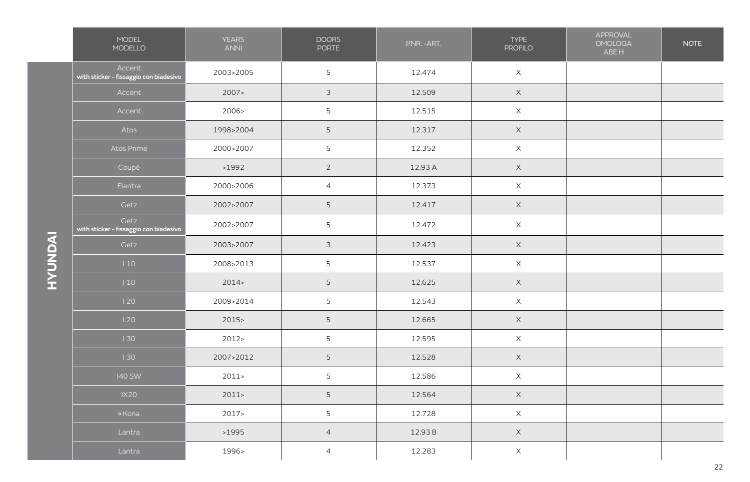**HYUNDAI**

| MODEL MODELLO | YEARS ANNI | DOORS PORTE | P.NR. -ART. | TYPE PROFILO | APPROVAL OMOLOGA ABE H | NOTE |
|---|---|---|---|---|---|---|
| Accent with sticker - fissaggio con biadesivo | 2003>2005 | 5 | 12.474 | X | | |
| Accent | 2007> | 3 | 12.509 | X | | |
| Accent | 2006> | 5 | 12.515 | X | | |
| Atos | 1998>2004 | 5 | 12.317 | X | | |
| Atos Prime | 2000>2007 | 5 | 12.352 | X | | |
| Coupé | >1992 | 2 | 12.93 A | X | | |
| Elantra | 2000>2006 | 4 | 12.373 | X | | |
| Getz | 2002>2007 | 5 | 12.417 | X | | |
| Getz with sticker - fissaggio con biadesivo | 2002>2007 | 5 | 12.472 | X | | |
| Getz | 2003>2007 | 3 | 12.423 | X | | |
| I 10 | 2008>2013 | 5 | 12.537 | X | | |
| I 10 | 2014> | 5 | 12.625 | X | | |
| I 20 | 2009>2014 | 5 | 12.543 | X | | |
| I 20 | 2015> | 5 | 12.665 | X | | |
| I 30 | 2012> | 5 | 12.595 | X | | |
| I 30 | 2007>2012 | 5 | 12.528 | X | | |
| I40 SW | 2011> | 5 | 12.586 | X | | |
| IX20 | 2011> | 5 | 12.564 | X | | |
| • Kona | 2017> | 5 | 12.728 | X | | |
| Lantra | >1995 | 4 | 12.93 B | X | | |
| Lantra | 1996> | 4 | 12.283 | X | | |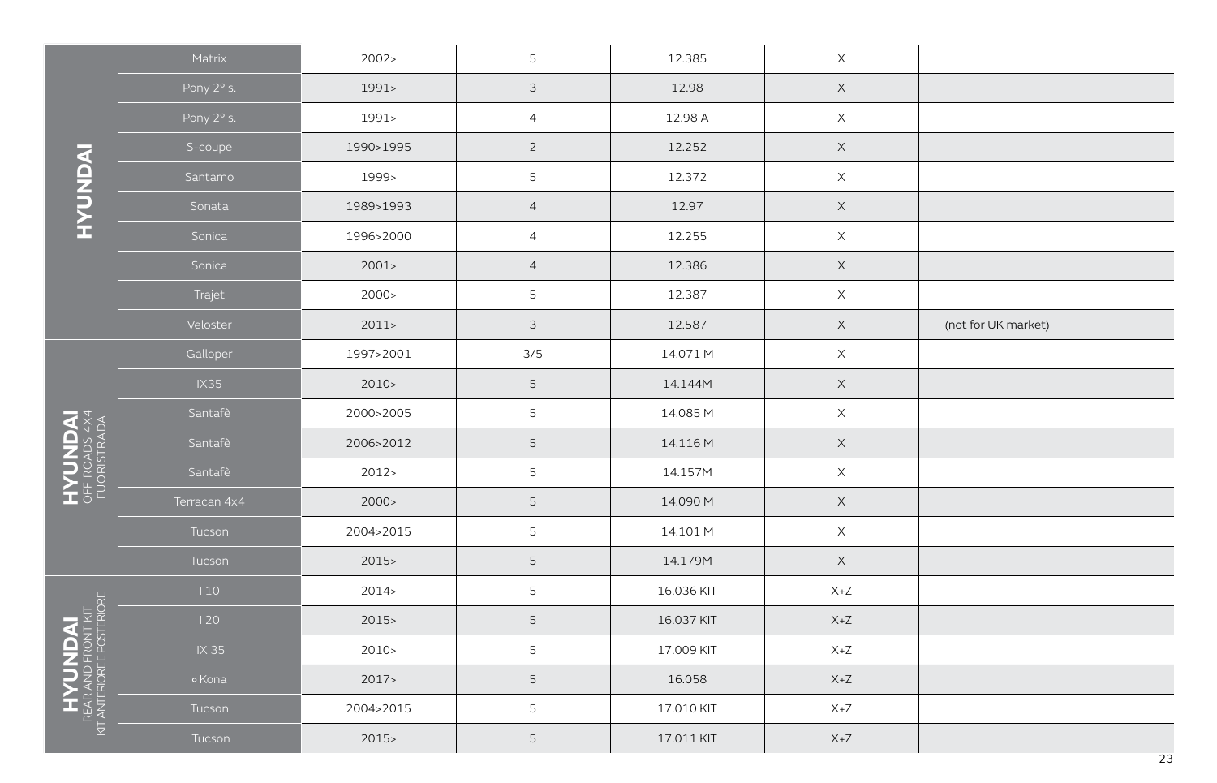| | Model | Years | Doors | Code | | | |
|---|---|---|---|---|---|---|---|
| HYUNDAI | Matrix | 2002> | 5 | 12.385 | X | | |
| | Pony 2° s. | 1991> | 3 | 12.98 | X | | |
| | Pony 2° s. | 1991> | 4 | 12.98 A | X | | |
| | S-coupe | 1990>1995 | 2 | 12.252 | X | | |
| | Santamo | 1999> | 5 | 12.372 | X | | |
| | Sonata | 1989>1993 | 4 | 12.97 | X | | |
| | Sonica | 1996>2000 | 4 | 12.255 | X | | |
| | Sonica | 2001> | 4 | 12.386 | X | | |
| | Trajet | 2000> | 5 | 12.387 | X | | |
| | Veloster | 2011> | 3 | 12.587 | X | (not for UK market) | |
| HYUNDAI OFF ROADS 4X4 FUORISTRADA | Galloper | 1997>2001 | 3/5 | 14.071 M | X | | |
| | IX35 | 2010> | 5 | 14.144M | X | | |
| | Santafè | 2000>2005 | 5 | 14.085 M | X | | |
| | Santafè | 2006>2012 | 5 | 14.116 M | X | | |
| | Santafè | 2012> | 5 | 14.157M | X | | |
| | Terracan 4x4 | 2000> | 5 | 14.090 M | X | | |
| | Tucson | 2004>2015 | 5 | 14.101 M | X | | |
| | Tucson | 2015> | 5 | 14.179M | X | | |
| HYUNDAI REAR AND FRONT KIT KIT ANTERIORE POSTERIORE | I 10 | 2014> | 5 | 16.036 KIT | X+Z | | |
| | I 20 | 2015> | 5 | 16.037 KIT | X+Z | | |
| | IX 35 | 2010> | 5 | 17.009 KIT | X+Z | | |
| | ∘ Kona | 2017> | 5 | 16.058 | X+Z | | |
| | Tucson | 2004>2015 | 5 | 17.010 KIT | X+Z | | |
| | Tucson | 2015> | 5 | 17.011 KIT | X+Z | | |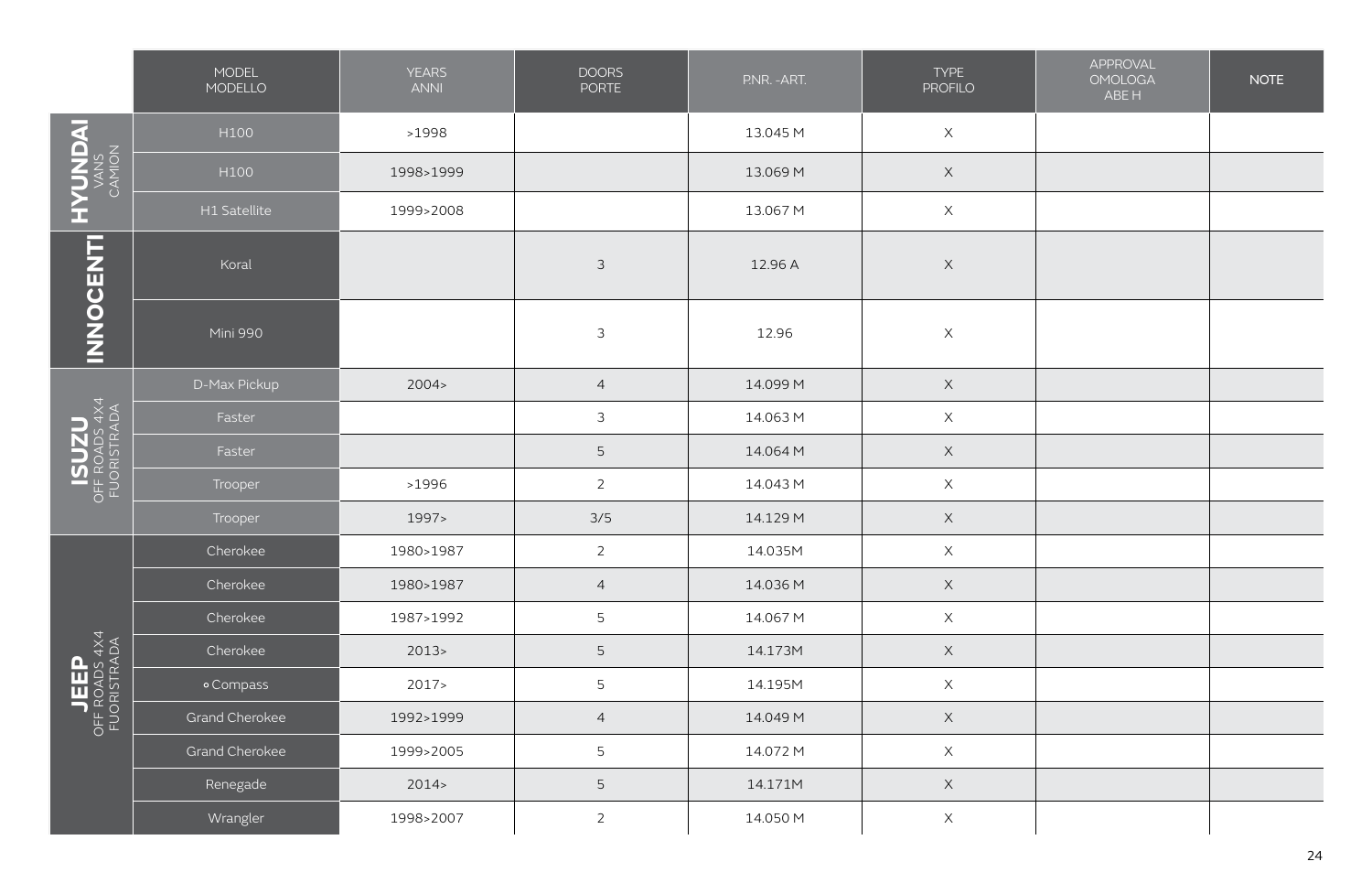| | MODEL MODELLO | YEARS ANNI | DOORS PORTE | P.NR. -ART. | TYPE PROFILO | APPROVAL OMOLOGA ABE H | NOTE |
|---|---|---|---|---|---|---|---|
| **HYUNDAI** VANS CAMION | H100 | >1998 | | 13.045 M | X | | |
| | H100 | 1998>1999 | | 13.069 M | X | | |
| | H1 Satellite | 1999>2008 | | 13.067 M | X | | |
| **INNOCENTI** | Koral | | 3 | 12.96 A | X | | |
| | Mini 990 | | 3 | 12.96 | X | | |
| **ISUZU** OFF ROADS 4X4 FUORISTRADA | D-Max Pickup | 2004> | 4 | 14.099 M | X | | |
| | Faster | | 3 | 14.063 M | X | | |
| | Faster | | 5 | 14.064 M | X | | |
| | Trooper | >1996 | 2 | 14.043 M | X | | |
| | Trooper | 1997> | 3/5 | 14.129 M | X | | |
| **JEEP** OFF ROADS 4X4 FUORISTRADA | Cherokee | 1980>1987 | 2 | 14.035M | X | | |
| | Cherokee | 1980>1987 | 4 | 14.036 M | X | | |
| | Cherokee | 1987>1992 | 5 | 14.067 M | X | | |
| | Cherokee | 2013> | 5 | 14.173M | X | | |
| | ∘ Compass | 2017> | 5 | 14.195M | X | | |
| | Grand Cherokee | 1992>1999 | 4 | 14.049 M | X | | |
| | Grand Cherokee | 1999>2005 | 5 | 14.072 M | X | | |
| | Renegade | 2014> | 5 | 14.171M | X | | |
| | Wrangler | 1998>2007 | 2 | 14.050 M | X | | |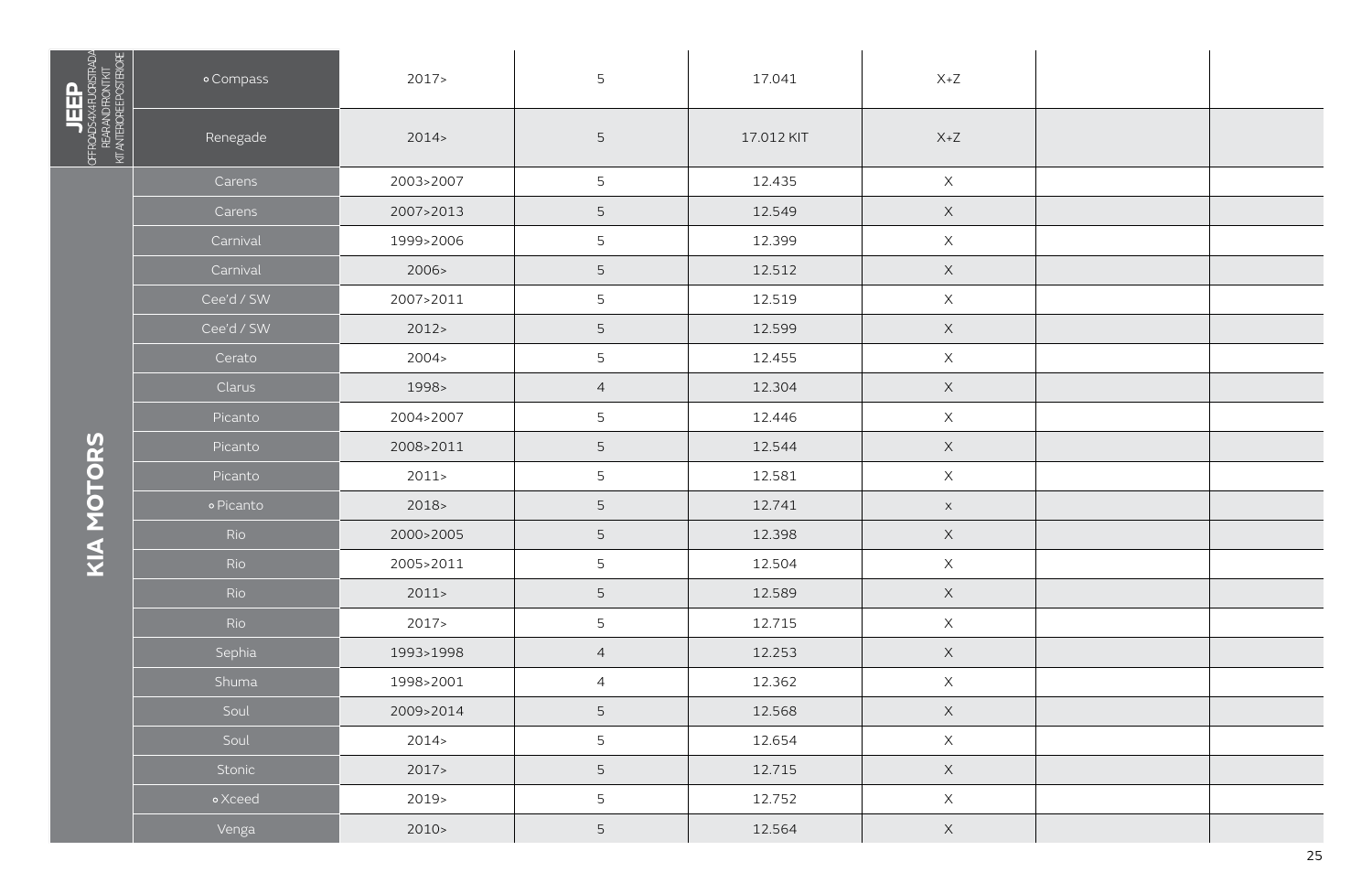| Brand | Model | Years | Doors | Code | Type | | |
|---|---|---|---|---|---|---|---|
| JEEP OFFROAD/SUV 4X4 FUORISTRADA REAR AND FRONT KIT KIT ANTERIORE E POSTERIORE | ∘ Compass | 2017> | 5 | 17.041 | X+Z | | |
| | Renegade | 2014> | 5 | 17.012 KIT | X+Z | | |
| KIA MOTORS | Carens | 2003>2007 | 5 | 12.435 | X | | |
| | Carens | 2007>2013 | 5 | 12.549 | X | | |
| | Carnival | 1999>2006 | 5 | 12.399 | X | | |
| | Carnival | 2006> | 5 | 12.512 | X | | |
| | Cee'd / SW | 2007>2011 | 5 | 12.519 | X | | |
| | Cee'd / SW | 2012> | 5 | 12.599 | X | | |
| | Cerato | 2004> | 5 | 12.455 | X | | |
| | Clarus | 1998> | 4 | 12.304 | X | | |
| | Picanto | 2004>2007 | 5 | 12.446 | X | | |
| | Picanto | 2008>2011 | 5 | 12.544 | X | | |
| | Picanto | 2011> | 5 | 12.581 | X | | |
| | ∘ Picanto | 2018> | 5 | 12.741 | X | | |
| | Rio | 2000>2005 | 5 | 12.398 | X | | |
| | Rio | 2005>2011 | 5 | 12.504 | X | | |
| | Rio | 2011> | 5 | 12.589 | X | | |
| | Rio | 2017> | 5 | 12.715 | X | | |
| | Sephia | 1993>1998 | 4 | 12.253 | X | | |
| | Shuma | 1998>2001 | 4 | 12.362 | X | | |
| | Soul | 2009>2014 | 5 | 12.568 | X | | |
| | Soul | 2014> | 5 | 12.654 | X | | |
| | Stonic | 2017> | 5 | 12.715 | X | | |
| | ∘ Xceed | 2019> | 5 | 12.752 | X | | |
| | Venga | 2010> | 5 | 12.564 | X | | |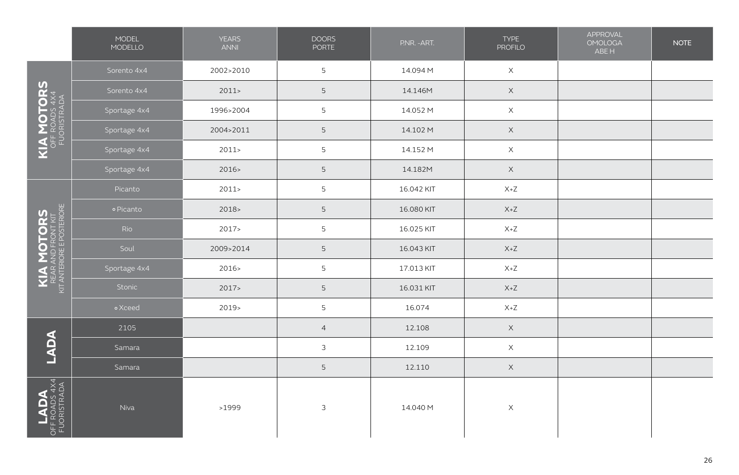| | MODEL MODELLO | YEARS ANNI | DOORS PORTE | P.NR. -ART. | TYPE PROFILO | APPROVAL OMOLOGA ABE H | NOTE |
|---|---|---|---|---|---|---|---|
| **KIA MOTORS** OFF ROADS 4X4 FUORISTRADA | Sorento 4x4 | 2002>2010 | 5 | 14.094 M | X | | |
| | Sorento 4x4 | 2011> | 5 | 14.146M | X | | |
| | Sportage 4x4 | 1996>2004 | 5 | 14.052 M | X | | |
| | Sportage 4x4 | 2004>2011 | 5 | 14.102 M | X | | |
| | Sportage 4x4 | 2011> | 5 | 14.152 M | X | | |
| | Sportage 4x4 | 2016> | 5 | 14.182M | X | | |
| **KIA MOTORS** REAR AND FRONT KIT KIT ANTERIORE E POSTERIORE | Picanto | 2011> | 5 | 16.042 KIT | X+Z | | |
| | ∘ Picanto | 2018> | 5 | 16.080 KIT | X+Z | | |
| | Rio | 2017> | 5 | 16.025 KIT | X+Z | | |
| | Soul | 2009>2014 | 5 | 16.043 KIT | X+Z | | |
| | Sportage 4x4 | 2016> | 5 | 17.013 KIT | X+Z | | |
| | Stonic | 2017> | 5 | 16.031 KIT | X+Z | | |
| | ∘ Xceed | 2019> | 5 | 16.074 | X+Z | | |
| **LADA** | 2105 | | 4 | 12.108 | X | | |
| | Samara | | 3 | 12.109 | X | | |
| | Samara | | 5 | 12.110 | X | | |
| **LADA** OFF ROADS 4X4 FUORISTRADA | Niva | >1999 | 3 | 14.040 M | X | | |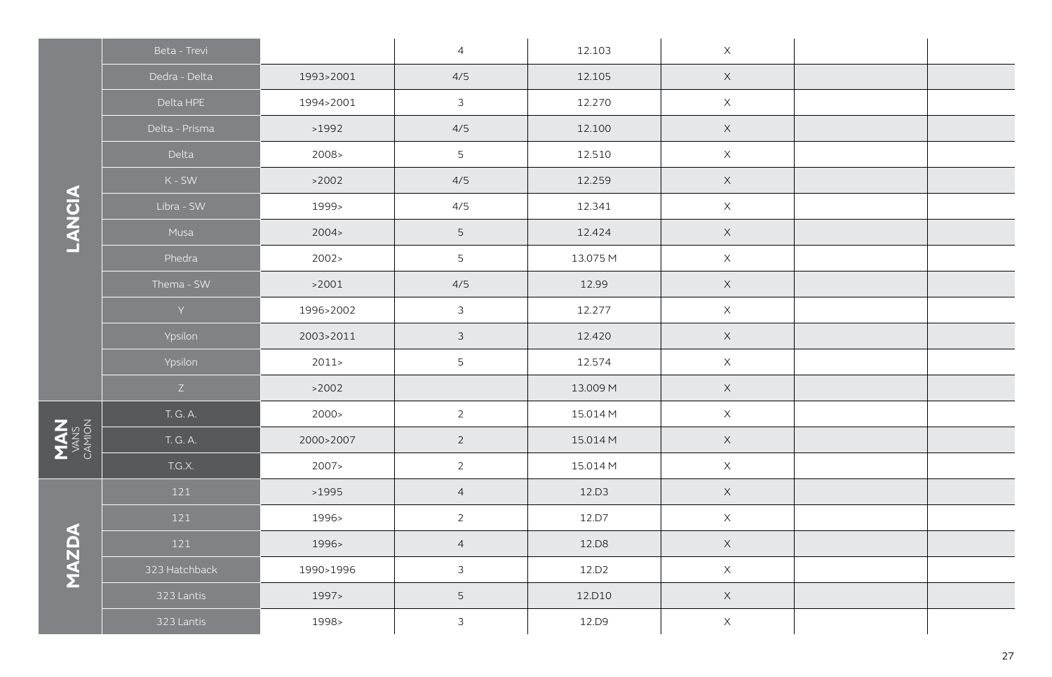| | | | | | | | |
|---|---|---|---|---|---|---|---|
| LANCIA | Beta - Trevi | | 4 | 12.103 | X | | |
| | Dedra - Delta | 1993>2001 | 4/5 | 12.105 | X | | |
| | Delta HPE | 1994>2001 | 3 | 12.270 | X | | |
| | Delta - Prisma | >1992 | 4/5 | 12.100 | X | | |
| | Delta | 2008> | 5 | 12.510 | X | | |
| | K - SW | >2002 | 4/5 | 12.259 | X | | |
| | Libra - SW | 1999> | 4/5 | 12.341 | X | | |
| | Musa | 2004> | 5 | 12.424 | X | | |
| | Phedra | 2002> | 5 | 13.075 M | X | | |
| | Thema - SW | >2001 | 4/5 | 12.99 | X | | |
| | Y | 1996>2002 | 3 | 12.277 | X | | |
| | Ypsilon | 2003>2011 | 3 | 12.420 | X | | |
| | Ypsilon | 2011> | 5 | 12.574 | X | | |
| | Z | >2002 | | 13.009 M | X | | |
| MAN VANS CAMION | T. G. A. | 2000> | 2 | 15.014 M | X | | |
| | T. G. A. | 2000>2007 | 2 | 15.014 M | X | | |
| | T.G.X. | 2007> | 2 | 15.014 M | X | | |
| MAZDA | 121 | >1995 | 4 | 12.D3 | X | | |
| | 121 | 1996> | 2 | 12.D7 | X | | |
| | 121 | 1996> | 4 | 12.D8 | X | | |
| | 323 Hatchback | 1990>1996 | 3 | 12.D2 | X | | |
| | 323 Lantis | 1997> | 5 | 12.D10 | X | | |
| | 323 Lantis | 1998> | 3 | 12.D9 | X | | |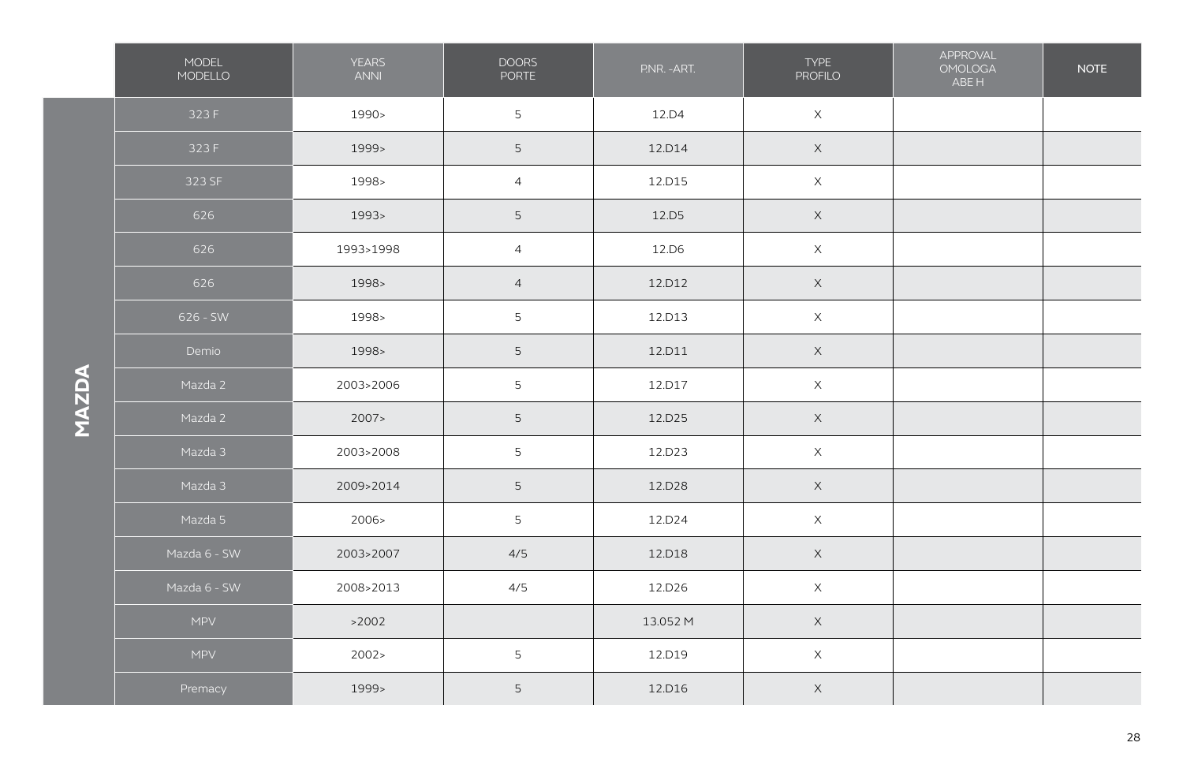| | MODEL MODELLO | YEARS ANNI | DOORS PORTE | P.NR. -ART. | TYPE PROFILO | APPROVAL OMOLOGA ABE H | NOTE |
|---|---|---|---|---|---|---|---|
| MAZDA | 323 F | 1990> | 5 | 12.D4 | X | | |
| | 323 F | 1999> | 5 | 12.D14 | X | | |
| | 323 SF | 1998> | 4 | 12.D15 | X | | |
| | 626 | 1993> | 5 | 12.D5 | X | | |
| | 626 | 1993>1998 | 4 | 12.D6 | X | | |
| | 626 | 1998> | 4 | 12.D12 | X | | |
| | 626 - SW | 1998> | 5 | 12.D13 | X | | |
| | Demio | 1998> | 5 | 12.D11 | X | | |
| | Mazda 2 | 2003>2006 | 5 | 12.D17 | X | | |
| | Mazda 2 | 2007> | 5 | 12.D25 | X | | |
| | Mazda 3 | 2003>2008 | 5 | 12.D23 | X | | |
| | Mazda 3 | 2009>2014 | 5 | 12.D28 | X | | |
| | Mazda 5 | 2006> | 5 | 12.D24 | X | | |
| | Mazda 6 - SW | 2003>2007 | 4/5 | 12.D18 | X | | |
| | Mazda 6 - SW | 2008>2013 | 4/5 | 12.D26 | X | | |
| | MPV | >2002 | | 13.052 M | X | | |
| | MPV | 2002> | 5 | 12.D19 | X | | |
| | Premacy | 1999> | 5 | 12.D16 | X | | |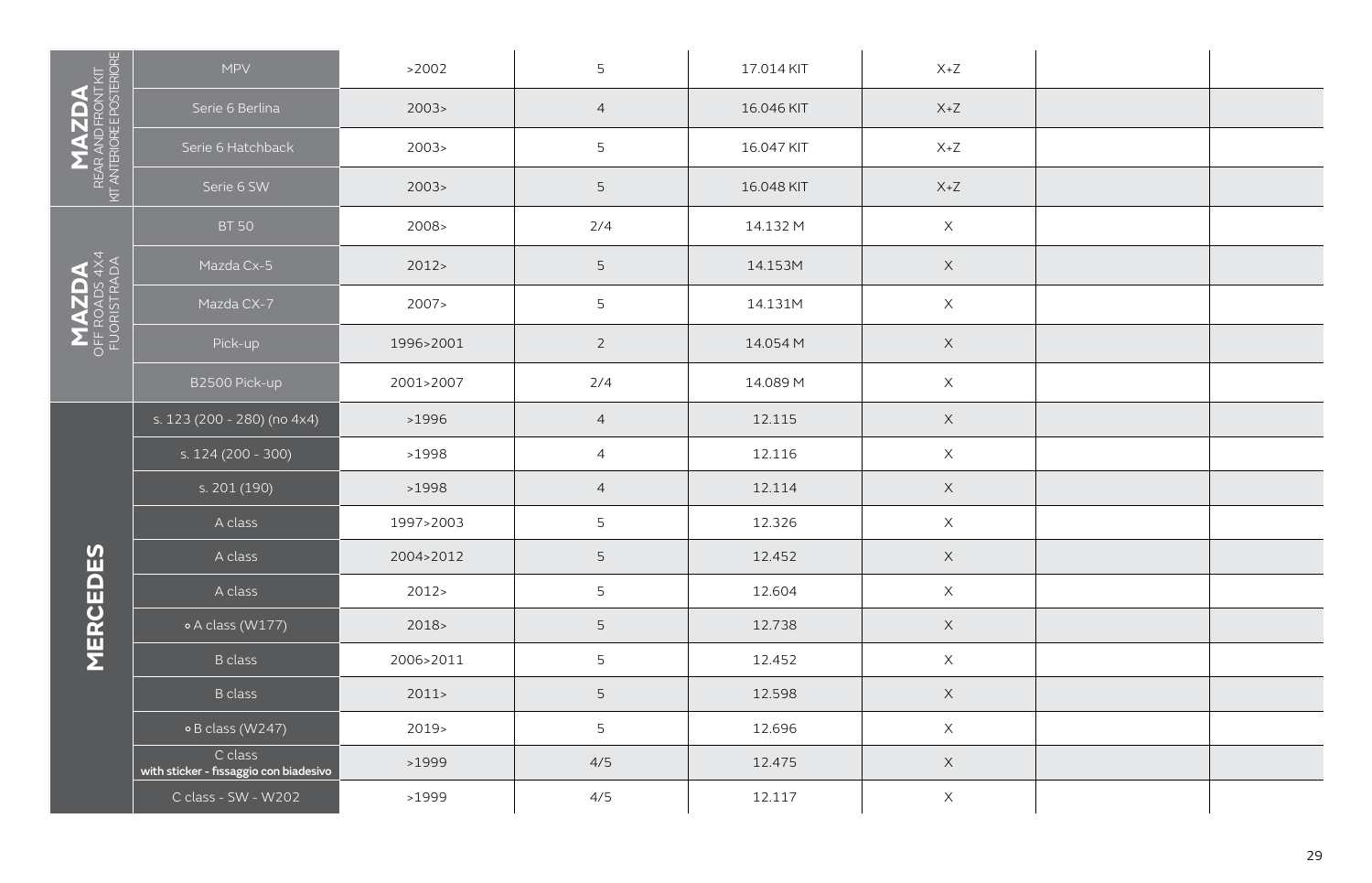| Brand | Model | Year | Doors | Code | | | |
|---|---|---|---|---|---|---|---|
| **MAZDA** REAR AND FRONT KIT / KIT ANTERIORE POSTERIORE | MPV | >2002 | 5 | 17.014 KIT | X+Z | | |
| | Serie 6 Berlina | 2003> | 4 | 16.046 KIT | X+Z | | |
| | Serie 6 Hatchback | 2003> | 5 | 16.047 KIT | X+Z | | |
| | Serie 6 SW | 2003> | 5 | 16.048 KIT | X+Z | | |
| **MAZDA** OFF ROADS 4X4 / FUORISTRADA | BT 50 | 2008> | 2/4 | 14.132 M | X | | |
| | Mazda Cx-5 | 2012> | 5 | 14.153M | X | | |
| | Mazda CX-7 | 2007> | 5 | 14.131M | X | | |
| | Pick-up | 1996>2001 | 2 | 14.054 M | X | | |
| | B2500 Pick-up | 2001>2007 | 2/4 | 14.089 M | X | | |
| **MERCEDES** | s. 123 (200 - 280) (no 4x4) | >1996 | 4 | 12.115 | X | | |
| | s. 124 (200 - 300) | >1998 | 4 | 12.116 | X | | |
| | s. 201 (190) | >1998 | 4 | 12.114 | X | | |
| | A class | 1997>2003 | 5 | 12.326 | X | | |
| | A class | 2004>2012 | 5 | 12.452 | X | | |
| | A class | 2012> | 5 | 12.604 | X | | |
| | ∘ A class (W177) | 2018> | 5 | 12.738 | X | | |
| | B class | 2006>2011 | 5 | 12.452 | X | | |
| | B class | 2011> | 5 | 12.598 | X | | |
| | ∘ B class (W247) | 2019> | 5 | 12.696 | X | | |
| | C class **with sticker - fissaggio con biadesivo** | >1999 | 4/5 | 12.475 | X | | |
| | C class - SW - W202 | >1999 | 4/5 | 12.117 | X | | |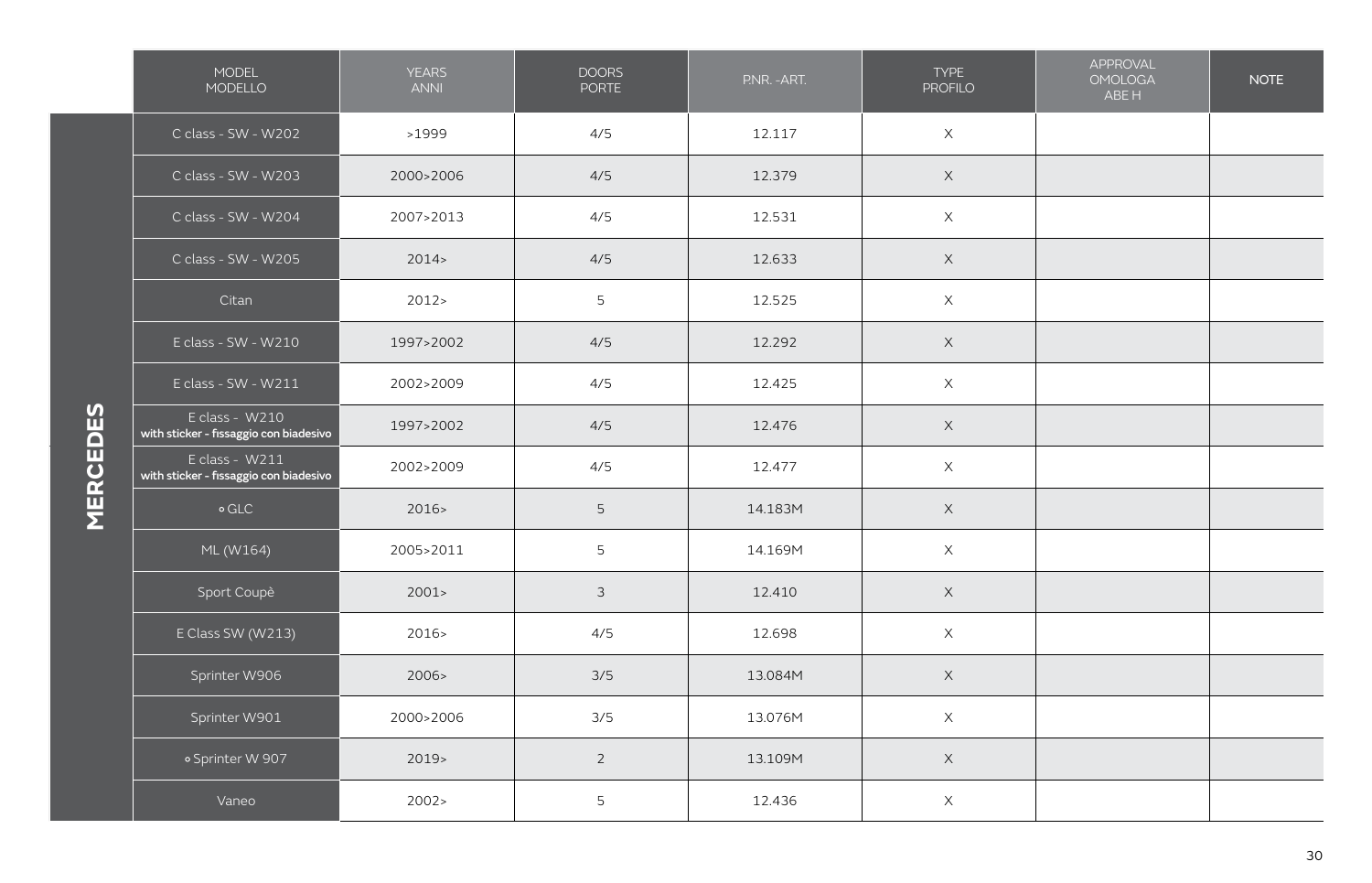| | MODEL MODELLO | YEARS ANNI | DOORS PORTE | P.NR. -ART. | TYPE PROFILO | APPROVAL OMOLOGA ABE H | NOTE |
|---|---|---|---|---|---|---|---|
| MERCEDES | C class - SW - W202 | >1999 | 4/5 | 12.117 | X | | |
| | C class - SW - W203 | 2000>2006 | 4/5 | 12.379 | X | | |
| | C class - SW - W204 | 2007>2013 | 4/5 | 12.531 | X | | |
| | C class - SW - W205 | 2014> | 4/5 | 12.633 | X | | |
| | Citan | 2012> | 5 | 12.525 | X | | |
| | E class - SW - W210 | 1997>2002 | 4/5 | 12.292 | X | | |
| | E class - SW - W211 | 2002>2009 | 4/5 | 12.425 | X | | |
| | E class - W210 **with sticker - fissaggio con biadesivo** | 1997>2002 | 4/5 | 12.476 | X | | |
| | E class - W211 **with sticker - fissaggio con biadesivo** | 2002>2009 | 4/5 | 12.477 | X | | |
| | ∘ GLC | 2016> | 5 | 14.183M | X | | |
| | ML (W164) | 2005>2011 | 5 | 14.169M | X | | |
| | Sport Coupè | 2001> | 3 | 12.410 | X | | |
| | E Class SW (W213) | 2016> | 4/5 | 12.698 | X | | |
| | Sprinter W906 | 2006> | 3/5 | 13.084M | X | | |
| | Sprinter W901 | 2000>2006 | 3/5 | 13.076M | X | | |
| | ∘ Sprinter W 907 | 2019> | 2 | 13.109M | X | | |
| | Vaneo | 2002> | 5 | 12.436 | X | | |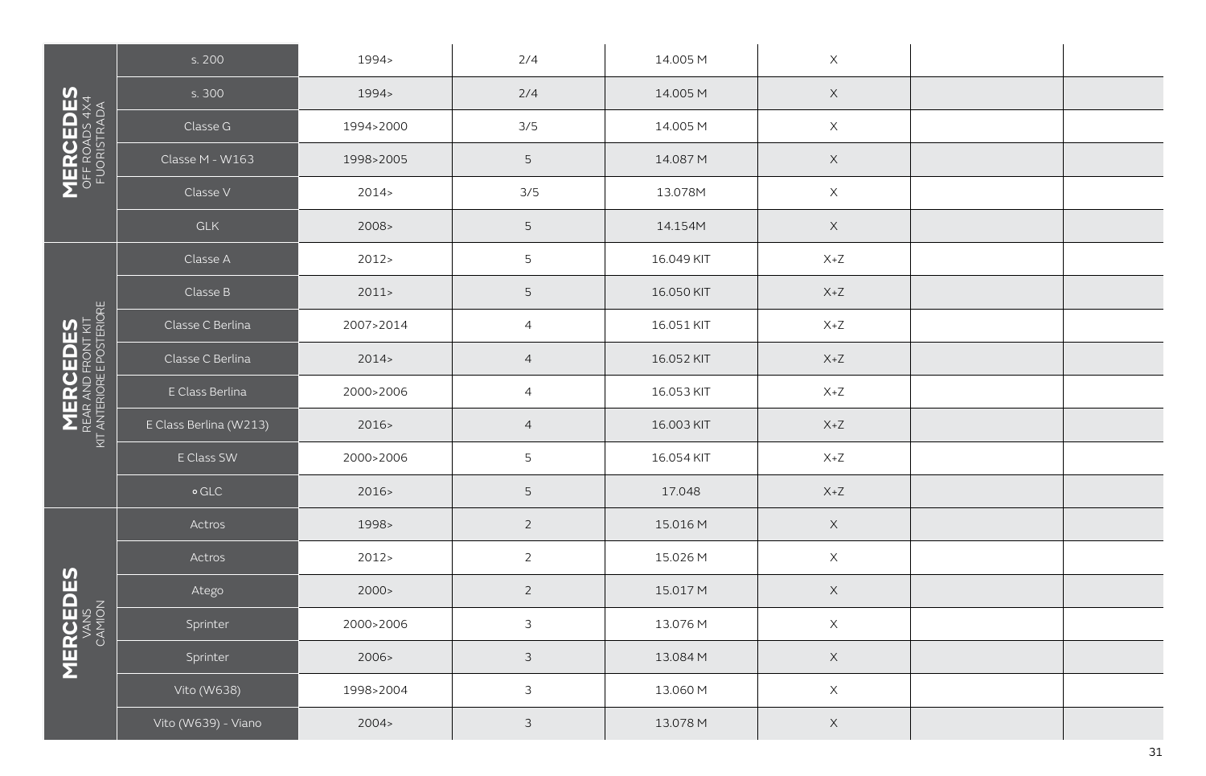| | | | | | | | |
|---|---|---|---|---|---|---|---|
| **MERCEDES** OFF ROADS 4X4 FUORISTRADA | s. 200 | 1994> | 2/4 | 14.005 M | X | | |
| | s. 300 | 1994> | 2/4 | 14.005 M | X | | |
| | Classe G | 1994>2000 | 3/5 | 14.005 M | X | | |
| | Classe M - W163 | 1998>2005 | 5 | 14.087 M | X | | |
| | Classe V | 2014> | 3/5 | 13.078M | X | | |
| | GLK | 2008> | 5 | 14.154M | X | | |
| **MERCEDES** REAR AND FRONT KIT KIT ANTERIORE E POSTERIORE | Classe A | 2012> | 5 | 16.049 KIT | X+Z | | |
| | Classe B | 2011> | 5 | 16.050 KIT | X+Z | | |
| | Classe C Berlina | 2007>2014 | 4 | 16.051 KIT | X+Z | | |
| | Classe C Berlina | 2014> | 4 | 16.052 KIT | X+Z | | |
| | E Class Berlina | 2000>2006 | 4 | 16.053 KIT | X+Z | | |
| | E Class Berlina (W213) | 2016> | 4 | 16.003 KIT | X+Z | | |
| | E Class SW | 2000>2006 | 5 | 16.054 KIT | X+Z | | |
| | • GLC | 2016> | 5 | 17.048 | X+Z | | |
| **MERCEDES** VANS CAMION | Actros | 1998> | 2 | 15.016 M | X | | |
| | Actros | 2012> | 2 | 15.026 M | X | | |
| | Atego | 2000> | 2 | 15.017 M | X | | |
| | Sprinter | 2000>2006 | 3 | 13.076 M | X | | |
| | Sprinter | 2006> | 3 | 13.084 M | X | | |
| | Vito (W638) | 1998>2004 | 3 | 13.060 M | X | | |
| | Vito (W639) - Viano | 2004> | 3 | 13.078 M | X | | |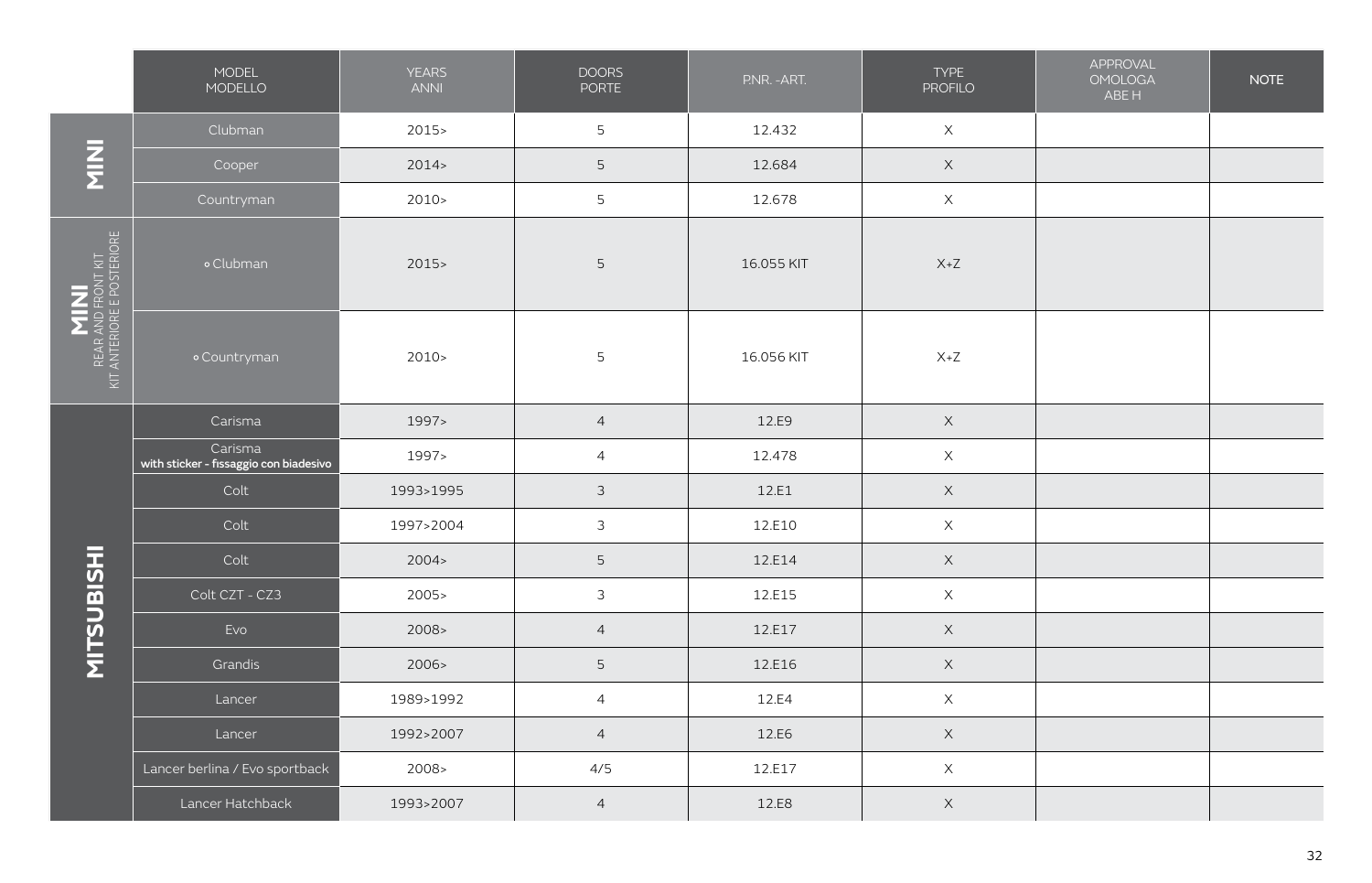| | MODEL MODELLO | YEARS ANNI | DOORS PORTE | P.NR. -ART. | TYPE PROFILO | APPROVAL OMOLOGA ABE H | NOTE |
|---|---|---|---|---|---|---|---|
| MINI | Clubman | 2015> | 5 | 12.432 | X | | |
| | Cooper | 2014> | 5 | 12.684 | X | | |
| | Countryman | 2010> | 5 | 12.678 | X | | |
| MINI REAR AND FRONT KIT KIT ANTERIORE E POSTERIORE | ∘ Clubman | 2015> | 5 | 16.055 KIT | X+Z | | |
| | ∘ Countryman | 2010> | 5 | 16.056 KIT | X+Z | | |
| MITSUBISHI | Carisma | 1997> | 4 | 12.E9 | X | | |
| | Carisma **with sticker - fissaggio con biadesivo** | 1997> | 4 | 12.478 | X | | |
| | Colt | 1993>1995 | 3 | 12.E1 | X | | |
| | Colt | 1997>2004 | 3 | 12.E10 | X | | |
| | Colt | 2004> | 5 | 12.E14 | X | | |
| | Colt CZT - CZ3 | 2005> | 3 | 12.E15 | X | | |
| | Evo | 2008> | 4 | 12.E17 | X | | |
| | Grandis | 2006> | 5 | 12.E16 | X | | |
| | Lancer | 1989>1992 | 4 | 12.E4 | X | | |
| | Lancer | 1992>2007 | 4 | 12.E6 | X | | |
| | Lancer berlina / Evo sportback | 2008> | 4/5 | 12.E17 | X | | |
| | Lancer Hatchback | 1993>2007 | 4 | 12.E8 | X | | |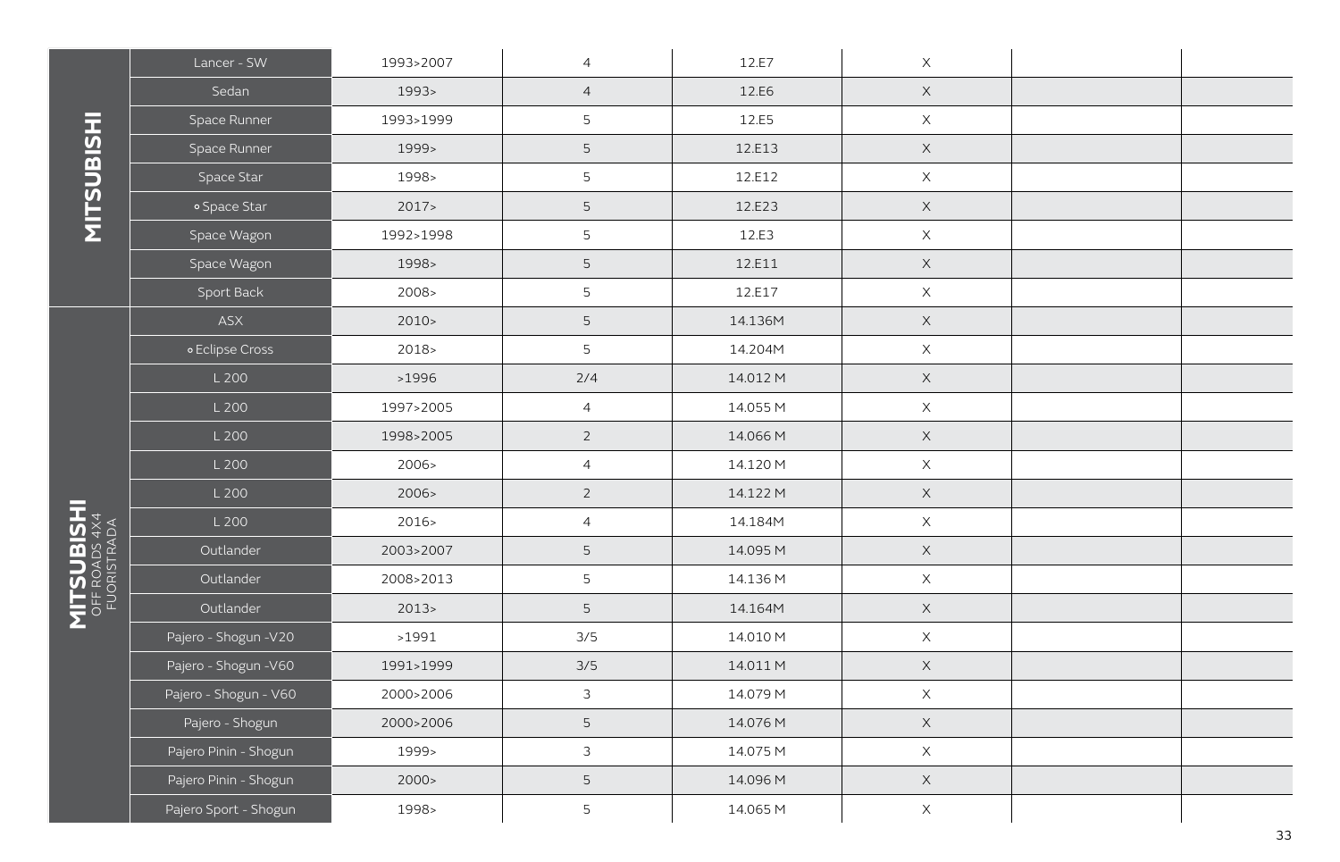| | | | | | | | |
|---|---|---|---|---|---|---|---|
| MITSUBISHI | Lancer - SW | 1993>2007 | 4 | 12.E7 | X | | |
| | Sedan | 1993> | 4 | 12.E6 | X | | |
| | Space Runner | 1993>1999 | 5 | 12.E5 | X | | |
| | Space Runner | 1999> | 5 | 12.E13 | X | | |
| | Space Star | 1998> | 5 | 12.E12 | X | | |
| | ∘ Space Star | 2017> | 5 | 12.E23 | X | | |
| | Space Wagon | 1992>1998 | 5 | 12.E3 | X | | |
| | Space Wagon | 1998> | 5 | 12.E11 | X | | |
| | Sport Back | 2008> | 5 | 12.E17 | X | | |
| MITSUBISHI OFF ROADS 4X4 FUORISTRADA | ASX | 2010> | 5 | 14.136M | X | | |
| | ∘ Eclipse Cross | 2018> | 5 | 14.204M | X | | |
| | L 200 | >1996 | 2/4 | 14.012 M | X | | |
| | L 200 | 1997>2005 | 4 | 14.055 M | X | | |
| | L 200 | 1998>2005 | 2 | 14.066 M | X | | |
| | L 200 | 2006> | 4 | 14.120 M | X | | |
| | L 200 | 2006> | 2 | 14.122 M | X | | |
| | L 200 | 2016> | 4 | 14.184M | X | | |
| | Outlander | 2003>2007 | 5 | 14.095 M | X | | |
| | Outlander | 2008>2013 | 5 | 14.136 M | X | | |
| | Outlander | 2013> | 5 | 14.164M | X | | |
| | Pajero - Shogun -V20 | >1991 | 3/5 | 14.010 M | X | | |
| | Pajero - Shogun -V60 | 1991>1999 | 3/5 | 14.011 M | X | | |
| | Pajero - Shogun - V60 | 2000>2006 | 3 | 14.079 M | X | | |
| | Pajero - Shogun | 2000>2006 | 5 | 14.076 M | X | | |
| | Pajero Pinin - Shogun | 1999> | 3 | 14.075 M | X | | |
| | Pajero Pinin - Shogun | 2000> | 5 | 14.096 M | X | | |
| | Pajero Sport - Shogun | 1998> | 5 | 14.065 M | X | | |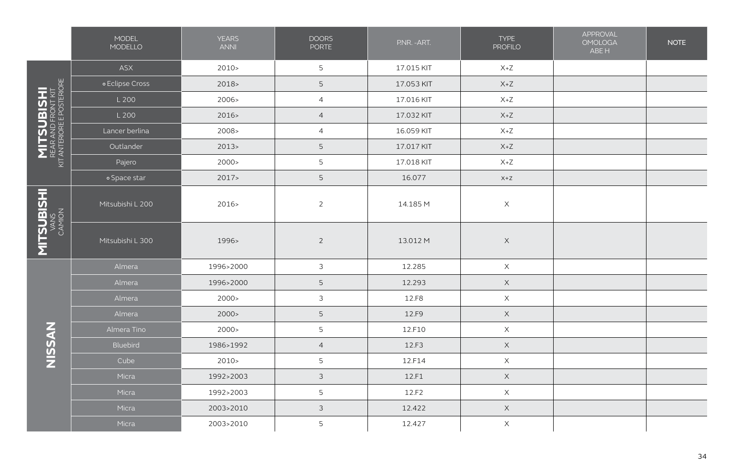| | MODEL<br>MODELLO | YEARS<br>ANNI | DOORS<br>PORTE | P.NR. - ART. | TYPE<br>PROFILO | APPROVAL<br>OMOLOGA<br>ABE H | NOTE |
|---|---|---|---|---|---|---|---|
| **MITSUBISHI** REAR AND FRONT KIT / KIT ANTERIORE E POSTERIORE | ASX | 2010> | 5 | 17.015 KIT | X+Z | | |
| | • Eclipse Cross | 2018> | 5 | 17.053 KIT | X+Z | | |
| | L 200 | 2006> | 4 | 17.016 KIT | X+Z | | |
| | L 200 | 2016> | 4 | 17.032 KIT | X+Z | | |
| | Lancer berlina | 2008> | 4 | 16.059 KIT | X+Z | | |
| | Outlander | 2013> | 5 | 17.017 KIT | X+Z | | |
| | Pajero | 2000> | 5 | 17.018 KIT | X+Z | | |
| | • Space star | 2017> | 5 | 16.077 | x+z | | |
| **MITSUBISHI** VANS / CAMION | Mitsubishi L 200 | 2016> | 2 | 14.185 M | X | | |
| | Mitsubishi L 300 | 1996> | 2 | 13.012 M | X | | |
| **NISSAN** | Almera | 1996>2000 | 3 | 12.285 | X | | |
| | Almera | 1996>2000 | 5 | 12.293 | X | | |
| | Almera | 2000> | 3 | 12.F8 | X | | |
| | Almera | 2000> | 5 | 12.F9 | X | | |
| | Almera Tino | 2000> | 5 | 12.F10 | X | | |
| | Bluebird | 1986>1992 | 4 | 12.F3 | X | | |
| | Cube | 2010> | 5 | 12.F14 | X | | |
| | Micra | 1992>2003 | 3 | 12.F1 | X | | |
| | Micra | 1992>2003 | 5 | 12.F2 | X | | |
| | Micra | 2003>2010 | 3 | 12.422 | X | | |
| | Micra | 2003>2010 | 5 | 12.427 | X | | |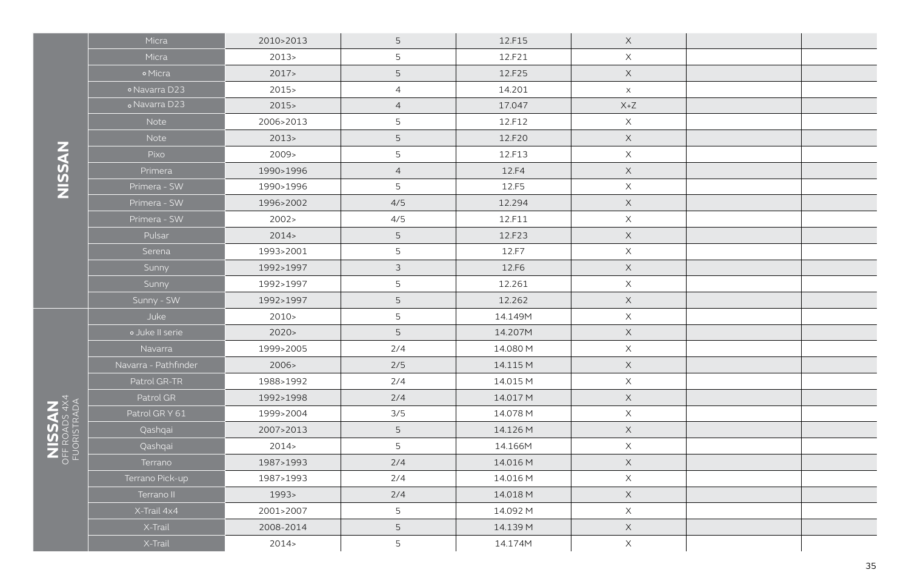| | Model | Years | Doors | Code | | | |
|---|---|---|---|---|---|---|---|
| **NISSAN** | Micra | 2010>2013 | 5 | 12.F15 | X | | |
| | Micra | 2013> | 5 | 12.F21 | X | | |
| | ∘ Micra | 2017> | 5 | 12.F25 | X | | |
| | ∘ Navarra D23 | 2015> | 4 | 14.201 | x | | |
| | ∘ Navarra D23 | 2015> | 4 | 17.047 | X+Z | | |
| | Note | 2006>2013 | 5 | 12.F12 | X | | |
| | Note | 2013> | 5 | 12.F20 | X | | |
| | Pixo | 2009> | 5 | 12.F13 | X | | |
| | Primera | 1990>1996 | 4 | 12.F4 | X | | |
| | Primera - SW | 1990>1996 | 5 | 12.F5 | X | | |
| | Primera - SW | 1996>2002 | 4/5 | 12.294 | X | | |
| | Primera - SW | 2002> | 4/5 | 12.F11 | X | | |
| | Pulsar | 2014> | 5 | 12.F23 | X | | |
| | Serena | 1993>2001 | 5 | 12.F7 | X | | |
| | Sunny | 1992>1997 | 3 | 12.F6 | X | | |
| | Sunny | 1992>1997 | 5 | 12.261 | X | | |
| | Sunny - SW | 1992>1997 | 5 | 12.262 | X | | |
| **NISSAN** OFF ROADS 4X4 FUORISTRADA | Juke | 2010> | 5 | 14.149M | X | | |
| | ∘ Juke II serie | 2020> | 5 | 14.207M | X | | |
| | Navarra | 1999>2005 | 2/4 | 14.080 M | X | | |
| | Navarra - Pathfinder | 2006> | 2/5 | 14.115 M | X | | |
| | Patrol GR-TR | 1988>1992 | 2/4 | 14.015 M | X | | |
| | Patrol GR | 1992>1998 | 2/4 | 14.017 M | X | | |
| | Patrol GR Y 61 | 1999>2004 | 3/5 | 14.078 M | X | | |
| | Qashqai | 2007>2013 | 5 | 14.126 M | X | | |
| | Qashqai | 2014> | 5 | 14.166M | X | | |
| | Terrano | 1987>1993 | 2/4 | 14.016 M | X | | |
| | Terrano Pick-up | 1987>1993 | 2/4 | 14.016 M | X | | |
| | Terrano II | 1993> | 2/4 | 14.018 M | X | | |
| | X-Trail 4x4 | 2001>2007 | 5 | 14.092 M | X | | |
| | X-Trail | 2008-2014 | 5 | 14.139 M | X | | |
| | X-Trail | 2014> | 5 | 14.174M | X | | |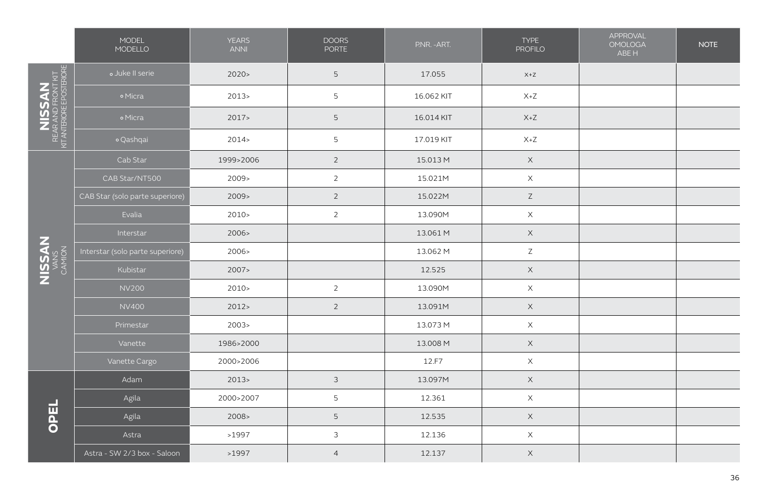| | MODEL<br>MODELLO | YEARS<br>ANNI | DOORS<br>PORTE | P.NR. -ART. | TYPE<br>PROFILO | APPROVAL<br>OMOLOGA<br>ABE H | NOTE |
|---|---|---|---|---|---|---|---|
| **NISSAN** REAR AND FRONT KIT / KIT ANTERIORE E POSTERIORE | ∘ Juke II serie | 2020> | 5 | 17.055 | X+Z | | |
| | ∘ Micra | 2013> | 5 | 16.062 KIT | X+Z | | |
| | ∘ Micra | 2017> | 5 | 16.014 KIT | X+Z | | |
| | ∘ Qashqai | 2014> | 5 | 17.019 KIT | X+Z | | |
| **NISSAN** VANS / CAMION | Cab Star | 1999>2006 | 2 | 15.013 M | X | | |
| | CAB Star/NT500 | 2009> | 2 | 15.021M | X | | |
| | CAB Star (solo parte superiore) | 2009> | 2 | 15.022M | Z | | |
| | Evalia | 2010> | 2 | 13.090M | X | | |
| | Interstar | 2006> | | 13.061 M | X | | |
| | Interstar (solo parte superiore) | 2006> | | 13.062 M | Z | | |
| | Kubistar | 2007> | | 12.525 | X | | |
| | NV200 | 2010> | 2 | 13.090M | X | | |
| | NV400 | 2012> | 2 | 13.091M | X | | |
| | Primestar | 2003> | | 13.073 M | X | | |
| | Vanette | 1986>2000 | | 13.008 M | X | | |
| | Vanette Cargo | 2000>2006 | | 12.F7 | X | | |
| **OPEL** | Adam | 2013> | 3 | 13.097M | X | | |
| | Agila | 2000>2007 | 5 | 12.361 | X | | |
| | Agila | 2008> | 5 | 12.535 | X | | |
| | Astra | >1997 | 3 | 12.136 | X | | |
| | Astra - SW 2/3 box - Saloon | >1997 | 4 | 12.137 | X | | |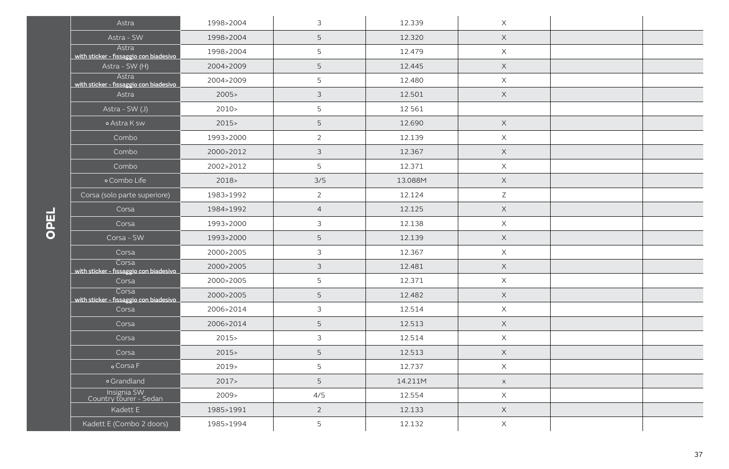| OPEL | | | | | | | |
|---|---|---|---|---|---|---|---|
| | Astra | 1998>2004 | 3 | 12.339 | X | | |
| | Astra - SW | 1998>2004 | 5 | 12.320 | X | | |
| | Astra with sticker - fissaggio con biadesivo | 1998>2004 | 5 | 12.479 | X | | |
| | Astra - SW (H) | 2004>2009 | 5 | 12.445 | X | | |
| | Astra with sticker - fissaggio con biadesivo | 2004>2009 | 5 | 12.480 | X | | |
| | Astra | 2005> | 3 | 12.501 | X | | |
| | Astra - SW (J) | 2010> | 5 | 12 561 | | | |
| | ◦ Astra K sw | 2015> | 5 | 12.690 | X | | |
| | Combo | 1993>2000 | 2 | 12.139 | X | | |
| | Combo | 2000>2012 | 3 | 12.367 | X | | |
| | Combo | 2002>2012 | 5 | 12.371 | X | | |
| | ◦ Combo Life | 2018> | 3/5 | 13.088M | X | | |
| | Corsa (solo parte superiore) | 1983>1992 | 2 | 12.124 | Z | | |
| | Corsa | 1984>1992 | 4 | 12.125 | X | | |
| | Corsa | 1993>2000 | 3 | 12.138 | X | | |
| | Corsa - SW | 1993>2000 | 5 | 12.139 | X | | |
| | Corsa | 2000>2005 | 3 | 12.367 | X | | |
| | Corsa with sticker - fissaggio con biadesivo | 2000>2005 | 3 | 12.481 | X | | |
| | Corsa | 2000>2005 | 5 | 12.371 | X | | |
| | Corsa with sticker - fissaggio con biadesivo | 2000>2005 | 5 | 12.482 | X | | |
| | Corsa | 2006>2014 | 3 | 12.514 | X | | |
| | Corsa | 2006>2014 | 5 | 12.513 | X | | |
| | Corsa | 2015> | 3 | 12.514 | X | | |
| | Corsa | 2015> | 5 | 12.513 | X | | |
| | ◦ Corsa F | 2019> | 5 | 12.737 | X | | |
| | ◦ Grandland | 2017> | 5 | 14.211M | x | | |
| | Insignia SW Country Tourer - Sedan | 2009> | 4/5 | 12.554 | X | | |
| | Kadett E | 1985>1991 | 2 | 12.133 | X | | |
| | Kadett E (Combo 2 doors) | 1985>1994 | 5 | 12.132 | X | | |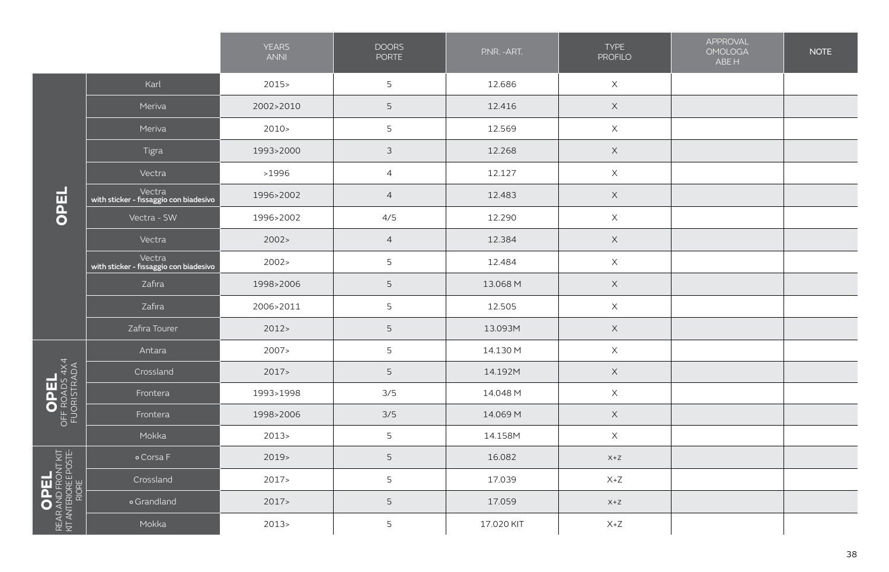| | | YEARS ANNI | DOORS PORTE | P.NR. - ART. | TYPE PROFILO | APPROVAL OMOLOGA ABE H | NOTE |
|---|---|---|---|---|---|---|---|
| **OPEL** | Karl | 2015> | 5 | 12.686 | X | | |
| | Meriva | 2002>2010 | 5 | 12.416 | X | | |
| | Meriva | 2010> | 5 | 12.569 | X | | |
| | Tigra | 1993>2000 | 3 | 12.268 | X | | |
| | Vectra | >1996 | 4 | 12.127 | X | | |
| | Vectra **with sticker - fissaggio con biadesivo** | 1996>2002 | 4 | 12.483 | X | | |
| | Vectra - SW | 1996>2002 | 4/5 | 12.290 | X | | |
| | Vectra | 2002> | 4 | 12.384 | X | | |
| | Vectra **with sticker - fissaggio con biadesivo** | 2002> | 5 | 12.484 | X | | |
| | Zafira | 1998>2006 | 5 | 13.068 M | X | | |
| | Zafira | 2006>2011 | 5 | 12.505 | X | | |
| | Zafira Tourer | 2012> | 5 | 13.093M | X | | |
| **OPEL** OFF ROADS 4X4 FUORISTRADA | Antara | 2007> | 5 | 14.130 M | X | | |
| | Crossland | 2017> | 5 | 14.192M | X | | |
| | Frontera | 1993>1998 | 3/5 | 14.048 M | X | | |
| | Frontera | 1998>2006 | 3/5 | 14.069 M | X | | |
| | Mokka | 2013> | 5 | 14.158M | X | | |
| **OPEL** REAR AND FRONT KIT KIT ANTERIORE E POSTERIORE | ∘ Corsa F | 2019> | 5 | 16.082 | X+Z | | |
| | Crossland | 2017> | 5 | 17.039 | X+Z | | |
| | ∘ Grandland | 2017> | 5 | 17.059 | X+Z | | |
| | Mokka | 2013> | 5 | 17.020 KIT | X+Z | | |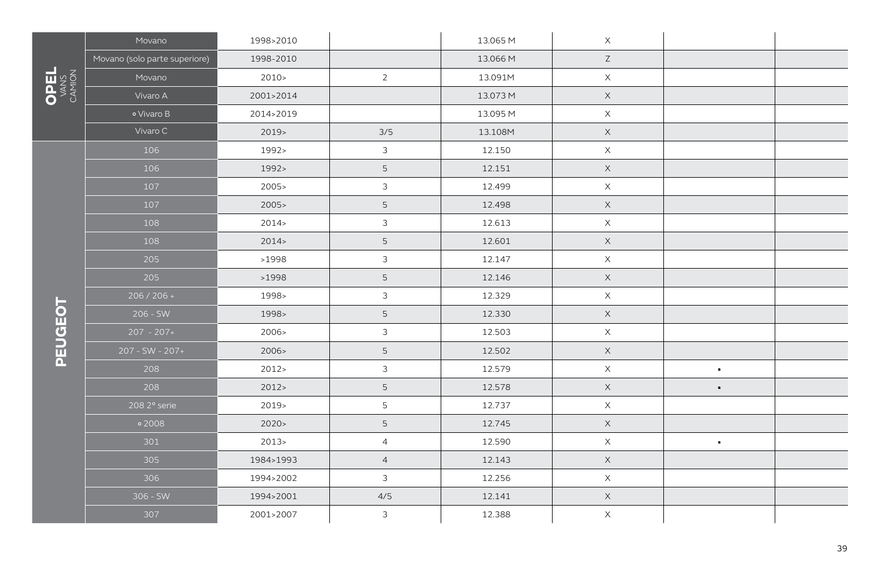| Marca | Modello | Anno | Porte | Codice | | | |
|---|---|---|---|---|---|---|---|
| OPEL VANS CAMION | Movano | 1998>2010 | | 13.065 M | X | | |
| | Movano (solo parte superiore) | 1998>2010 | | 13.066 M | Z | | |
| | Movano | 2010> | 2 | 13.091M | X | | |
| | Vivaro A | 2001>2014 | | 13.073 M | X | | |
| | ∘ Vivaro B | 2014>2019 | | 13.095 M | X | | |
| | Vivaro C | 2019> | 3/5 | 13.108M | X | | |
| PEUGEOT | 106 | 1992> | 3 | 12.150 | X | | |
| | 106 | 1992> | 5 | 12.151 | X | | |
| | 107 | 2005> | 3 | 12.499 | X | | |
| | 107 | 2005> | 5 | 12.498 | X | | |
| | 108 | 2014> | 3 | 12.613 | X | | |
| | 108 | 2014> | 5 | 12.601 | X | | |
| | 205 | >1998 | 3 | 12.147 | X | | |
| | 205 | >1998 | 5 | 12.146 | X | | |
| | 206 / 206 + | 1998> | 3 | 12.329 | X | | |
| | 206 - SW | 1998> | 5 | 12.330 | X | | |
| | 207 - 207+ | 2006> | 3 | 12.503 | X | | |
| | 207 - SW - 207+ | 2006> | 5 | 12.502 | X | | |
| | 208 | 2012> | 3 | 12.579 | X | ▪ | |
| | 208 | 2012> | 5 | 12.578 | X | ▪ | |
| | 208 2° serie | 2019> | 5 | 12.737 | X | | |
| | ∘ 2008 | 2020> | 5 | 12.745 | X | | |
| | 301 | 2013> | 4 | 12.590 | X | ▪ | |
| | 305 | 1984>1993 | 4 | 12.143 | X | | |
| | 306 | 1994>2002 | 3 | 12.256 | X | | |
| | 306 - SW | 1994>2001 | 4/5 | 12.141 | X | | |
| | 307 | 2001>2007 | 3 | 12.388 | X | | |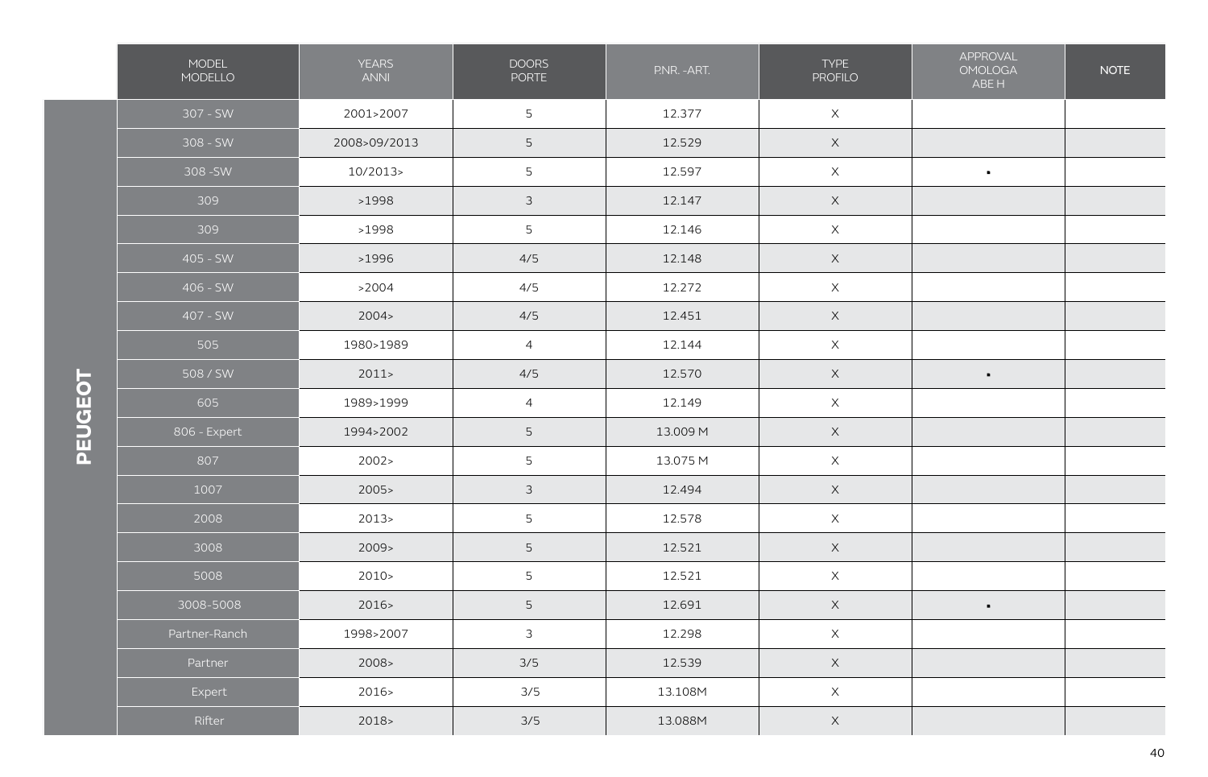# PEUGEOT

| MODEL MODELLO | YEARS ANNI | DOORS PORTE | PNR. - ART. | TYPE PROFILO | APPROVAL OMOLOGA ABE H | NOTE |
|---|---|---|---|---|---|---|
| 307 - SW | 2001>2007 | 5 | 12.377 | X | | |
| 308 - SW | 2008>09/2013 | 5 | 12.529 | X | | |
| 308 -SW | 10/2013> | 5 | 12.597 | X | ▪ | |
| 309 | >1998 | 3 | 12.147 | X | | |
| 309 | >1998 | 5 | 12.146 | X | | |
| 405 - SW | >1996 | 4/5 | 12.148 | X | | |
| 406 - SW | >2004 | 4/5 | 12.272 | X | | |
| 407 - SW | 2004> | 4/5 | 12.451 | X | | |
| 505 | 1980>1989 | 4 | 12.144 | X | | |
| 508 / SW | 2011> | 4/5 | 12.570 | X | ▪ | |
| 605 | 1989>1999 | 4 | 12.149 | X | | |
| 806 - Expert | 1994>2002 | 5 | 13.009 M | X | | |
| 807 | 2002> | 5 | 13.075 M | X | | |
| 1007 | 2005> | 3 | 12.494 | X | | |
| 2008 | 2013> | 5 | 12.578 | X | | |
| 3008 | 2009> | 5 | 12.521 | X | | |
| 5008 | 2010> | 5 | 12.521 | X | | |
| 3008-5008 | 2016> | 5 | 12.691 | X | ▪ | |
| Partner-Ranch | 1998>2007 | 3 | 12.298 | X | | |
| Partner | 2008> | 3/5 | 12.539 | X | | |
| Expert | 2016> | 3/5 | 13.108M | X | | |
| Rifter | 2018> | 3/5 | 13.088M | X | | |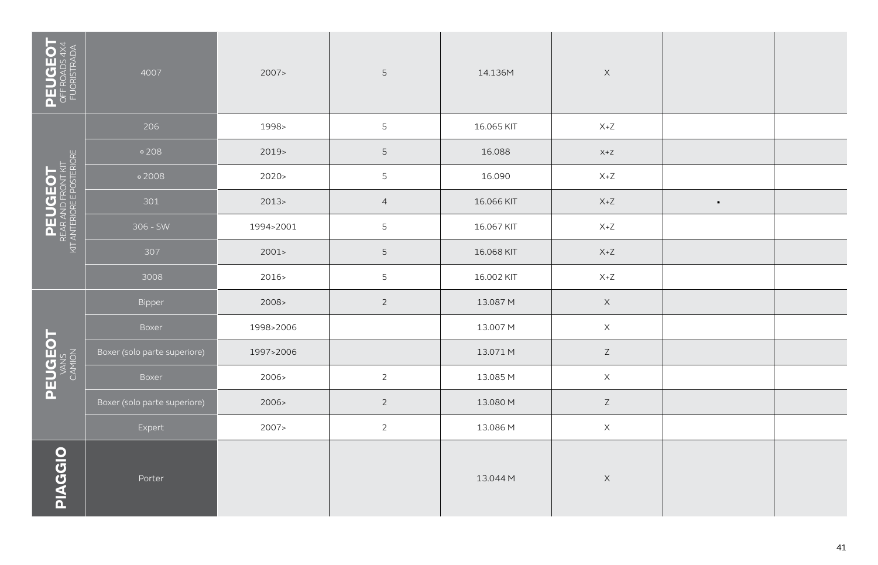| Brand | Model | Year | | Code | | | |
|---|---|---|---|---|---|---|---|
| **PEUGEOT** OFFROADS 4X4 FUORISTRADA | 4007 | 2007> | 5 | 14.136M | X | | |
| **PEUGEOT** REAR AND FRONT KIT KIT ANTERIORE E POSTERIORE | 206 | 1998> | 5 | 16.065 KIT | X+Z | | |
| | ∘ 208 | 2019> | 5 | 16.088 | x+z | | |
| | ∘ 2008 | 2020> | 5 | 16.090 | X+Z | | |
| | 301 | 2013> | 4 | 16.066 KIT | X+Z | ▪ | |
| | 306 - SW | 1994>2001 | 5 | 16.067 KIT | X+Z | | |
| | 307 | 2001> | 5 | 16.068 KIT | X+Z | | |
| | 3008 | 2016> | 5 | 16.002 KIT | X+Z | | |
| **PEUGEOT** VANS CAMION | Bipper | 2008> | 2 | 13.087 M | X | | |
| | Boxer | 1998>2006 | | 13.007 M | X | | |
| | Boxer (solo parte superiore) | 1997>2006 | | 13.071 M | Z | | |
| | Boxer | 2006> | 2 | 13.085 M | X | | |
| | Boxer (solo parte superiore) | 2006> | 2 | 13.080 M | Z | | |
| | Expert | 2007> | 2 | 13.086 M | X | | |
| **PIAGGIO** | Porter | | | 13.044 M | X | | |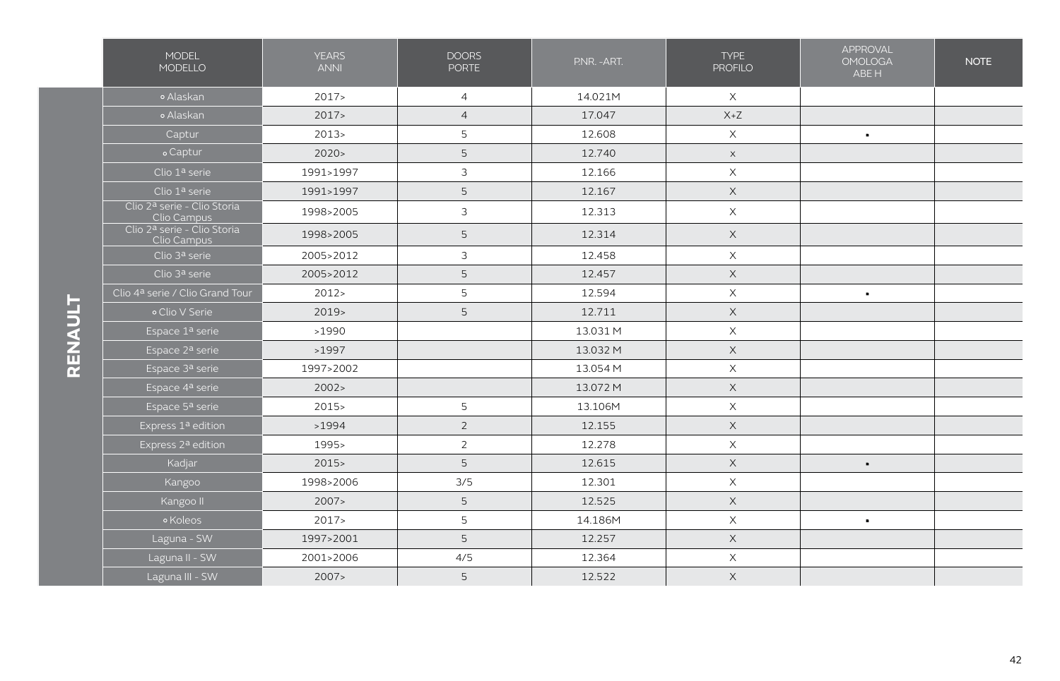| | MODEL MODELLO | YEARS ANNI | DOORS PORTE | P.NR. -ART. | TYPE PROFILO | APPROVAL OMOLOGA ABE H | NOTE |
|---|---|---|---|---|---|---|---|
| RENAULT | ∘ Alaskan | 2017> | 4 | 14.021M | X | | |
| | ∘ Alaskan | 2017> | 4 | 17.047 | X+Z | | |
| | Captur | 2013> | 5 | 12.608 | X | ▪ | |
| | ∘ Captur | 2020> | 5 | 12.740 | x | | |
| | Clio 1ª serie | 1991>1997 | 3 | 12.166 | X | | |
| | Clio 1ª serie | 1991>1997 | 5 | 12.167 | X | | |
| | Clio 2ª serie - Clio Storia Clio Campus | 1998>2005 | 3 | 12.313 | X | | |
| | Clio 2ª serie - Clio Storia Clio Campus | 1998>2005 | 5 | 12.314 | X | | |
| | Clio 3ª serie | 2005>2012 | 3 | 12.458 | X | | |
| | Clio 3ª serie | 2005>2012 | 5 | 12.457 | X | | |
| | Clio 4ª serie / Clio Grand Tour | 2012> | 5 | 12.594 | X | ▪ | |
| | ∘ Clio V Serie | 2019> | 5 | 12.711 | X | | |
| | Espace 1ª serie | >1990 | | 13.031 M | X | | |
| | Espace 2ª serie | >1997 | | 13.032 M | X | | |
| | Espace 3ª serie | 1997>2002 | | 13.054 M | X | | |
| | Espace 4ª serie | 2002> | | 13.072 M | X | | |
| | Espace 5ª serie | 2015> | 5 | 13.106M | X | | |
| | Express 1ª edition | >1994 | 2 | 12.155 | X | | |
| | Express 2ª edition | 1995> | 2 | 12.278 | X | | |
| | Kadjar | 2015> | 5 | 12.615 | X | ▪ | |
| | Kangoo | 1998>2006 | 3/5 | 12.301 | X | | |
| | Kangoo II | 2007> | 5 | 12.525 | X | | |
| | ∘ Koleos | 2017> | 5 | 14.186M | X | ▪ | |
| | Laguna - SW | 1997>2001 | 5 | 12.257 | X | | |
| | Laguna II - SW | 2001>2006 | 4/5 | 12.364 | X | | |
| | Laguna III - SW | 2007> | 5 | 12.522 | X | | |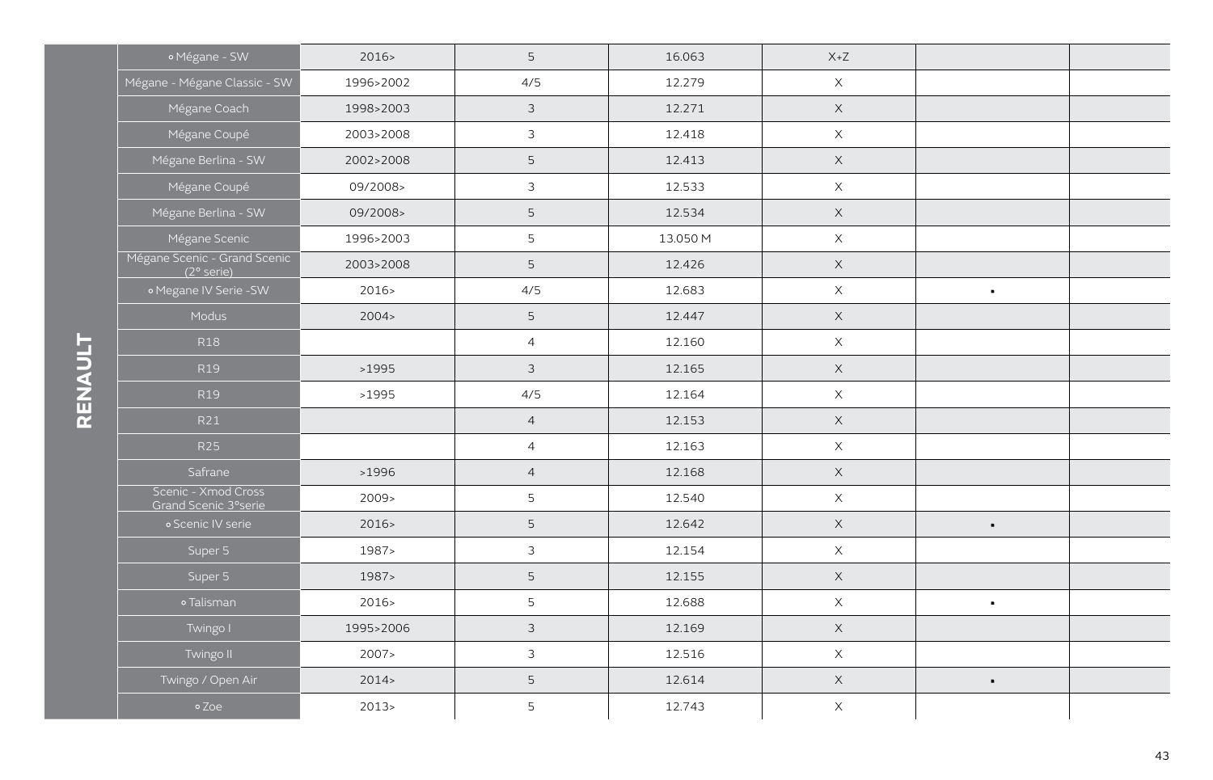| RENAULT | Model | Years | Doors | Code | | | |
|---|---|---|---|---|---|---|---|
| | ∘ Mégane - SW | 2016> | 5 | 16.063 | X+Z | | |
| | Mégane - Mégane Classic - SW | 1996>2002 | 4/5 | 12.279 | X | | |
| | Mégane Coach | 1998>2003 | 3 | 12.271 | X | | |
| | Mégane Coupé | 2003>2008 | 3 | 12.418 | X | | |
| | Mégane Berlina - SW | 2002>2008 | 5 | 12.413 | X | | |
| | Mégane Coupé | 09/2008> | 3 | 12.533 | X | | |
| | Mégane Berlina - SW | 09/2008> | 5 | 12.534 | X | | |
| | Mégane Scenic | 1996>2003 | 5 | 13.050 M | X | | |
| | Mégane Scenic - Grand Scenic (2ª serie) | 2003>2008 | 5 | 12.426 | X | | |
| | ∘ Mégane IV Serie -SW | 2016> | 4/5 | 12.683 | X | ▪ | |
| | Modus | 2004> | 5 | 12.447 | X | | |
| | R18 | | 4 | 12.160 | X | | |
| | R19 | >1995 | 3 | 12.165 | X | | |
| | R19 | >1995 | 4/5 | 12.164 | X | | |
| | R21 | | 4 | 12.153 | X | | |
| | R25 | | 4 | 12.163 | X | | |
| | Safrane | >1996 | 4 | 12.168 | X | | |
| | Scenic - Xmod Cross Grand Scenic 3ªserie | 2009> | 5 | 12.540 | X | | |
| | ∘ Scenic IV serie | 2016> | 5 | 12.642 | X | ▪ | |
| | Super 5 | 1987> | 3 | 12.154 | X | | |
| | Super 5 | 1987> | 5 | 12.155 | X | | |
| | ∘ Talisman | 2016> | 5 | 12.688 | X | ▪ | |
| | Twingo I | 1995>2006 | 3 | 12.169 | X | | |
| | Twingo II | 2007> | 3 | 12.516 | X | | |
| | Twingo / Open Air | 2014> | 5 | 12.614 | X | ▪ | |
| | ∘ Zoe | 2013> | 5 | 12.743 | X | | |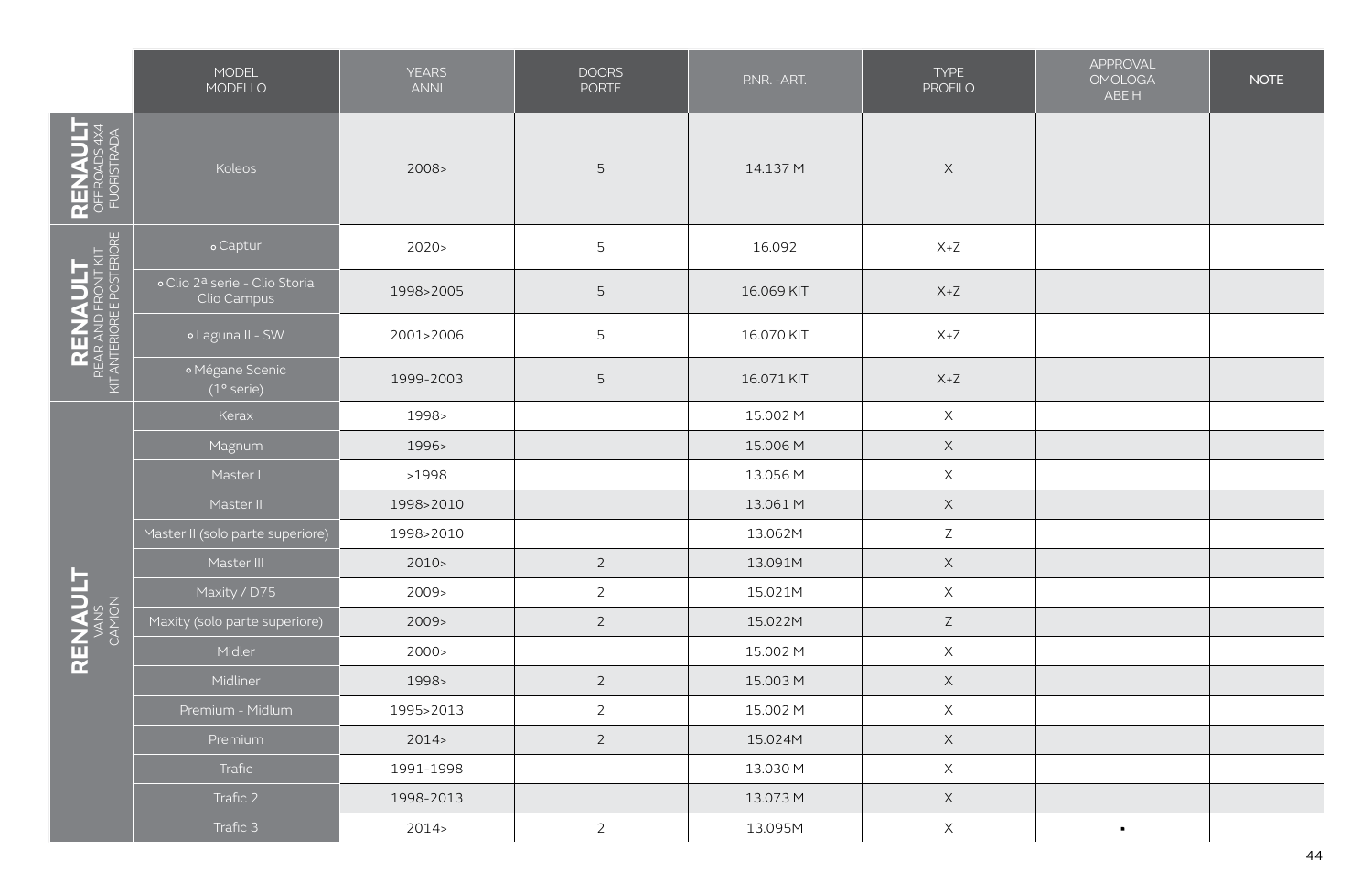| | MODEL<br>MODELLO | YEARS<br>ANNI | DOORS<br>PORTE | P.NR. -ART. | TYPE<br>PROFILO | APPROVAL<br>OMOLOGA<br>ABE.H | NOTE |
|---|---|---|---|---|---|---|---|
| **RENAULT**<br>OFFROADS 4X4<br>FUORISTRADA | Koleos | 2008> | 5 | 14.137 M | X | | |
| **RENAULT**<br>REAR AND FRONT KIT<br>KIT ANTERIORE E POSTERIORE | o Captur | 2020> | 5 | 16.092 | X+Z | | |
| | o Clio 2ª serie - Clio Storia Clio Campus | 1998>2005 | 5 | 16.069 KIT | X+Z | | |
| | o Laguna II - SW | 2001>2006 | 5 | 16.070 KIT | X+Z | | |
| | o Mégane Scenic (1° serie) | 1999-2003 | 5 | 16.071 KIT | X+Z | | |
| **RENAULT**<br>VANS<br>CAMION | Kerax | 1998> | | 15.002 M | X | | |
| | Magnum | 1996> | | 15.006 M | X | | |
| | Master I | >1998 | | 13.056 M | X | | |
| | Master II | 1998>2010 | | 13.061 M | X | | |
| | Master II (solo parte superiore) | 1998>2010 | | 13.062M | Z | | |
| | Master III | 2010> | 2 | 13.091M | X | | |
| | Maxity / D75 | 2009> | 2 | 15.021M | X | | |
| | Maxity (solo parte superiore) | 2009> | 2 | 15.022M | Z | | |
| | Midler | 2000> | | 15.002 M | X | | |
| | Midliner | 1998> | 2 | 15.003 M | X | | |
| | Premium - Midlum | 1995>2013 | 2 | 15.002 M | X | | |
| | Premium | 2014> | 2 | 15.024M | X | | |
| | Trafic | 1991-1998 | | 13.030 M | X | | |
| | Trafic 2 | 1998-2013 | | 13.073 M | X | | |
| | Trafic 3 | 2014> | 2 | 13.095M | X | • | |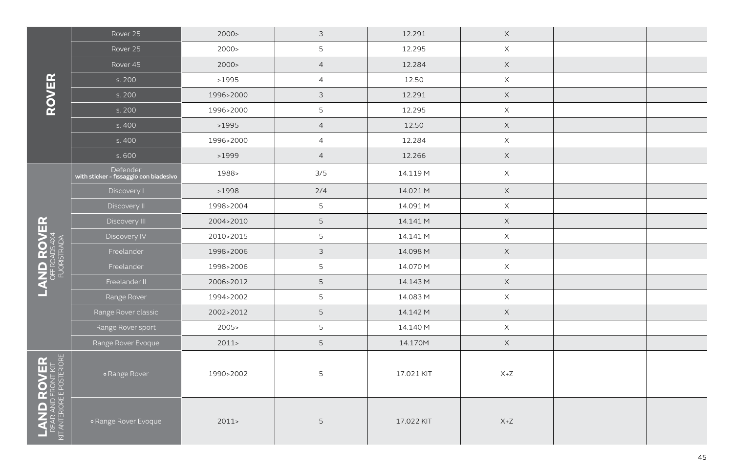| Brand | Model | Year | Doors | Code | | | |
|---|---|---|---|---|---|---|---|
| **ROVER** | Rover 25 | 2000> | 3 | 12.291 | X | | |
| | Rover 25 | 2000> | 5 | 12.295 | X | | |
| | Rover 45 | 2000> | 4 | 12.284 | X | | |
| | s. 200 | >1995 | 4 | 12.50 | X | | |
| | s. 200 | 1996>2000 | 3 | 12.291 | X | | |
| | s. 200 | 1996>2000 | 5 | 12.295 | X | | |
| | s. 400 | >1995 | 4 | 12.50 | X | | |
| | s. 400 | 1996>2000 | 4 | 12.284 | X | | |
| | s. 600 | >1999 | 4 | 12.266 | X | | |
| **LAND ROVER** OFFROADS 4X4 FUORISTRADA | Defender with sticker – fissaggio con biadesivo | 1988> | 3/5 | 14.119 M | X | | |
| | Discovery I | >1998 | 2/4 | 14.021 M | X | | |
| | Discovery II | 1998>2004 | 5 | 14.091 M | X | | |
| | Discovery III | 2004>2010 | 5 | 14.141 M | X | | |
| | Discovery IV | 2010>2015 | 5 | 14.141 M | X | | |
| | Freelander | 1998>2006 | 3 | 14.098 M | X | | |
| | Freelander | 1998>2006 | 5 | 14.070 M | X | | |
| | Freelander II | 2006>2012 | 5 | 14.143 M | X | | |
| | Range Rover | 1994>2002 | 5 | 14.083 M | X | | |
| | Range Rover classic | 2002>2012 | 5 | 14.142 M | X | | |
| | Range Rover sport | 2005> | 5 | 14.140 M | X | | |
| | Range Rover Evoque | 2011> | 5 | 14.170M | X | | |
| **LAND ROVER** REAR AND FRONT KIT KIT ANTERIORE E POSTERIORE | ∘ Range Rover | 1990>2002 | 5 | 17.021 KIT | X+Z | | |
| | ∘ Range Rover Evoque | 2011> | 5 | 17.022 KIT | X+Z | | |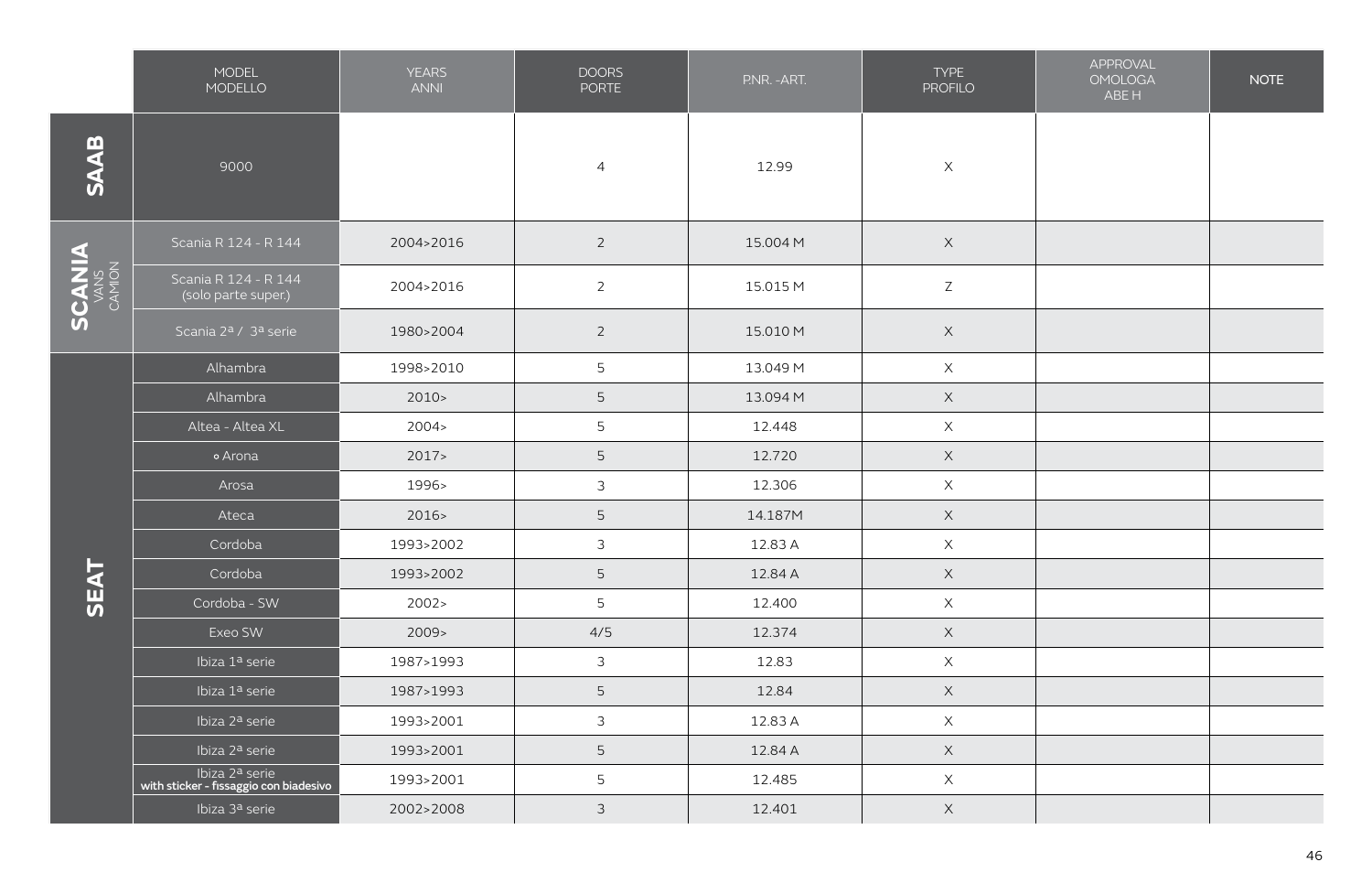| | MODEL MODELLO | YEARS ANNI | DOORS PORTE | P.NR. -ART. | TYPE PROFILO | APPROVAL OMOLOGA ABE H | NOTE |
|---|---|---|---|---|---|---|---|
| SAAB | 9000 | | 4 | 12.99 | X | | |
| SCANIA VANS CAMION | Scania R 124 - R 144 | 2004>2016 | 2 | 15.004 M | X | | |
| | Scania R 124 - R 144 (solo parte super.) | 2004>2016 | 2 | 15.015 M | Z | | |
| | Scania 2ª / 3ª serie | 1980>2004 | 2 | 15.010 M | X | | |
| SEAT | Alhambra | 1998>2010 | 5 | 13.049 M | X | | |
| | Alhambra | 2010> | 5 | 13.094 M | X | | |
| | Altea - Altea XL | 2004> | 5 | 12.448 | X | | |
| | ∘ Arona | 2017> | 5 | 12.720 | X | | |
| | Arosa | 1996> | 3 | 12.306 | X | | |
| | Ateca | 2016> | 5 | 14.187M | X | | |
| | Cordoba | 1993>2002 | 3 | 12.83 A | X | | |
| | Cordoba | 1993>2002 | 5 | 12.84 A | X | | |
| | Cordoba - SW | 2002> | 5 | 12.400 | X | | |
| | Exeo SW | 2009> | 4/5 | 12.374 | X | | |
| | Ibiza 1ª serie | 1987>1993 | 3 | 12.83 | X | | |
| | Ibiza 1ª serie | 1987>1993 | 5 | 12.84 | X | | |
| | Ibiza 2ª serie | 1993>2001 | 3 | 12.83 A | X | | |
| | Ibiza 2ª serie | 1993>2001 | 5 | 12.84 A | X | | |
| | Ibiza 2ª serie **with sticker - fissaggio con biadesivo** | 1993>2001 | 5 | 12.485 | X | | |
| | Ibiza 3ª serie | 2002>2008 | 3 | 12.401 | X | | |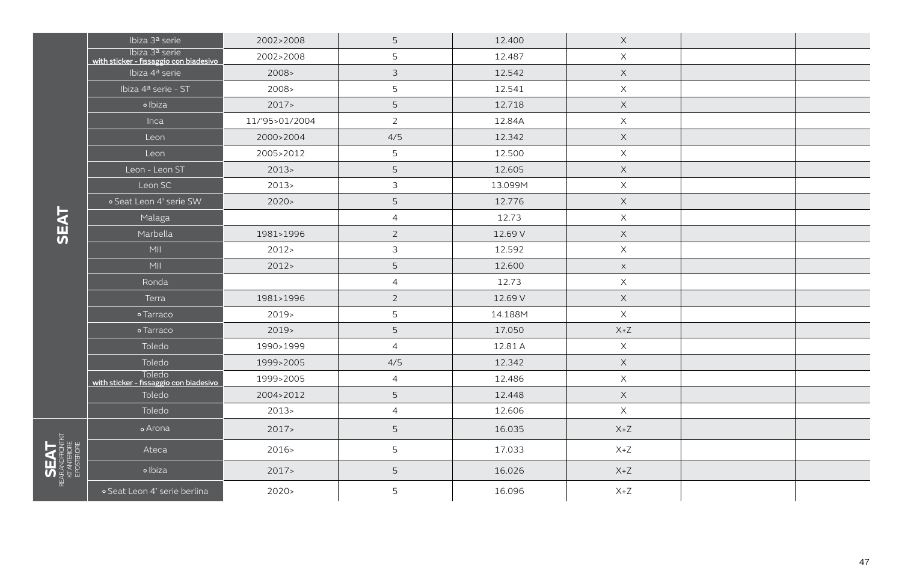| | | | | | | | |
|---|---|---|---|---|---|---|---|
| **SEAT** | Ibiza 3ª serie | 2002>2008 | 5 | 12.400 | X | | |
| | Ibiza 3ª serie with sticker - fissaggio con biadesivo | 2002>2008 | 5 | 12.487 | X | | |
| | Ibiza 4ª serie | 2008> | 3 | 12.542 | X | | |
| | Ibiza 4ª serie - ST | 2008> | 5 | 12.541 | X | | |
| | ∘ Ibiza | 2017> | 5 | 12.718 | X | | |
| | Inca | 11/'95>01/2004 | 2 | 12.84A | X | | |
| | Leon | 2000>2004 | 4/5 | 12.342 | X | | |
| | Leon | 2005>2012 | 5 | 12.500 | X | | |
| | Leon - Leon ST | 2013> | 5 | 12.605 | X | | |
| | Leon SC | 2013> | 3 | 13.099M | X | | |
| | ∘ Seat Leon 4' serie SW | 2020> | 5 | 12.776 | X | | |
| | Malaga | | 4 | 12.73 | X | | |
| | Marbella | 1981>1996 | 2 | 12.69 V | X | | |
| | MII | 2012> | 3 | 12.592 | X | | |
| | MII | 2012> | 5 | 12.600 | x | | |
| | Ronda | | 4 | 12.73 | X | | |
| | Terra | 1981>1996 | 2 | 12.69 V | X | | |
| | ∘ Tarraco | 2019> | 5 | 14.188M | X | | |
| | ∘ Tarraco | 2019> | 5 | 17.050 | X+Z | | |
| | Toledo | 1990>1999 | 4 | 12.81 A | X | | |
| | Toledo | 1999>2005 | 4/5 | 12.342 | X | | |
| | Toledo with sticker - fissaggio con biadesivo | 1999>2005 | 4 | 12.486 | X | | |
| | Toledo | 2004>2012 | 5 | 12.448 | X | | |
| | Toledo | 2013> | 4 | 12.606 | X | | |
| **SEAT** REAR AND FRONT KIT KIT ANTERIORE E POSTERIORE | ∘ Arona | 2017> | 5 | 16.035 | X+Z | | |
| | Ateca | 2016> | 5 | 17.033 | X+Z | | |
| | ∘ Ibiza | 2017> | 5 | 16.026 | X+Z | | |
| | ∘ Seat Leon 4' serie berlina | 2020> | 5 | 16.096 | X+Z | | |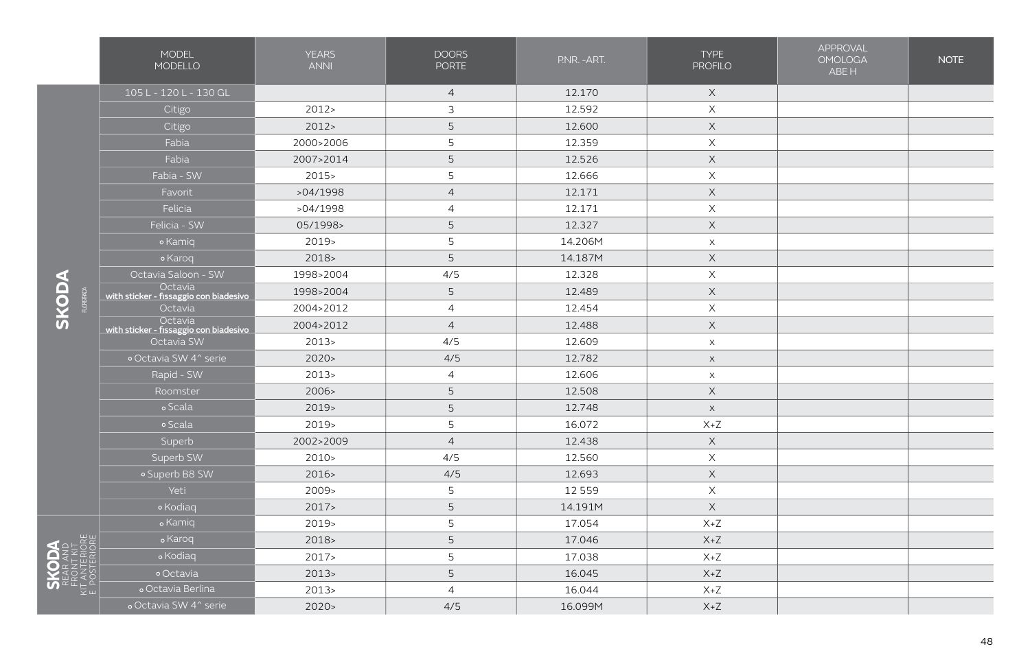| | MODEL<br>MODELLO | YEARS<br>ANNI | DOORS<br>PORTE | P.NR. -ART. | TYPE<br>PROFILO | APPROVAL<br>OMOLOGA<br>ABE H | NOTE |
|---|---|---|---|---|---|---|---|
| SKODA FLORIDA | 105 L - 120 L - 130 GL | | 4 | 12.170 | X | | |
| | Citigo | 2012> | 3 | 12.592 | X | | |
| | Citigo | 2012> | 5 | 12.600 | X | | |
| | Fabia | 2000>2006 | 5 | 12.359 | X | | |
| | Fabia | 2007>2014 | 5 | 12.526 | X | | |
| | Fabia - SW | 2015> | 5 | 12.666 | X | | |
| | Favorit | >04/1998 | 4 | 12.171 | X | | |
| | Felicia | >04/1998 | 4 | 12.171 | X | | |
| | Felicia - SW | 05/1998> | 5 | 12.327 | X | | |
| | ∘ Kamiq | 2019> | 5 | 14.206M | x | | |
| | ∘ Karoq | 2018> | 5 | 14.187M | X | | |
| | Octavia Saloon - SW | 1998>2004 | 4/5 | 12.328 | X | | |
| | Octavia **with sticker - fissaggio con biadesivo** | 1998>2004 | 5 | 12.489 | X | | |
| | Octavia | 2004>2012 | 4 | 12.454 | X | | |
| | Octavia **with sticker - fissaggio con biadesivo** | 2004>2012 | 4 | 12.488 | X | | |
| | Octavia SW | 2013> | 4/5 | 12.609 | x | | |
| | ∘ Octavia SW 4^ serie | 2020> | 4/5 | 12.782 | x | | |
| | Rapid - SW | 2013> | 4 | 12.606 | x | | |
| | Roomster | 2006> | 5 | 12.508 | X | | |
| | ∘ Scala | 2019> | 5 | 12.748 | x | | |
| | ∘ Scala | 2019> | 5 | 16.072 | X+Z | | |
| | Superb | 2002>2009 | 4 | 12.438 | X | | |
| | Superb SW | 2010> | 4/5 | 12.560 | X | | |
| | ∘ Superb B8 SW | 2016> | 4/5 | 12.693 | X | | |
| | Yeti | 2009> | 5 | 12 559 | X | | |
| | ∘ Kodiaq | 2017> | 5 | 14.191M | X | | |
| SKODA REAR AND FRONT KIT / KIT ANTERIORE E POSTERIORE | ∘ Kamiq | 2019> | 5 | 17.054 | X+Z | | |
| | ∘ Karoq | 2018> | 5 | 17.046 | X+Z | | |
| | ∘ Kodiaq | 2017> | 5 | 17.038 | X+Z | | |
| | ∘ Octavia | 2013> | 5 | 16.045 | X+Z | | |
| | ∘ Octavia Berlina | 2013> | 4 | 16.044 | X+Z | | |
| | ∘ Octavia SW 4^ serie | 2020> | 4/5 | 16.099M | X+Z | | |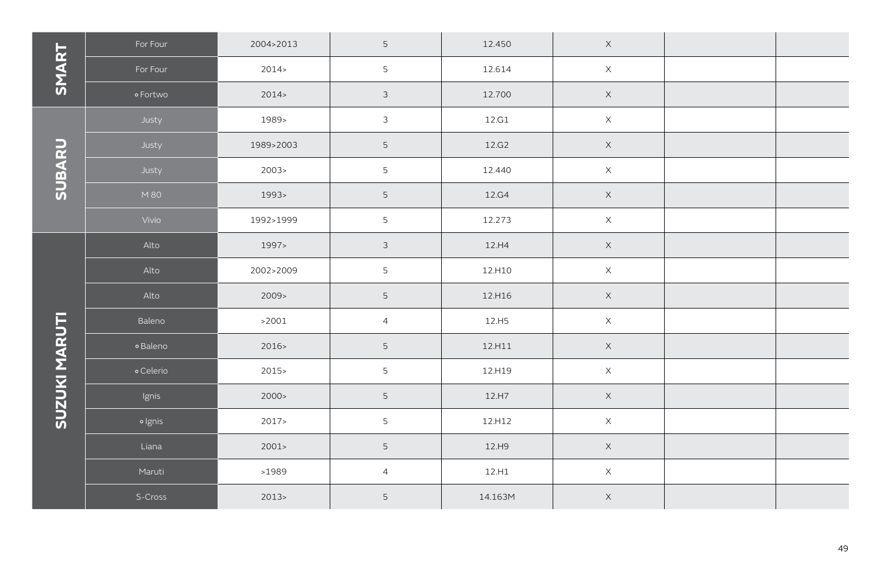| | | | | | | | |
|---|---|---|---|---|---|---|---|
| SMART | For Four | 2004>2013 | 5 | 12.450 | X | | |
| | For Four | 2014> | 5 | 12.614 | X | | |
| | ∘ Fortwo | 2014> | 3 | 12.700 | X | | |
| SUBARU | Justy | 1989> | 3 | 12.G1 | X | | |
| | Justy | 1989>2003 | 5 | 12.G2 | X | | |
| | Justy | 2003> | 5 | 12.440 | X | | |
| | M 80 | 1993> | 5 | 12.G4 | X | | |
| | Vivio | 1992>1999 | 5 | 12.273 | X | | |
| SUZUKI MARUTI | Alto | 1997> | 3 | 12.H4 | X | | |
| | Alto | 2002>2009 | 5 | 12.H10 | X | | |
| | Alto | 2009> | 5 | 12.H16 | X | | |
| | Baleno | >2001 | 4 | 12.H5 | X | | |
| | ∘ Baleno | 2016> | 5 | 12.H11 | X | | |
| | ∘ Celerio | 2015> | 5 | 12.H19 | X | | |
| | Ignis | 2000> | 5 | 12.H7 | X | | |
| | ∘ Ignis | 2017> | 5 | 12.H12 | X | | |
| | Liana | 2001> | 5 | 12.H9 | X | | |
| | Maruti | >1989 | 4 | 12.H1 | X | | |
| | S-Cross | 2013> | 5 | 14.163M | X | | |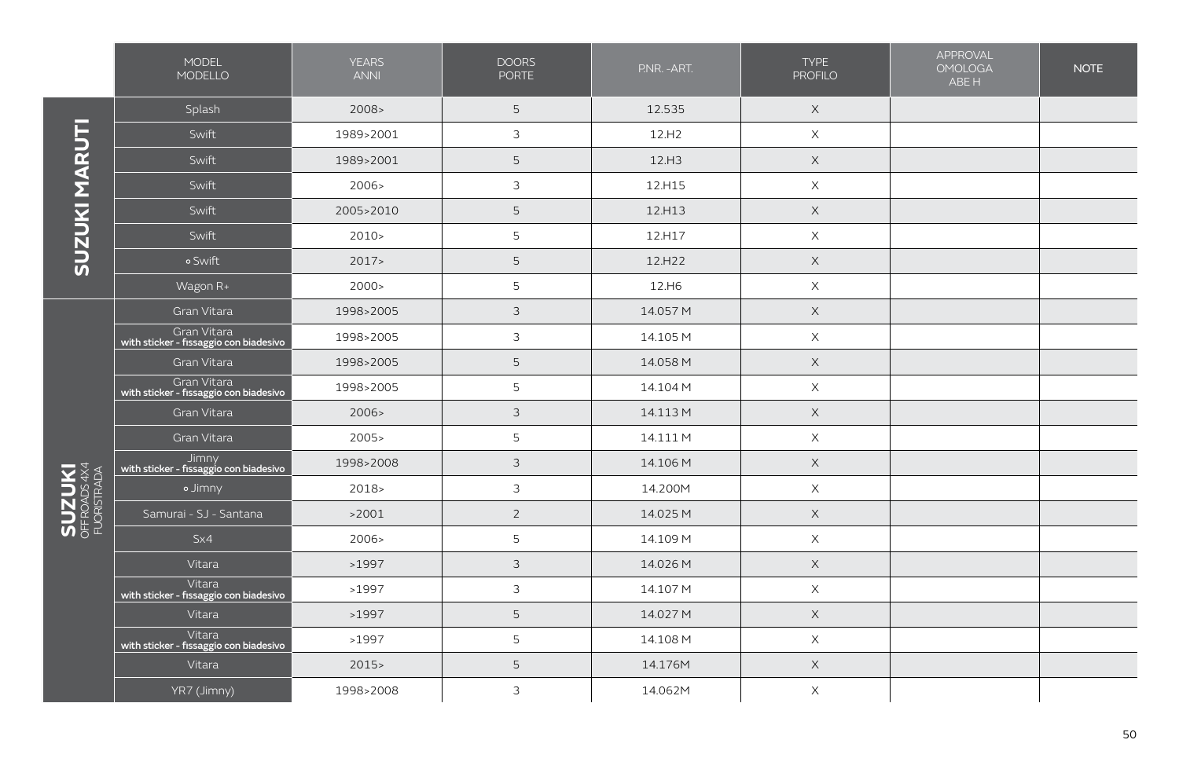| | MODEL MODELLO | YEARS ANNI | DOORS PORTE | P.NR. -ART. | TYPE PROFILO | APPROVAL OMOLOGA ABE H | NOTE |
|---|---|---|---|---|---|---|---|
| SUZUKI MARUTI | Splash | 2008> | 5 | 12.535 | X | | |
| | Swift | 1989>2001 | 3 | 12.H2 | X | | |
| | Swift | 1989>2001 | 5 | 12.H3 | X | | |
| | Swift | 2006> | 3 | 12.H15 | X | | |
| | Swift | 2005>2010 | 5 | 12.H13 | X | | |
| | Swift | 2010> | 5 | 12.H17 | X | | |
| | ∘ Swift | 2017> | 5 | 12.H22 | X | | |
| | Wagon R+ | 2000> | 5 | 12.H6 | X | | |
| SUZUKI OFFROADS 4X4 FUORISTRADA | Gran Vitara | 1998>2005 | 3 | 14.057 M | X | | |
| | Gran Vitara with sticker - fissaggio con biadesivo | 1998>2005 | 3 | 14.105 M | X | | |
| | Gran Vitara | 1998>2005 | 5 | 14.058 M | X | | |
| | Gran Vitara with sticker - fissaggio con biadesivo | 1998>2005 | 5 | 14.104 M | X | | |
| | Gran Vitara | 2006> | 3 | 14.113 M | X | | |
| | Gran Vitara | 2005> | 5 | 14.111 M | X | | |
| | Jimny with sticker - fissaggio con biadesivo | 1998>2008 | 3 | 14.106 M | X | | |
| | ∘ Jimny | 2018> | 3 | 14.200M | X | | |
| | Samurai - SJ - Santana | >2001 | 2 | 14.025 M | X | | |
| | Sx4 | 2006> | 5 | 14.109 M | X | | |
| | Vitara | >1997 | 3 | 14.026 M | X | | |
| | Vitara with sticker - fissaggio con biadesivo | >1997 | 3 | 14.107 M | X | | |
| | Vitara | >1997 | 5 | 14.027 M | X | | |
| | Vitara with sticker - fissaggio con biadesivo | >1997 | 5 | 14.108 M | X | | |
| | Vitara | 2015> | 5 | 14.176M | X | | |
| | YR7 (Jimny) | 1998>2008 | 3 | 14.062M | X | | |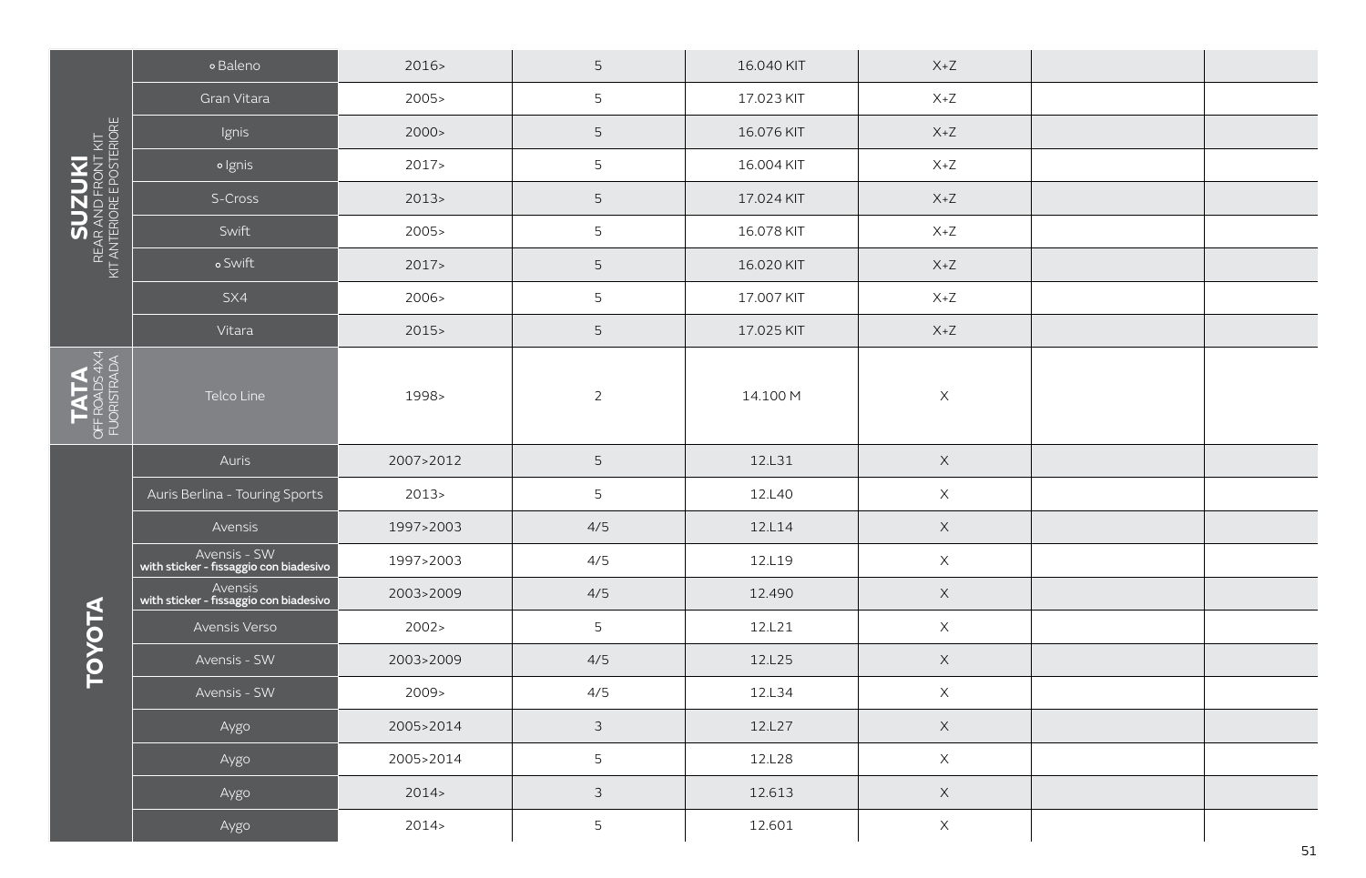| Brand | Model | Year | Doors | Code | | | |
|---|---|---|---|---|---|---|---|
| **SUZUKI** REAR AND FRONT KIT KIT ANTERIORE E POSTERIORE | ∘ Baleno | 2016> | 5 | 16.040 KIT | X+Z | | |
| | Gran Vitara | 2005> | 5 | 17.023 KIT | X+Z | | |
| | Ignis | 2000> | 5 | 16.076 KIT | X+Z | | |
| | ∘ Ignis | 2017> | 5 | 16.004 KIT | X+Z | | |
| | S-Cross | 2013> | 5 | 17.024 KIT | X+Z | | |
| | Swift | 2005> | 5 | 16.078 KIT | X+Z | | |
| | ∘ Swift | 2017> | 5 | 16.020 KIT | X+Z | | |
| | SX4 | 2006> | 5 | 17.007 KIT | X+Z | | |
| | Vitara | 2015> | 5 | 17.025 KIT | X+Z | | |
| **TATA** OFF ROADS 4X4 FUORISTRADA | Telco Line | 1998> | 2 | 14.100 M | X | | |
| **TOYOTA** | Auris | 2007>2012 | 5 | 12.L31 | X | | |
| | Auris Berlina - Touring Sports | 2013> | 5 | 12.L40 | X | | |
| | Avensis | 1997>2003 | 4/5 | 12.L14 | X | | |
| | Avensis - SW **with sticker - fissaggio con biadesivo** | 1997>2003 | 4/5 | 12.L19 | X | | |
| | Avensis **with sticker - fissaggio con biadesivo** | 2003>2009 | 4/5 | 12.490 | X | | |
| | Avensis Verso | 2002> | 5 | 12.L21 | X | | |
| | Avensis - SW | 2003>2009 | 4/5 | 12.L25 | X | | |
| | Avensis - SW | 2009> | 4/5 | 12.L34 | X | | |
| | Aygo | 2005>2014 | 3 | 12.L27 | X | | |
| | Aygo | 2005>2014 | 5 | 12.L28 | X | | |
| | Aygo | 2014> | 3 | 12.613 | X | | |
| | Aygo | 2014> | 5 | 12.601 | X | | |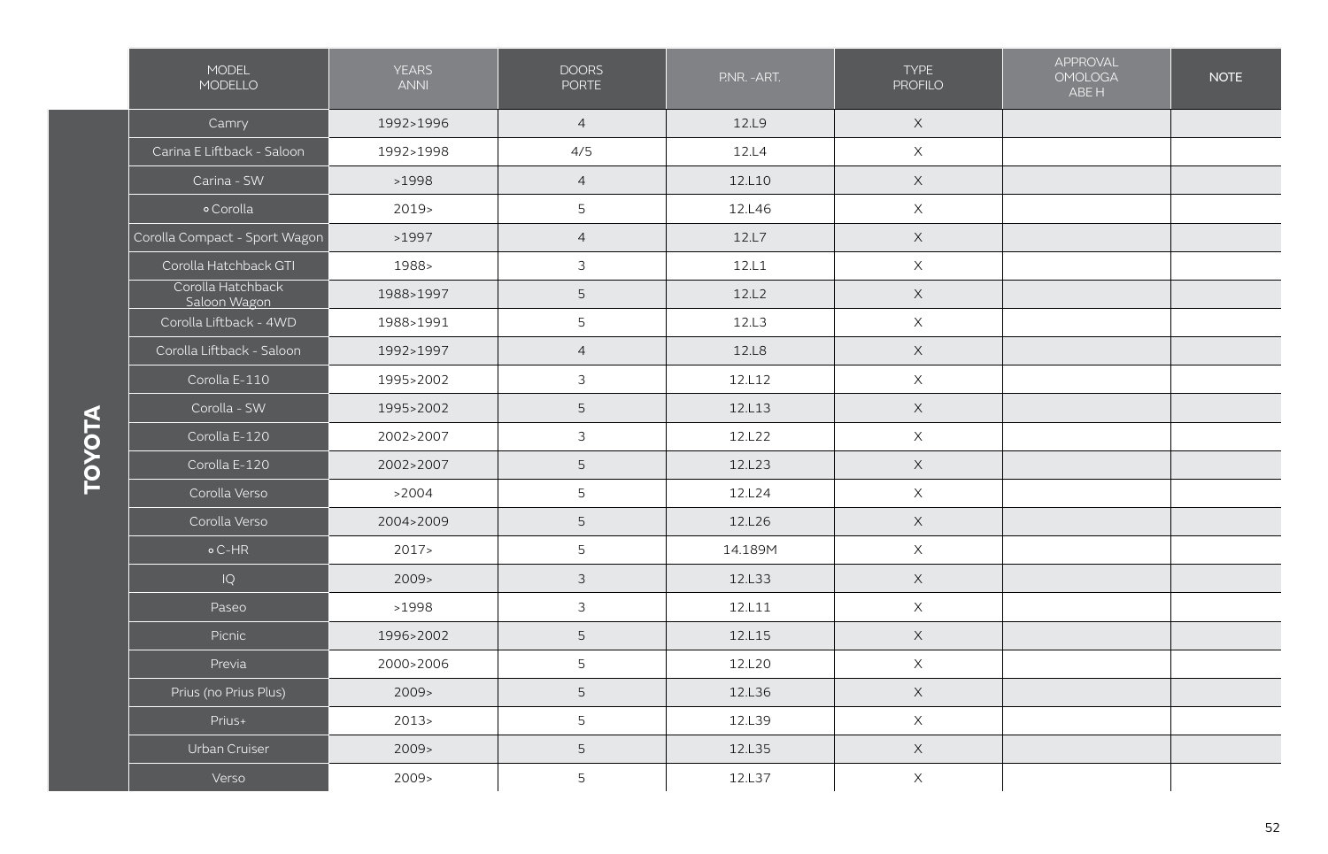| | MODEL MODELLO | YEARS ANNI | DOORS PORTE | P.NR. -ART. | TYPE PROFILO | APPROVAL OMOLOGA ABE H | NOTE |
|---|---|---|---|---|---|---|---|
| TOYOTA | Camry | 1992>1996 | 4 | 12.L9 | X | | |
| | Carina E Liftback - Saloon | 1992>1998 | 4/5 | 12.L4 | X | | |
| | Carina - SW | >1998 | 4 | 12.L10 | X | | |
| | ∘ Corolla | 2019> | 5 | 12.L46 | X | | |
| | Corolla Compact - Sport Wagon | >1997 | 4 | 12.L7 | X | | |
| | Corolla Hatchback GTI | 1988> | 3 | 12.L1 | X | | |
| | Corolla Hatchback Saloon Wagon | 1988>1997 | 5 | 12.L2 | X | | |
| | Corolla Liftback - 4WD | 1988>1991 | 5 | 12.L3 | X | | |
| | Corolla Liftback - Saloon | 1992>1997 | 4 | 12.L8 | X | | |
| | Corolla E-110 | 1995>2002 | 3 | 12.L12 | X | | |
| | Corolla - SW | 1995>2002 | 5 | 12.L13 | X | | |
| | Corolla E-120 | 2002>2007 | 3 | 12.L22 | X | | |
| | Corolla E-120 | 2002>2007 | 5 | 12.L23 | X | | |
| | Corolla Verso | >2004 | 5 | 12.L24 | X | | |
| | Corolla Verso | 2004>2009 | 5 | 12.L26 | X | | |
| | ∘ C-HR | 2017> | 5 | 14.189M | X | | |
| | IQ | 2009> | 3 | 12.L33 | X | | |
| | Paseo | >1998 | 3 | 12.L11 | X | | |
| | Picnic | 1996>2002 | 5 | 12.L15 | X | | |
| | Previa | 2000>2006 | 5 | 12.L20 | X | | |
| | Prius (no Prius Plus) | 2009> | 5 | 12.L36 | X | | |
| | Prius+ | 2013> | 5 | 12.L39 | X | | |
| | Urban Cruiser | 2009> | 5 | 12.L35 | X | | |
| | Verso | 2009> | 5 | 12.L37 | X | | |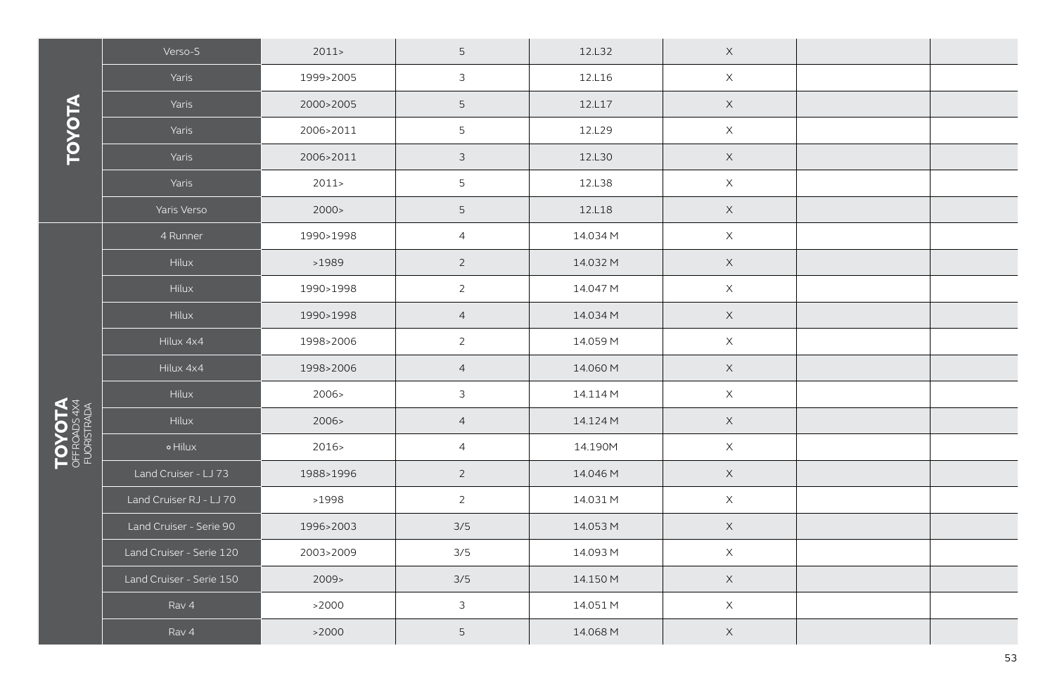| | | | | | | | |
|---|---|---|---|---|---|---|---|
| **TOYOTA** | Verso-S | 2011> | 5 | 12.L32 | X | | |
| | Yaris | 1999>2005 | 3 | 12.L16 | X | | |
| | Yaris | 2000>2005 | 5 | 12.L17 | X | | |
| | Yaris | 2006>2011 | 5 | 12.L29 | X | | |
| | Yaris | 2006>2011 | 3 | 12.L30 | X | | |
| | Yaris | 2011> | 5 | 12.L38 | X | | |
| | Yaris Verso | 2000> | 5 | 12.L18 | X | | |
| **TOYOTA** OFFROADS 4X4 FUORISTRADA | 4 Runner | 1990>1998 | 4 | 14.034 M | X | | |
| | Hilux | >1989 | 2 | 14.032 M | X | | |
| | Hilux | 1990>1998 | 2 | 14.047 M | X | | |
| | Hilux | 1990>1998 | 4 | 14.034 M | X | | |
| | Hilux 4x4 | 1998>2006 | 2 | 14.059 M | X | | |
| | Hilux 4x4 | 1998>2006 | 4 | 14.060 M | X | | |
| | Hilux | 2006> | 3 | 14.114 M | X | | |
| | Hilux | 2006> | 4 | 14.124 M | X | | |
| | ∘ Hilux | 2016> | 4 | 14.190M | X | | |
| | Land Cruiser - LJ 73 | 1988>1996 | 2 | 14.046 M | X | | |
| | Land Cruiser RJ - LJ 70 | >1998 | 2 | 14.031 M | X | | |
| | Land Cruiser - Serie 90 | 1996>2003 | 3/5 | 14.053 M | X | | |
| | Land Cruiser - Serie 120 | 2003>2009 | 3/5 | 14.093 M | X | | |
| | Land Cruiser - Serie 150 | 2009> | 3/5 | 14.150 M | X | | |
| | Rav 4 | >2000 | 3 | 14.051 M | X | | |
| | Rav 4 | >2000 | 5 | 14.068 M | X | | |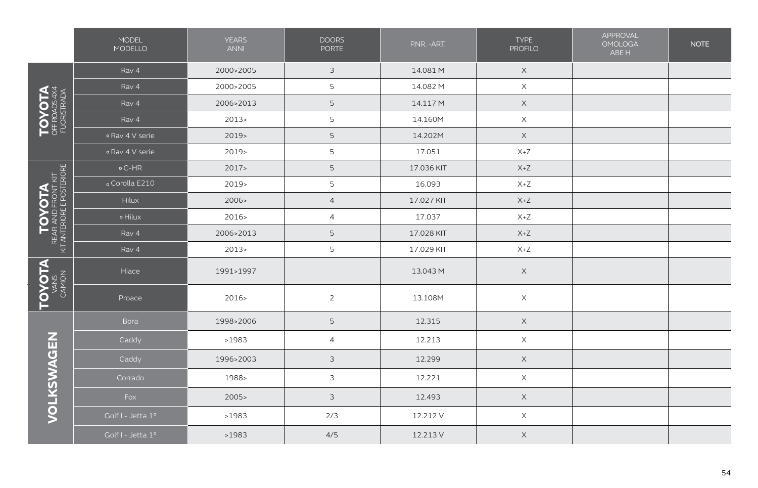| | MODEL MODELLO | YEARS ANNI | DOORS PORTE | P.NR. -ART. | TYPE PROFILO | APPROVAL OMOLOGA ABE H | NOTE |
|---|---|---|---|---|---|---|---|
| **TOYOTA** OFF ROADS 4X4 FUORISTRADA | Rav 4 | 2000>2005 | 3 | 14.081 M | X | | |
| | Rav 4 | 2000>2005 | 5 | 14.082 M | X | | |
| | Rav 4 | 2006>2013 | 5 | 14.117 M | X | | |
| | Rav 4 | 2013> | 5 | 14.160M | X | | |
| | ∘ Rav 4 V serie | 2019> | 5 | 14.202M | X | | |
| | ∘ Rav 4 V serie | 2019> | 5 | 17.051 | X+Z | | |
| **TOYOTA** REAR AND FRONT KIT KIT ANTERIORE E POSTERIORE | ∘ C-HR | 2017> | 5 | 17.036 KIT | X+Z | | |
| | ∘ Corolla E210 | 2019> | 5 | 16.093 | X+Z | | |
| | Hilux | 2006> | 4 | 17.027 KIT | X+Z | | |
| | ∘ Hilux | 2016> | 4 | 17.037 | X+Z | | |
| | Rav 4 | 2006>2013 | 5 | 17.028 KIT | X+Z | | |
| | Rav 4 | 2013> | 5 | 17.029 KIT | X+Z | | |
| **TOYOTA** VANS CAMION | Hiace | 1991>1997 | | 13.043 M | X | | |
| | Proace | 2016> | 2 | 13.108M | X | | |
| **VOLKSWAGEN** | Bora | 1998>2006 | 5 | 12.315 | X | | |
| | Caddy | >1983 | 4 | 12.213 | X | | |
| | Caddy | 1996>2003 | 3 | 12.299 | X | | |
| | Corrado | 1988> | 3 | 12.221 | X | | |
| | Fox | 2005> | 3 | 12.493 | X | | |
| | Golf I - Jetta 1° | >1983 | 2/3 | 12.212 V | X | | |
| | Golf I - Jetta 1° | >1983 | 4/5 | 12.213 V | X | | |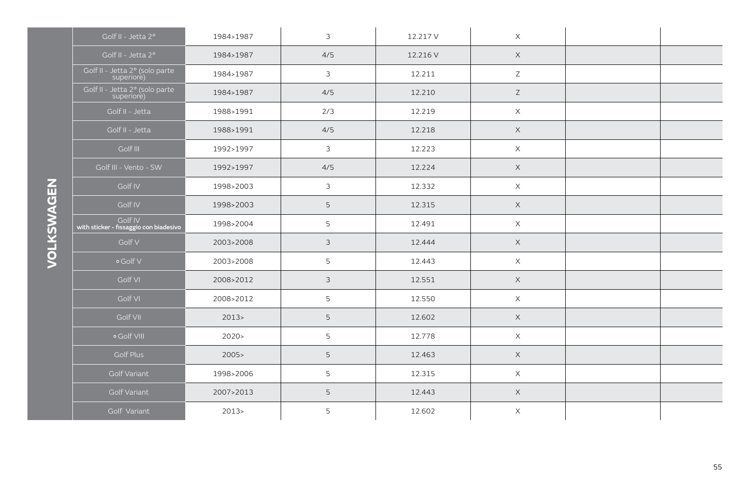| VOLKSWAGEN | | | | | | | |
|---|---|---|---|---|---|---|---|
| | Golf II - Jetta 2° | 1984>1987 | 3 | 12.217 V | X | | |
| | Golf II - Jetta 2° | 1984>1987 | 4/5 | 12.216 V | X | | |
| | Golf II - Jetta 2° (solo parte superiore) | 1984>1987 | 3 | 12.211 | Z | | |
| | Golf II - Jetta 2° (solo parte superiore) | 1984>1987 | 4/5 | 12.210 | Z | | |
| | Golf II - Jetta | 1988>1991 | 2/3 | 12.219 | X | | |
| | Golf II - Jetta | 1988>1991 | 4/5 | 12.218 | X | | |
| | Golf III | 1992>1997 | 3 | 12.223 | X | | |
| | Golf III - Vento - SW | 1992>1997 | 4/5 | 12.224 | X | | |
| | Golf IV | 1998>2003 | 3 | 12.332 | X | | |
| | Golf IV | 1998>2003 | 5 | 12.315 | X | | |
| | Golf IV **with sticker - fissaggio con biadesivo** | 1998>2004 | 5 | 12.491 | X | | |
| | Golf V | 2003>2008 | 3 | 12.444 | X | | |
| | ∘ Golf V | 2003>2008 | 5 | 12.443 | X | | |
| | Golf VI | 2008>2012 | 3 | 12.551 | X | | |
| | Golf VI | 2008>2012 | 5 | 12.550 | X | | |
| | Golf VII | 2013> | 5 | 12.602 | X | | |
| | ∘ Golf VIII | 2020> | 5 | 12.778 | X | | |
| | Golf Plus | 2005> | 5 | 12.463 | X | | |
| | Golf Variant | 1998>2006 | 5 | 12.315 | X | | |
| | Golf Variant | 2007>2013 | 5 | 12.443 | X | | |
| | Golf Variant | 2013> | 5 | 12.602 | X | | |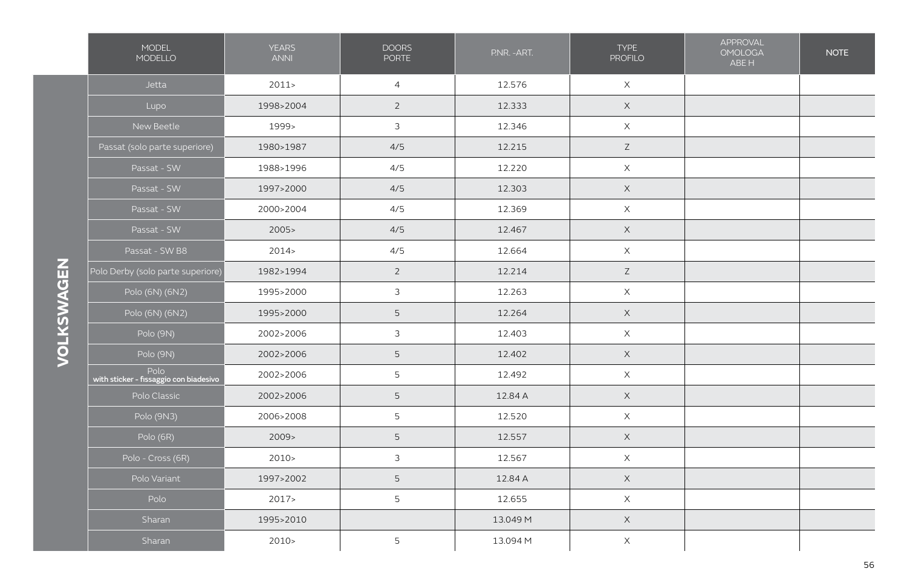# VOLKSWAGEN

| MODEL<br>MODELLO | YEARS<br>ANNI | DOORS<br>PORTE | PNR. -ART. | TYPE<br>PROFILO | APPROVAL<br>OMOLOGA<br>ABE.H | NOTE |
|---|---|---|---|---|---|---|
| Jetta | 2011> | 4 | 12.576 | X | | |
| Lupo | 1998>2004 | 2 | 12.333 | X | | |
| New Beetle | 1999> | 3 | 12.346 | X | | |
| Passat (solo parte superiore) | 1980>1987 | 4/5 | 12.215 | Z | | |
| Passat - SW | 1988>1996 | 4/5 | 12.220 | X | | |
| Passat - SW | 1997>2000 | 4/5 | 12.303 | X | | |
| Passat - SW | 2000>2004 | 4/5 | 12.369 | X | | |
| Passat - SW | 2005> | 4/5 | 12.467 | X | | |
| Passat - SW B8 | 2014> | 4/5 | 12.664 | X | | |
| Polo Derby (solo parte superiore) | 1982>1994 | 2 | 12.214 | Z | | |
| Polo (6N) (6N2) | 1995>2000 | 3 | 12.263 | X | | |
| Polo (6N) (6N2) | 1995>2000 | 5 | 12.264 | X | | |
| Polo (9N) | 2002>2006 | 3 | 12.403 | X | | |
| Polo (9N) | 2002>2006 | 5 | 12.402 | X | | |
| Polo **with sticker - fissaggio con biadesivo** | 2002>2006 | 5 | 12.492 | X | | |
| Polo Classic | 2002>2006 | 5 | 12.84 A | X | | |
| Polo (9N3) | 2006>2008 | 5 | 12.520 | X | | |
| Polo (6R) | 2009> | 5 | 12.557 | X | | |
| Polo - Cross (6R) | 2010> | 3 | 12.567 | X | | |
| Polo Variant | 1997>2002 | 5 | 12.84 A | X | | |
| Polo | 2017> | 5 | 12.655 | X | | |
| Sharan | 1995>2010 | | 13.049 M | X | | |
| Sharan | 2010> | 5 | 13.094 M | X | | |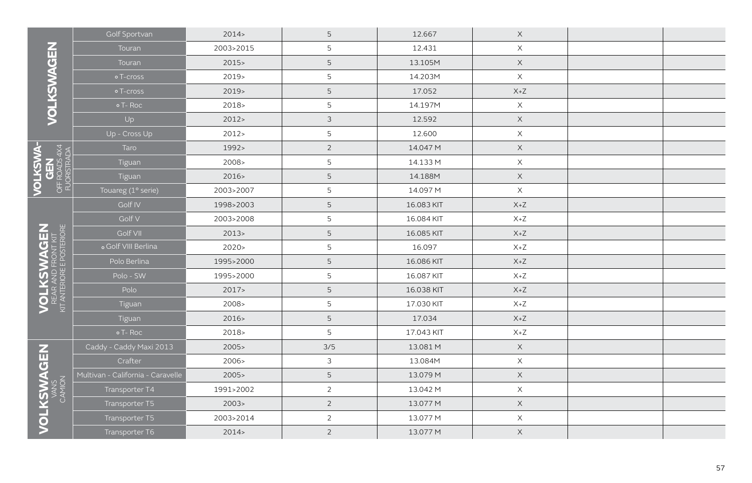| | | | | | | | |
|---|---|---|---|---|---|---|---|
| **VOLKSWAGEN** | Golf Sportvan | 2014> | 5 | 12.667 | X | | |
| | Touran | 2003>2015 | 5 | 12.431 | X | | |
| | Touran | 2015> | 5 | 13.105M | X | | |
| | ∘ T-cross | 2019> | 5 | 14.203M | X | | |
| | ∘ T-cross | 2019> | 5 | 17.052 | X+Z | | |
| | ∘ T- Roc | 2018> | 5 | 14.197M | X | | |
| | Up | 2012> | 3 | 12.592 | X | | |
| | Up - Cross Up | 2012> | 5 | 12.600 | X | | |
| **VOLKSWAGEN** OFF ROAD-4X4 FUORISTRADA | Taro | 1992> | 2 | 14.047 M | X | | |
| | Tiguan | 2008> | 5 | 14.133 M | X | | |
| | Tiguan | 2016> | 5 | 14.188M | X | | |
| | Touareg (1° serie) | 2003>2007 | 5 | 14.097 M | X | | |
| **VOLKSWAGEN** REAR AND FRONT KIT KIT ANTERIORE E POSTERIORE | Golf IV | 1998>2003 | 5 | 16.083 KIT | X+Z | | |
| | Golf V | 2003>2008 | 5 | 16.084 KIT | X+Z | | |
| | Golf VII | 2013> | 5 | 16.085 KIT | X+Z | | |
| | ∘ Golf VIII Berlina | 2020> | 5 | 16.097 | X+Z | | |
| | Polo Berlina | 1995>2000 | 5 | 16.086 KIT | X+Z | | |
| | Polo - SW | 1995>2000 | 5 | 16.087 KIT | X+Z | | |
| | Polo | 2017> | 5 | 16.038 KIT | X+Z | | |
| | Tiguan | 2008> | 5 | 17.030 KIT | X+Z | | |
| | Tiguan | 2016> | 5 | 17.034 | X+Z | | |
| | ∘ T- Roc | 2018> | 5 | 17.043 KIT | X+Z | | |
| **VOLKSWAGEN** VANS CAMION | Caddy - Caddy Maxi 2013 | 2005> | 3/5 | 13.081 M | X | | |
| | Crafter | 2006> | 3 | 13.084M | X | | |
| | Multivan - California - Caravelle | 2005> | 5 | 13.079 M | X | | |
| | Transporter T4 | 1991>2002 | 2 | 13.042 M | X | | |
| | Transporter T5 | 2003> | 2 | 13.077 M | X | | |
| | Transporter T5 | 2003>2014 | 2 | 13.077 M | X | | |
| | Transporter T6 | 2014> | 2 | 13.077 M | X | | |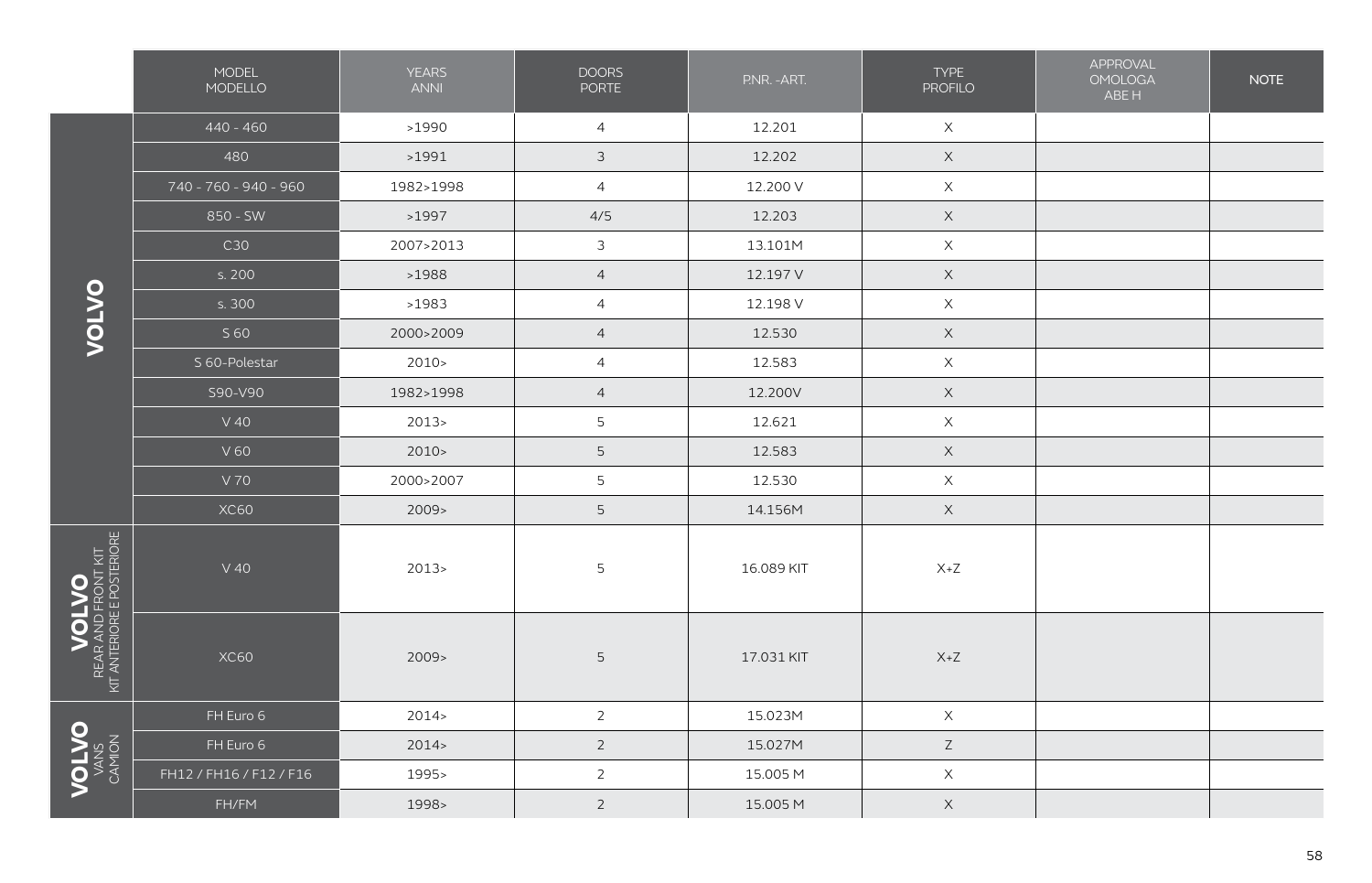| | MODEL MODELLO | YEARS ANNI | DOORS PORTE | P.NR. -ART. | TYPE PROFILO | APPROVAL OMOLOGA ABE H | NOTE |
|---|---|---|---|---|---|---|---|
| VOLVO | 440 - 460 | >1990 | 4 | 12.201 | X | | |
| | 480 | >1991 | 3 | 12.202 | X | | |
| | 740 - 760 - 940 - 960 | 1982>1998 | 4 | 12.200 V | X | | |
| | 850 - SW | >1997 | 4/5 | 12.203 | X | | |
| | C30 | 2007>2013 | 3 | 13.101M | X | | |
| | s. 200 | >1988 | 4 | 12.197 V | X | | |
| | s. 300 | >1983 | 4 | 12.198 V | X | | |
| | S 60 | 2000>2009 | 4 | 12.530 | X | | |
| | S 60-Polestar | 2010> | 4 | 12.583 | X | | |
| | S90-V90 | 1982>1998 | 4 | 12.200V | X | | |
| | V 40 | 2013> | 5 | 12.621 | X | | |
| | V 60 | 2010> | 5 | 12.583 | X | | |
| | V 70 | 2000>2007 | 5 | 12.530 | X | | |
| | XC60 | 2009> | 5 | 14.156M | X | | |
| VOLVO REAR AND FRONT KIT KIT ANTERIORE E POSTERIORE | V 40 | 2013> | 5 | 16.089 KIT | X+Z | | |
| | XC60 | 2009> | 5 | 17.031 KIT | X+Z | | |
| VOLVO VANS CAMION | FH Euro 6 | 2014> | 2 | 15.023M | X | | |
| | FH Euro 6 | 2014> | 2 | 15.027M | Z | | |
| | FH12 / FH16 / F12 / F16 | 1995> | 2 | 15.005 M | X | | |
| | FH/FM | 1998> | 2 | 15.005 M | X | | |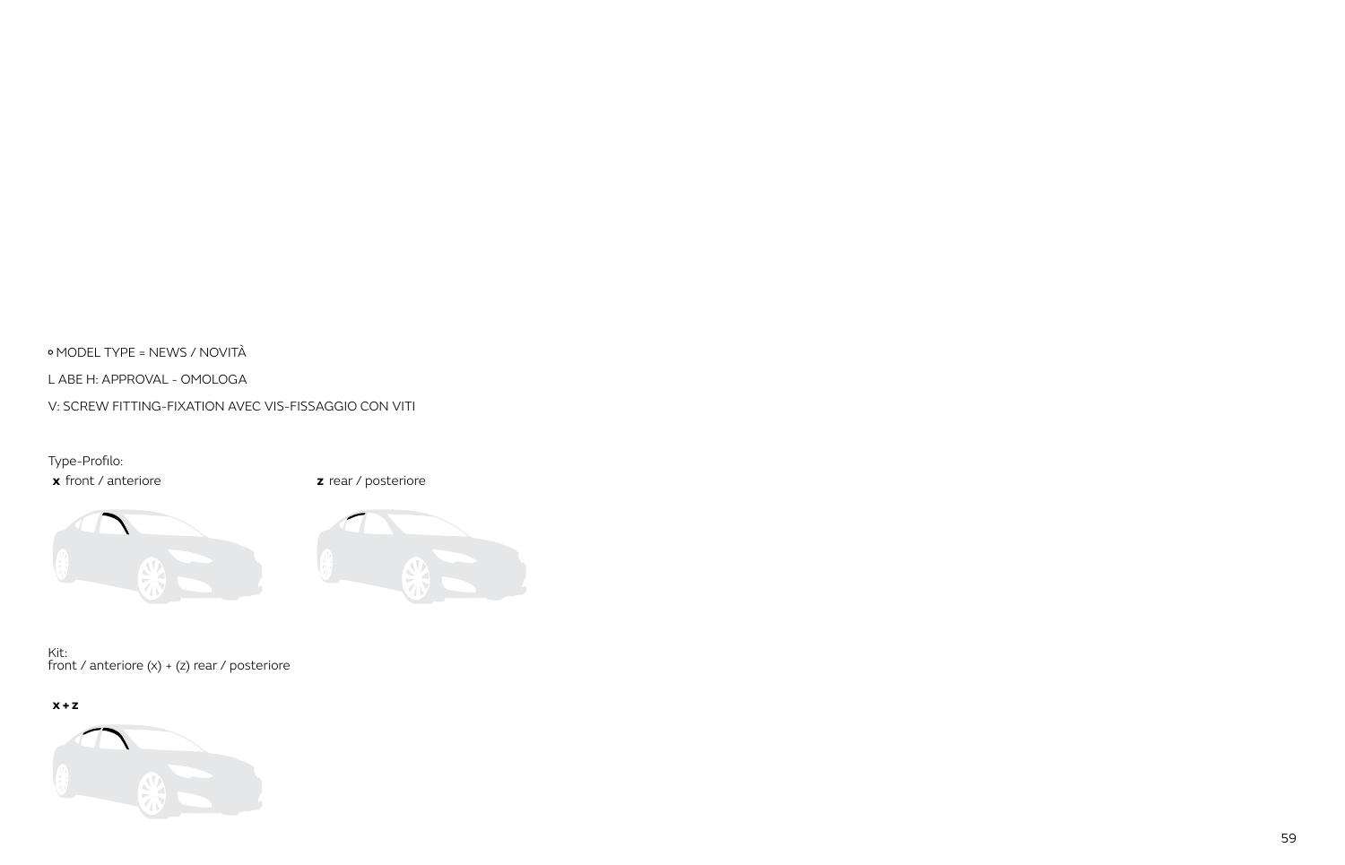° MODEL TYPE = NEWS / NOVITÀ

L ABE H: APPROVAL - OMOLOGA

V: SCREW FITTING-FIXATION AVEC VIS-FISSAGGIO CON VITI

Type-Profilo:

**x** front / anteriore

**z** rear / posteriore

Kit:
front / anteriore (x) + (z) rear / posteriore

**x + z**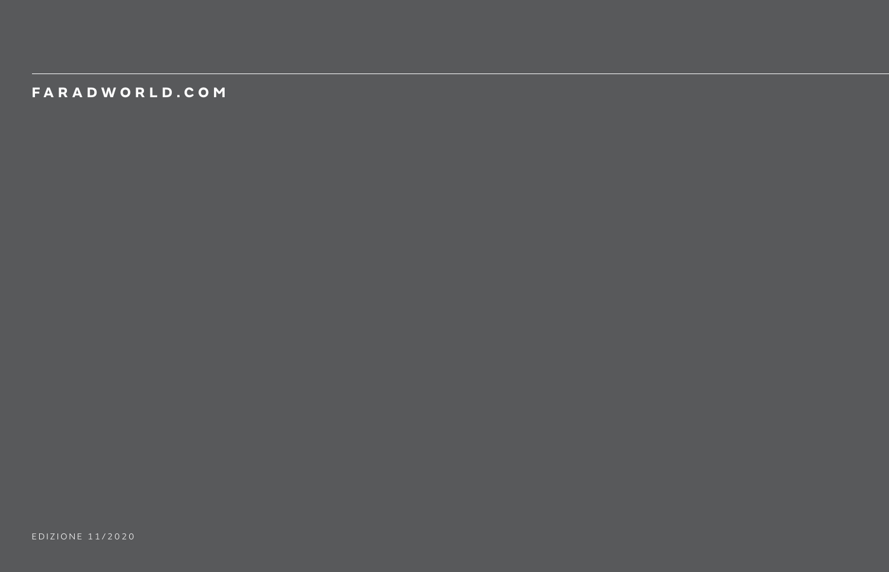**FARADWORLD.COM**

EDIZIONE 11/2020